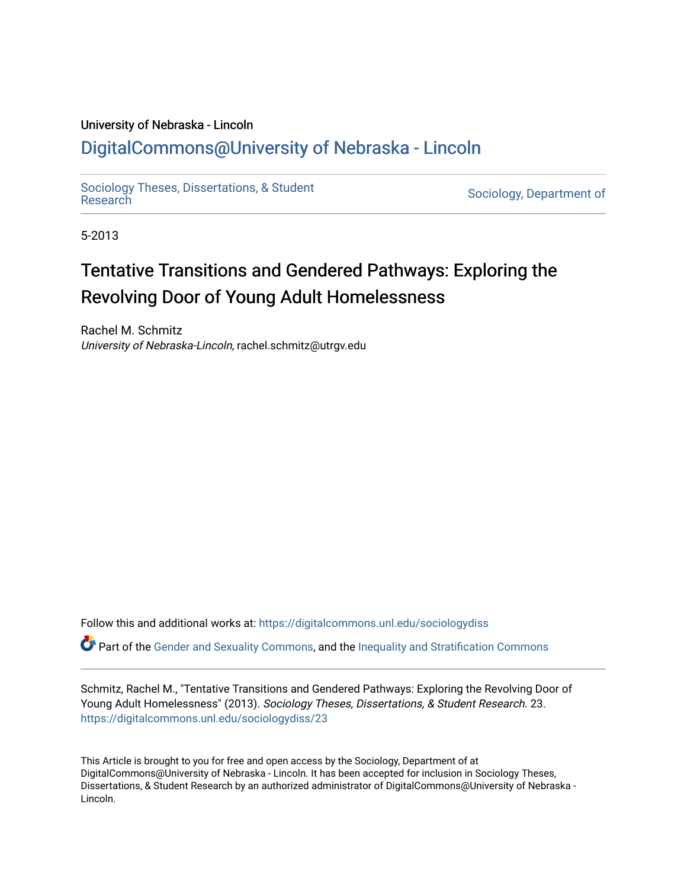University of Nebraska - Lincoln

## DigitalCommons@University of Nebraska - Lincoln

Sociology Theses, Dissertations, & Student Research

Sociology, Department of

5-2013

# Tentative Transitions and Gendered Pathways: Exploring the Revolving Door of Young Adult Homelessness

Rachel M. Schmitz
*University of Nebraska-Lincoln*, rachel.schmitz@utrgv.edu

Follow this and additional works at: https://digitalcommons.unl.edu/sociologydiss

Part of the Gender and Sexuality Commons, and the Inequality and Stratification Commons

Schmitz, Rachel M., "Tentative Transitions and Gendered Pathways: Exploring the Revolving Door of Young Adult Homelessness" (2013). *Sociology Theses, Dissertations, & Student Research*. 23.
https://digitalcommons.unl.edu/sociologydiss/23

This Article is brought to you for free and open access by the Sociology, Department of at DigitalCommons@University of Nebraska - Lincoln. It has been accepted for inclusion in Sociology Theses, Dissertations, & Student Research by an authorized administrator of DigitalCommons@University of Nebraska - Lincoln.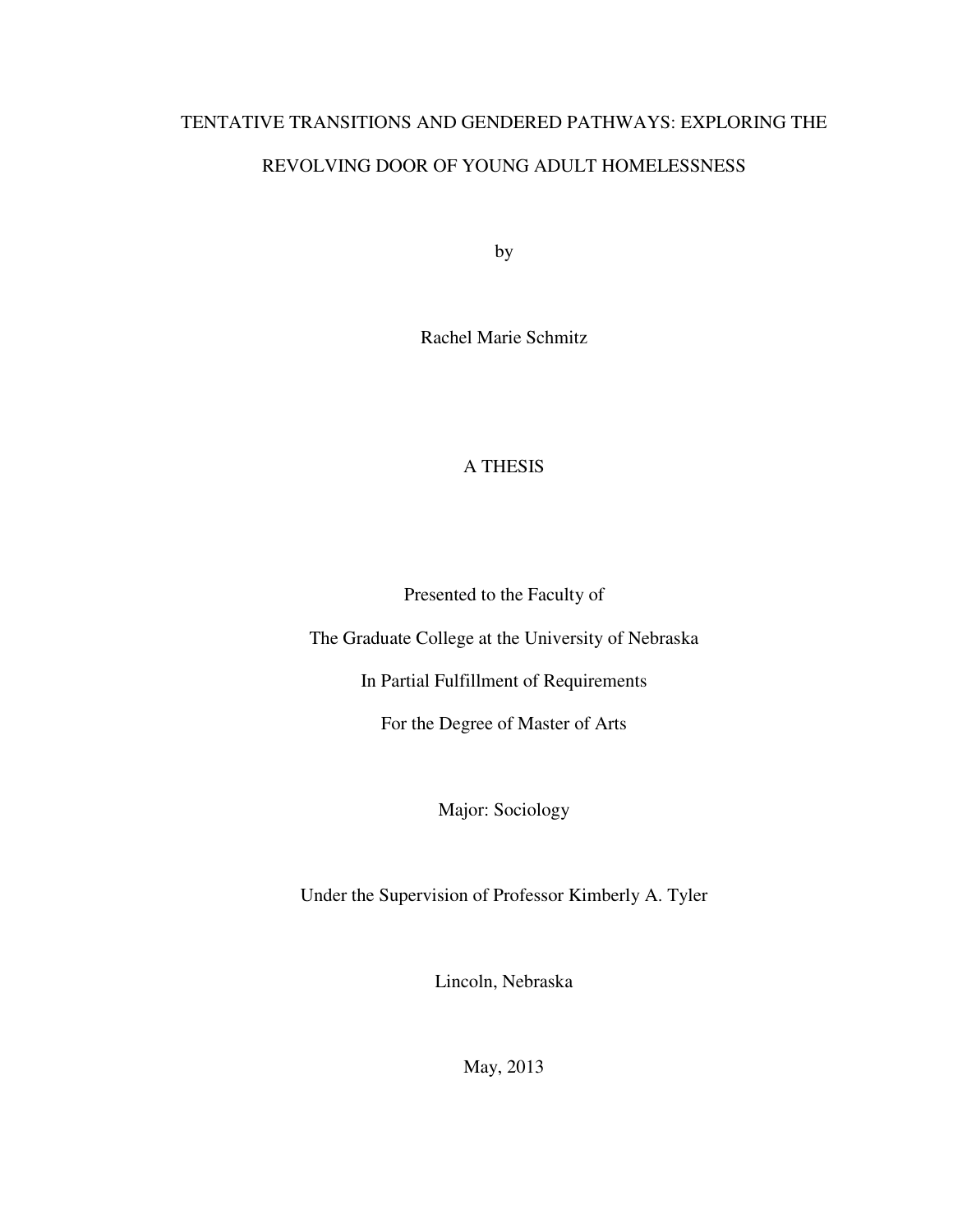# TENTATIVE TRANSITIONS AND GENDERED PATHWAYS: EXPLORING THE REVOLVING DOOR OF YOUNG ADULT HOMELESSNESS

by

Rachel Marie Schmitz

A THESIS

Presented to the Faculty of

The Graduate College at the University of Nebraska

In Partial Fulfillment of Requirements

For the Degree of Master of Arts

Major: Sociology

Under the Supervision of Professor Kimberly A. Tyler

Lincoln, Nebraska

May, 2013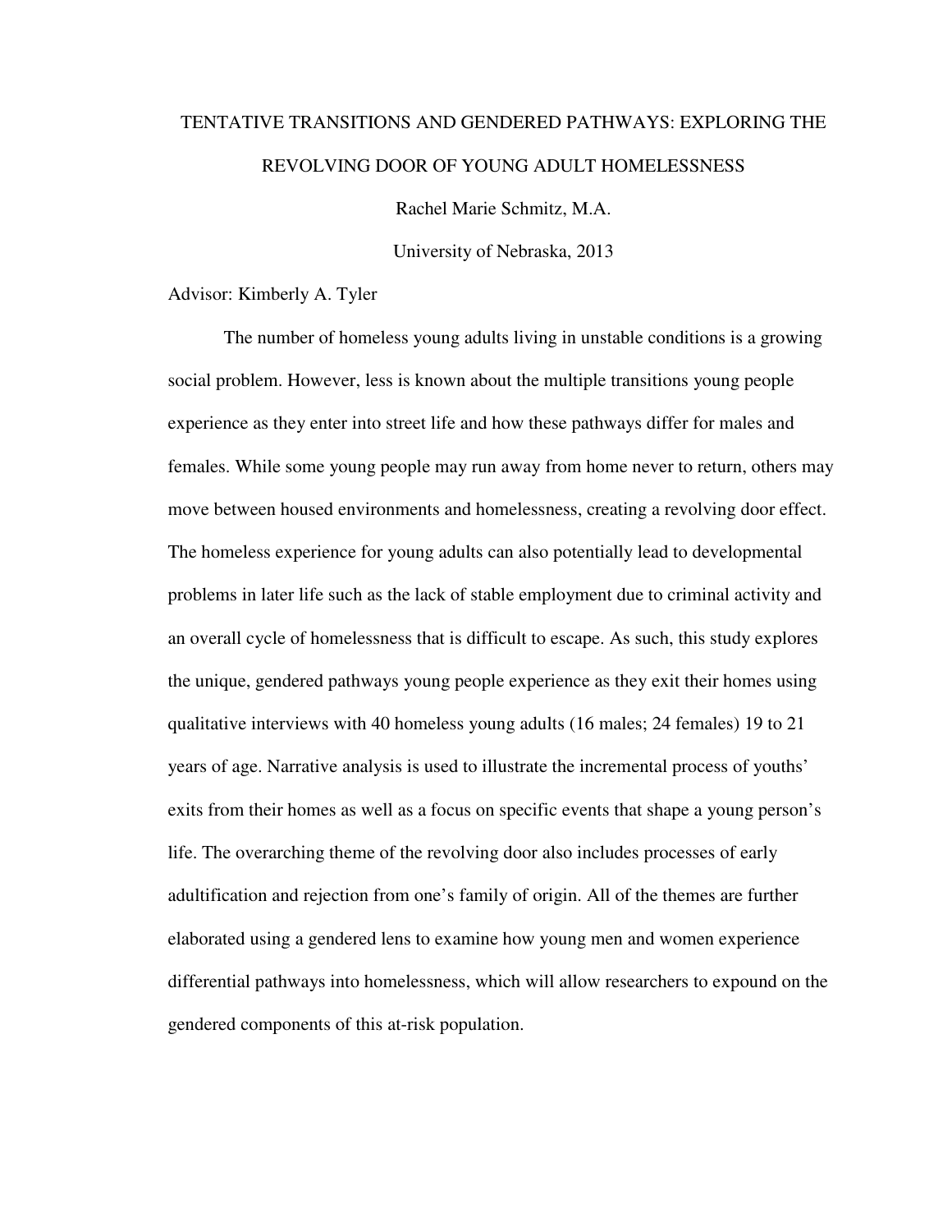# TENTATIVE TRANSITIONS AND GENDERED PATHWAYS: EXPLORING THE REVOLVING DOOR OF YOUNG ADULT HOMELESSNESS

Rachel Marie Schmitz, M.A.

University of Nebraska, 2013

Advisor: Kimberly A. Tyler

The number of homeless young adults living in unstable conditions is a growing social problem. However, less is known about the multiple transitions young people experience as they enter into street life and how these pathways differ for males and females. While some young people may run away from home never to return, others may move between housed environments and homelessness, creating a revolving door effect. The homeless experience for young adults can also potentially lead to developmental problems in later life such as the lack of stable employment due to criminal activity and an overall cycle of homelessness that is difficult to escape. As such, this study explores the unique, gendered pathways young people experience as they exit their homes using qualitative interviews with 40 homeless young adults (16 males; 24 females) 19 to 21 years of age. Narrative analysis is used to illustrate the incremental process of youths' exits from their homes as well as a focus on specific events that shape a young person's life. The overarching theme of the revolving door also includes processes of early adultification and rejection from one's family of origin. All of the themes are further elaborated using a gendered lens to examine how young men and women experience differential pathways into homelessness, which will allow researchers to expound on the gendered components of this at-risk population.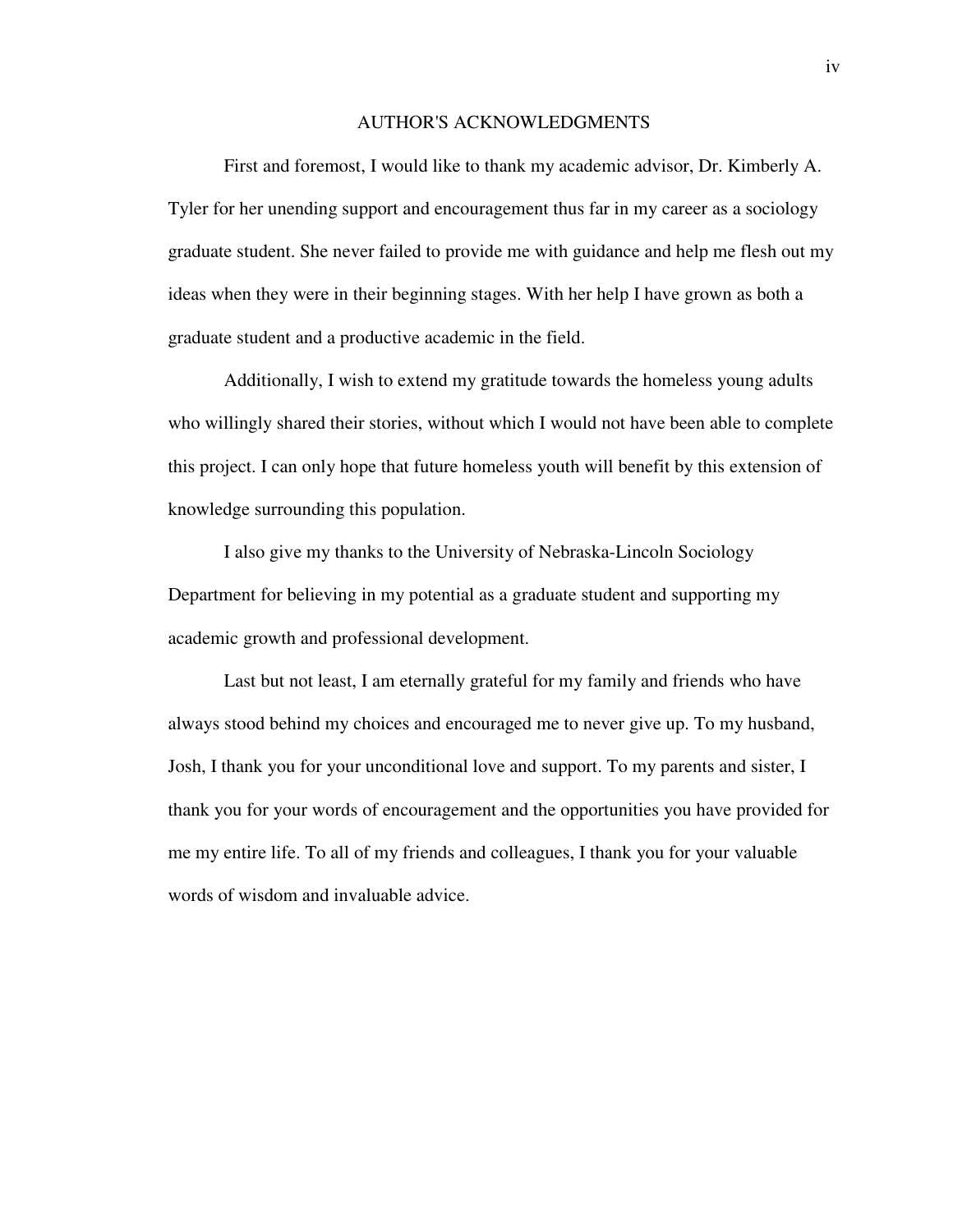# AUTHOR'S ACKNOWLEDGMENTS

First and foremost, I would like to thank my academic advisor, Dr. Kimberly A. Tyler for her unending support and encouragement thus far in my career as a sociology graduate student. She never failed to provide me with guidance and help me flesh out my ideas when they were in their beginning stages. With her help I have grown as both a graduate student and a productive academic in the field.

Additionally, I wish to extend my gratitude towards the homeless young adults who willingly shared their stories, without which I would not have been able to complete this project. I can only hope that future homeless youth will benefit by this extension of knowledge surrounding this population.

I also give my thanks to the University of Nebraska-Lincoln Sociology Department for believing in my potential as a graduate student and supporting my academic growth and professional development.

Last but not least, I am eternally grateful for my family and friends who have always stood behind my choices and encouraged me to never give up. To my husband, Josh, I thank you for your unconditional love and support. To my parents and sister, I thank you for your words of encouragement and the opportunities you have provided for me my entire life. To all of my friends and colleagues, I thank you for your valuable words of wisdom and invaluable advice.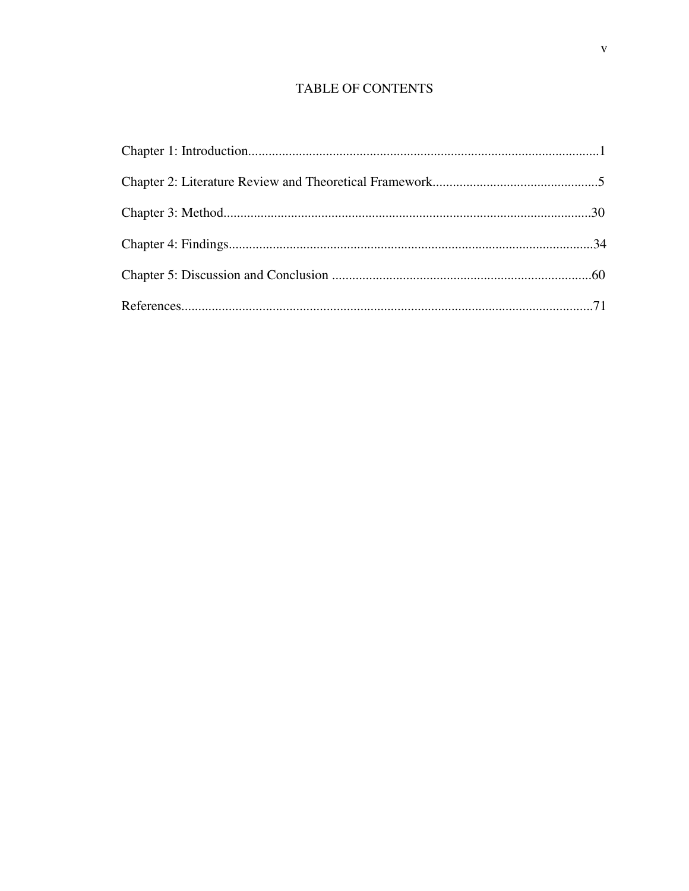# TABLE OF CONTENTS

Chapter 1: Introduction........................................................................................................1

Chapter 2: Literature Review and Theoretical Framework.................................................5

Chapter 3: Method............................................................................................................30

Chapter 4: Findings...........................................................................................................34

Chapter 5: Discussion and Conclusion ............................................................................60

References.........................................................................................................................71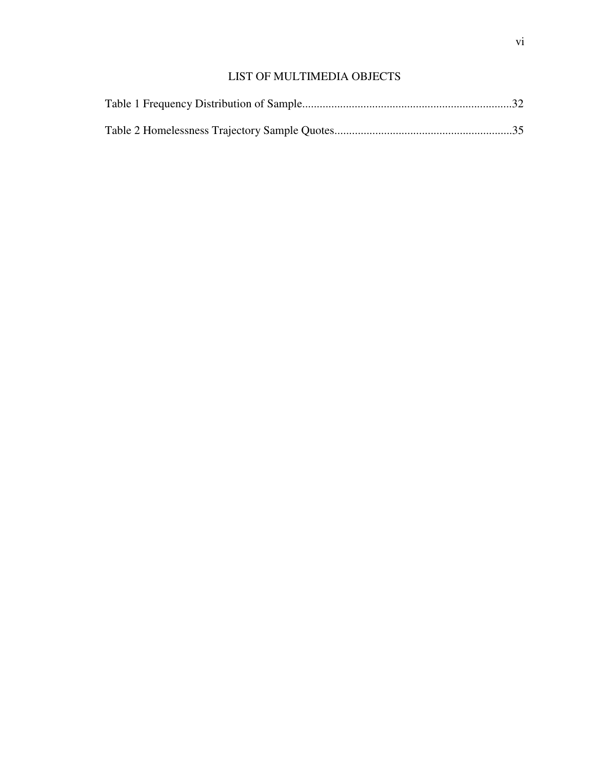## LIST OF MULTIMEDIA OBJECTS

Table 1 Frequency Distribution of Sample........................................................................32

Table 2 Homelessness Trajectory Sample Quotes.............................................................35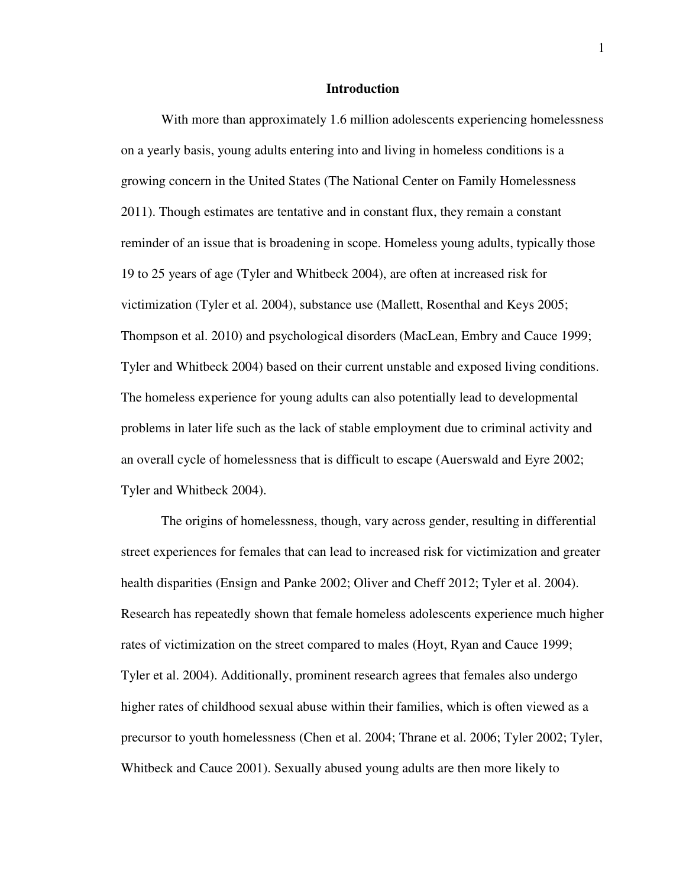# Introduction

With more than approximately 1.6 million adolescents experiencing homelessness on a yearly basis, young adults entering into and living in homeless conditions is a growing concern in the United States (The National Center on Family Homelessness 2011). Though estimates are tentative and in constant flux, they remain a constant reminder of an issue that is broadening in scope. Homeless young adults, typically those 19 to 25 years of age (Tyler and Whitbeck 2004), are often at increased risk for victimization (Tyler et al. 2004), substance use (Mallett, Rosenthal and Keys 2005; Thompson et al. 2010) and psychological disorders (MacLean, Embry and Cauce 1999; Tyler and Whitbeck 2004) based on their current unstable and exposed living conditions. The homeless experience for young adults can also potentially lead to developmental problems in later life such as the lack of stable employment due to criminal activity and an overall cycle of homelessness that is difficult to escape (Auerswald and Eyre 2002; Tyler and Whitbeck 2004).

The origins of homelessness, though, vary across gender, resulting in differential street experiences for females that can lead to increased risk for victimization and greater health disparities (Ensign and Panke 2002; Oliver and Cheff 2012; Tyler et al. 2004). Research has repeatedly shown that female homeless adolescents experience much higher rates of victimization on the street compared to males (Hoyt, Ryan and Cauce 1999; Tyler et al. 2004). Additionally, prominent research agrees that females also undergo higher rates of childhood sexual abuse within their families, which is often viewed as a precursor to youth homelessness (Chen et al. 2004; Thrane et al. 2006; Tyler 2002; Tyler, Whitbeck and Cauce 2001). Sexually abused young adults are then more likely to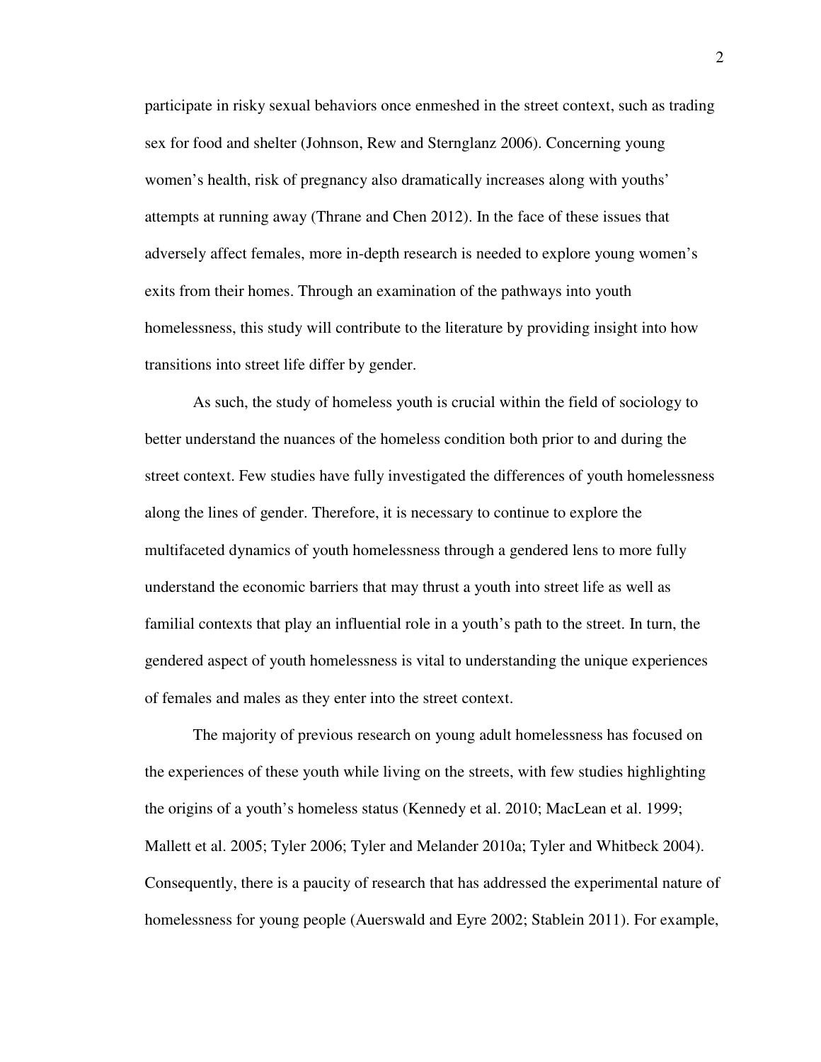participate in risky sexual behaviors once enmeshed in the street context, such as trading sex for food and shelter (Johnson, Rew and Sternglanz 2006). Concerning young women's health, risk of pregnancy also dramatically increases along with youths' attempts at running away (Thrane and Chen 2012). In the face of these issues that adversely affect females, more in-depth research is needed to explore young women's exits from their homes. Through an examination of the pathways into youth homelessness, this study will contribute to the literature by providing insight into how transitions into street life differ by gender.

As such, the study of homeless youth is crucial within the field of sociology to better understand the nuances of the homeless condition both prior to and during the street context. Few studies have fully investigated the differences of youth homelessness along the lines of gender. Therefore, it is necessary to continue to explore the multifaceted dynamics of youth homelessness through a gendered lens to more fully understand the economic barriers that may thrust a youth into street life as well as familial contexts that play an influential role in a youth's path to the street. In turn, the gendered aspect of youth homelessness is vital to understanding the unique experiences of females and males as they enter into the street context.

The majority of previous research on young adult homelessness has focused on the experiences of these youth while living on the streets, with few studies highlighting the origins of a youth's homeless status (Kennedy et al. 2010; MacLean et al. 1999; Mallett et al. 2005; Tyler 2006; Tyler and Melander 2010a; Tyler and Whitbeck 2004). Consequently, there is a paucity of research that has addressed the experimental nature of homelessness for young people (Auerswald and Eyre 2002; Stablein 2011). For example,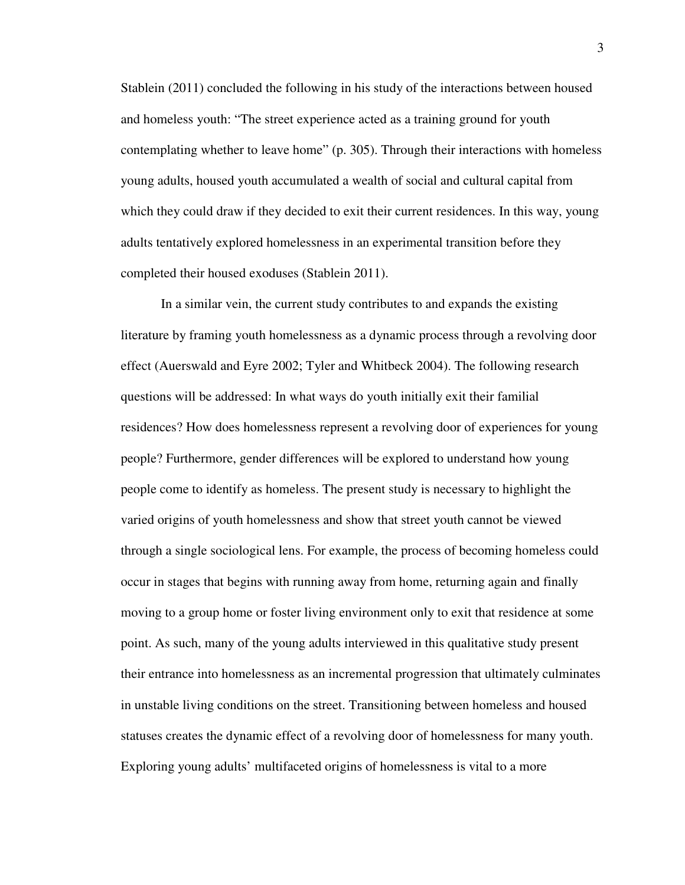Stablein (2011) concluded the following in his study of the interactions between housed and homeless youth: "The street experience acted as a training ground for youth contemplating whether to leave home" (p. 305). Through their interactions with homeless young adults, housed youth accumulated a wealth of social and cultural capital from which they could draw if they decided to exit their current residences. In this way, young adults tentatively explored homelessness in an experimental transition before they completed their housed exoduses (Stablein 2011).

In a similar vein, the current study contributes to and expands the existing literature by framing youth homelessness as a dynamic process through a revolving door effect (Auerswald and Eyre 2002; Tyler and Whitbeck 2004). The following research questions will be addressed: In what ways do youth initially exit their familial residences? How does homelessness represent a revolving door of experiences for young people? Furthermore, gender differences will be explored to understand how young people come to identify as homeless. The present study is necessary to highlight the varied origins of youth homelessness and show that street youth cannot be viewed through a single sociological lens. For example, the process of becoming homeless could occur in stages that begins with running away from home, returning again and finally moving to a group home or foster living environment only to exit that residence at some point. As such, many of the young adults interviewed in this qualitative study present their entrance into homelessness as an incremental progression that ultimately culminates in unstable living conditions on the street. Transitioning between homeless and housed statuses creates the dynamic effect of a revolving door of homelessness for many youth. Exploring young adults' multifaceted origins of homelessness is vital to a more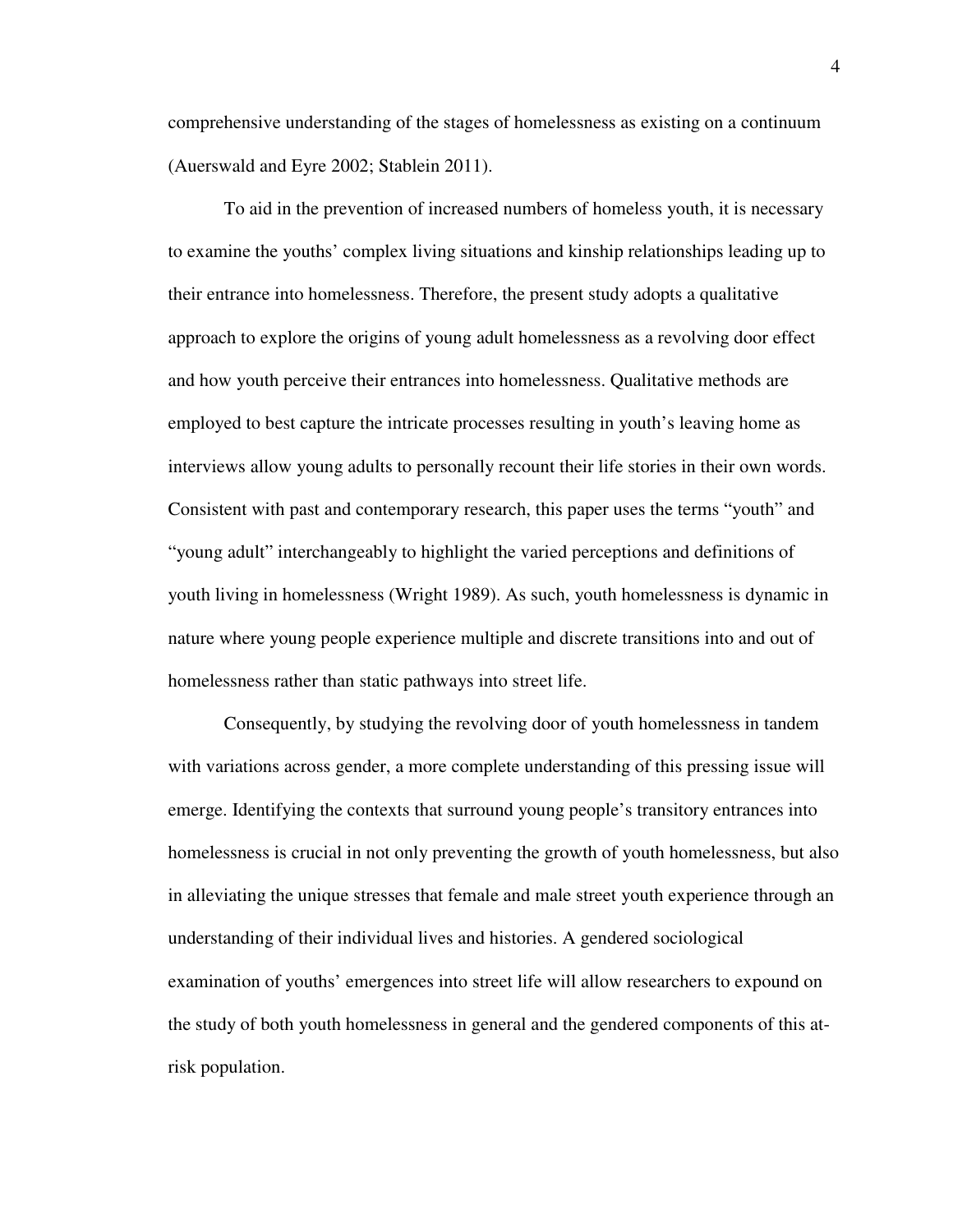comprehensive understanding of the stages of homelessness as existing on a continuum (Auerswald and Eyre 2002; Stablein 2011).

To aid in the prevention of increased numbers of homeless youth, it is necessary to examine the youths' complex living situations and kinship relationships leading up to their entrance into homelessness. Therefore, the present study adopts a qualitative approach to explore the origins of young adult homelessness as a revolving door effect and how youth perceive their entrances into homelessness. Qualitative methods are employed to best capture the intricate processes resulting in youth's leaving home as interviews allow young adults to personally recount their life stories in their own words. Consistent with past and contemporary research, this paper uses the terms "youth" and "young adult" interchangeably to highlight the varied perceptions and definitions of youth living in homelessness (Wright 1989). As such, youth homelessness is dynamic in nature where young people experience multiple and discrete transitions into and out of homelessness rather than static pathways into street life.

Consequently, by studying the revolving door of youth homelessness in tandem with variations across gender, a more complete understanding of this pressing issue will emerge. Identifying the contexts that surround young people's transitory entrances into homelessness is crucial in not only preventing the growth of youth homelessness, but also in alleviating the unique stresses that female and male street youth experience through an understanding of their individual lives and histories. A gendered sociological examination of youths' emergences into street life will allow researchers to expound on the study of both youth homelessness in general and the gendered components of this at-risk population.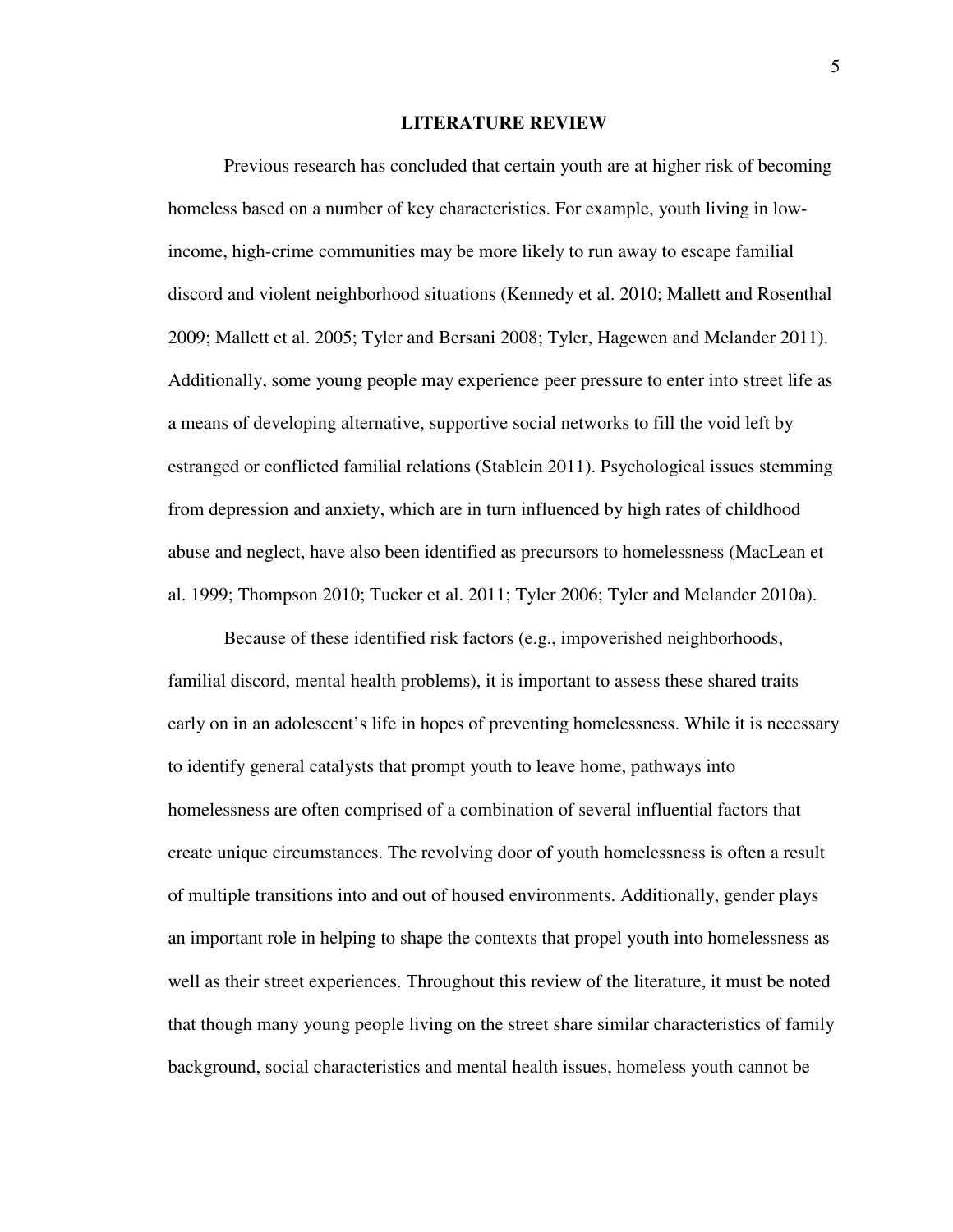# LITERATURE REVIEW

Previous research has concluded that certain youth are at higher risk of becoming homeless based on a number of key characteristics. For example, youth living in low-income, high-crime communities may be more likely to run away to escape familial discord and violent neighborhood situations (Kennedy et al. 2010; Mallett and Rosenthal 2009; Mallett et al. 2005; Tyler and Bersani 2008; Tyler, Hagewen and Melander 2011). Additionally, some young people may experience peer pressure to enter into street life as a means of developing alternative, supportive social networks to fill the void left by estranged or conflicted familial relations (Stablein 2011). Psychological issues stemming from depression and anxiety, which are in turn influenced by high rates of childhood abuse and neglect, have also been identified as precursors to homelessness (MacLean et al. 1999; Thompson 2010; Tucker et al. 2011; Tyler 2006; Tyler and Melander 2010a).

Because of these identified risk factors (e.g., impoverished neighborhoods, familial discord, mental health problems), it is important to assess these shared traits early on in an adolescent's life in hopes of preventing homelessness. While it is necessary to identify general catalysts that prompt youth to leave home, pathways into homelessness are often comprised of a combination of several influential factors that create unique circumstances. The revolving door of youth homelessness is often a result of multiple transitions into and out of housed environments. Additionally, gender plays an important role in helping to shape the contexts that propel youth into homelessness as well as their street experiences. Throughout this review of the literature, it must be noted that though many young people living on the street share similar characteristics of family background, social characteristics and mental health issues, homeless youth cannot be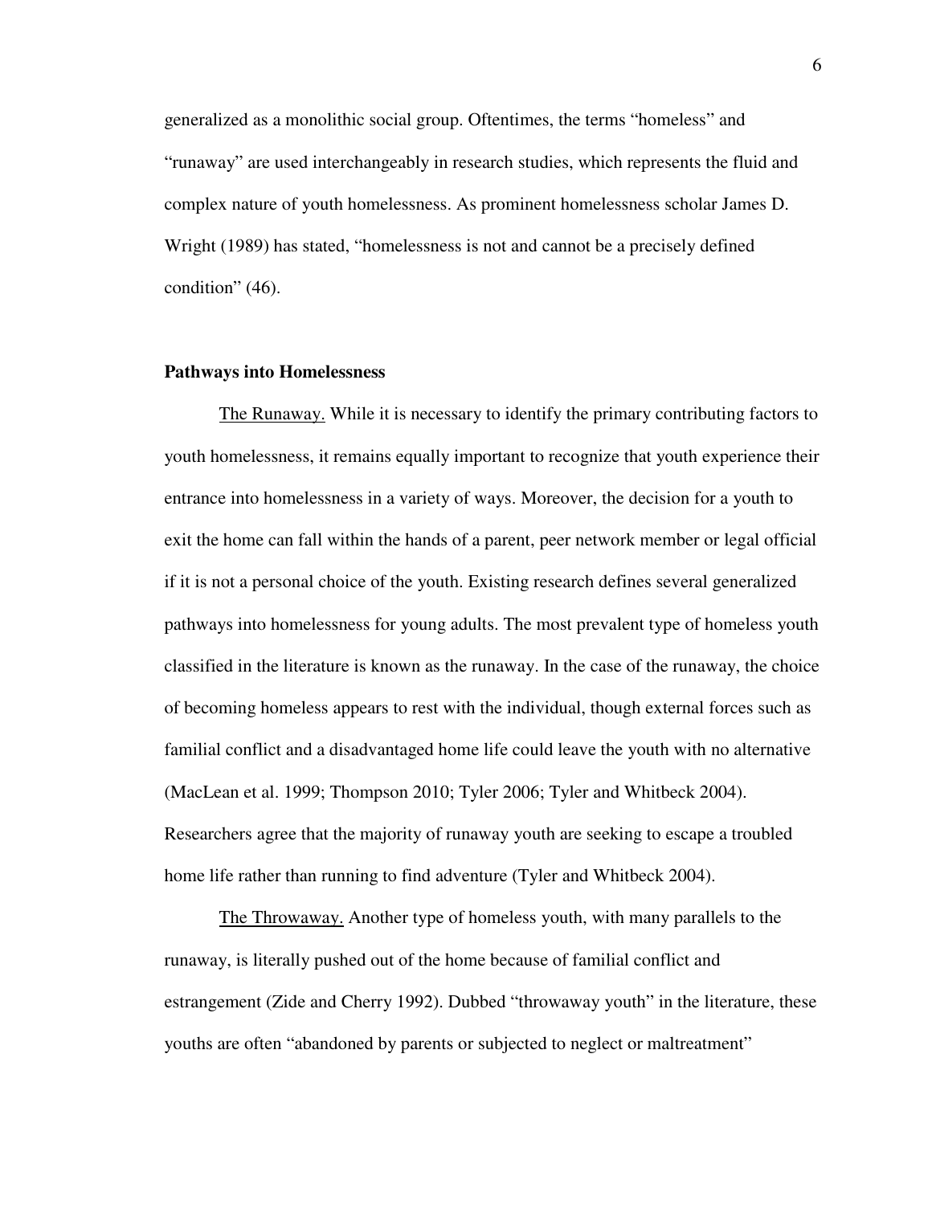generalized as a monolithic social group. Oftentimes, the terms "homeless" and "runaway" are used interchangeably in research studies, which represents the fluid and complex nature of youth homelessness. As prominent homelessness scholar James D. Wright (1989) has stated, "homelessness is not and cannot be a precisely defined condition" (46).

**Pathways into Homelessness**

The Runaway. While it is necessary to identify the primary contributing factors to youth homelessness, it remains equally important to recognize that youth experience their entrance into homelessness in a variety of ways. Moreover, the decision for a youth to exit the home can fall within the hands of a parent, peer network member or legal official if it is not a personal choice of the youth. Existing research defines several generalized pathways into homelessness for young adults. The most prevalent type of homeless youth classified in the literature is known as the runaway. In the case of the runaway, the choice of becoming homeless appears to rest with the individual, though external forces such as familial conflict and a disadvantaged home life could leave the youth with no alternative (MacLean et al. 1999; Thompson 2010; Tyler 2006; Tyler and Whitbeck 2004). Researchers agree that the majority of runaway youth are seeking to escape a troubled home life rather than running to find adventure (Tyler and Whitbeck 2004).

The Throwaway. Another type of homeless youth, with many parallels to the runaway, is literally pushed out of the home because of familial conflict and estrangement (Zide and Cherry 1992). Dubbed "throwaway youth" in the literature, these youths are often "abandoned by parents or subjected to neglect or maltreatment"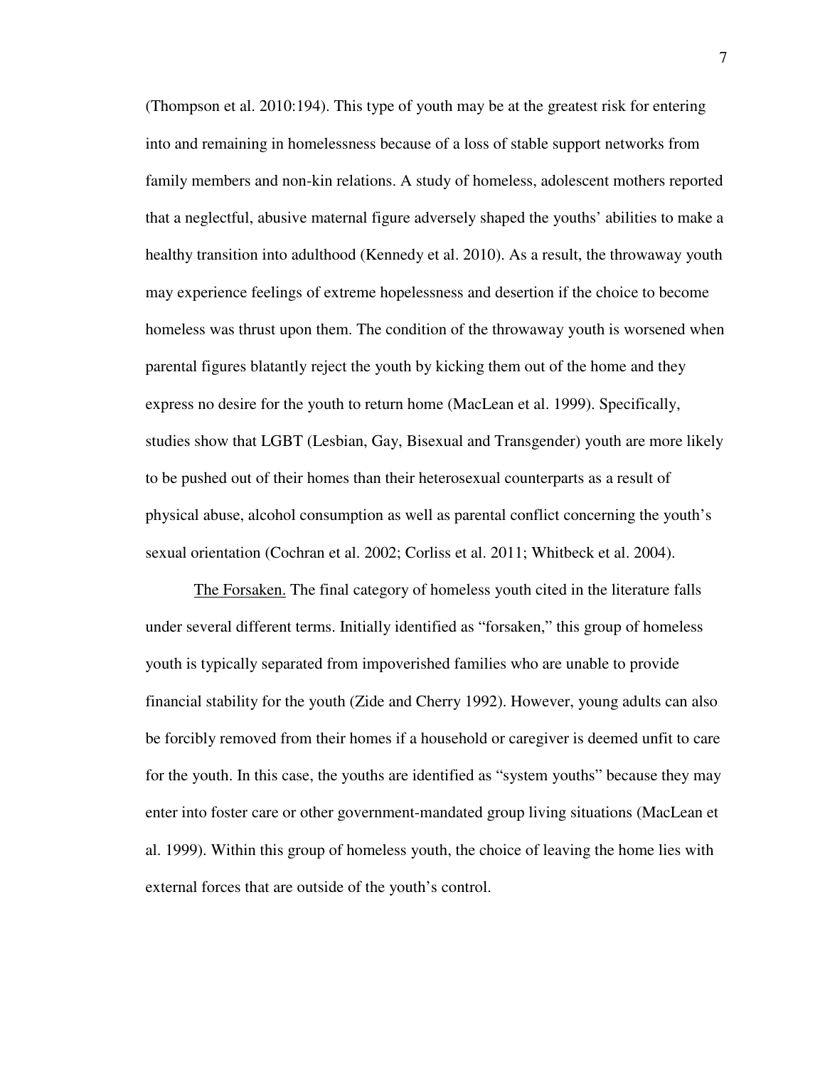(Thompson et al. 2010:194). This type of youth may be at the greatest risk for entering into and remaining in homelessness because of a loss of stable support networks from family members and non-kin relations. A study of homeless, adolescent mothers reported that a neglectful, abusive maternal figure adversely shaped the youths' abilities to make a healthy transition into adulthood (Kennedy et al. 2010). As a result, the throwaway youth may experience feelings of extreme hopelessness and desertion if the choice to become homeless was thrust upon them. The condition of the throwaway youth is worsened when parental figures blatantly reject the youth by kicking them out of the home and they express no desire for the youth to return home (MacLean et al. 1999). Specifically, studies show that LGBT (Lesbian, Gay, Bisexual and Transgender) youth are more likely to be pushed out of their homes than their heterosexual counterparts as a result of physical abuse, alcohol consumption as well as parental conflict concerning the youth's sexual orientation (Cochran et al. 2002; Corliss et al. 2011; Whitbeck et al. 2004).

<u>The Forsaken.</u> The final category of homeless youth cited in the literature falls under several different terms. Initially identified as "forsaken," this group of homeless youth is typically separated from impoverished families who are unable to provide financial stability for the youth (Zide and Cherry 1992). However, young adults can also be forcibly removed from their homes if a household or caregiver is deemed unfit to care for the youth. In this case, the youths are identified as "system youths" because they may enter into foster care or other government-mandated group living situations (MacLean et al. 1999). Within this group of homeless youth, the choice of leaving the home lies with external forces that are outside of the youth's control.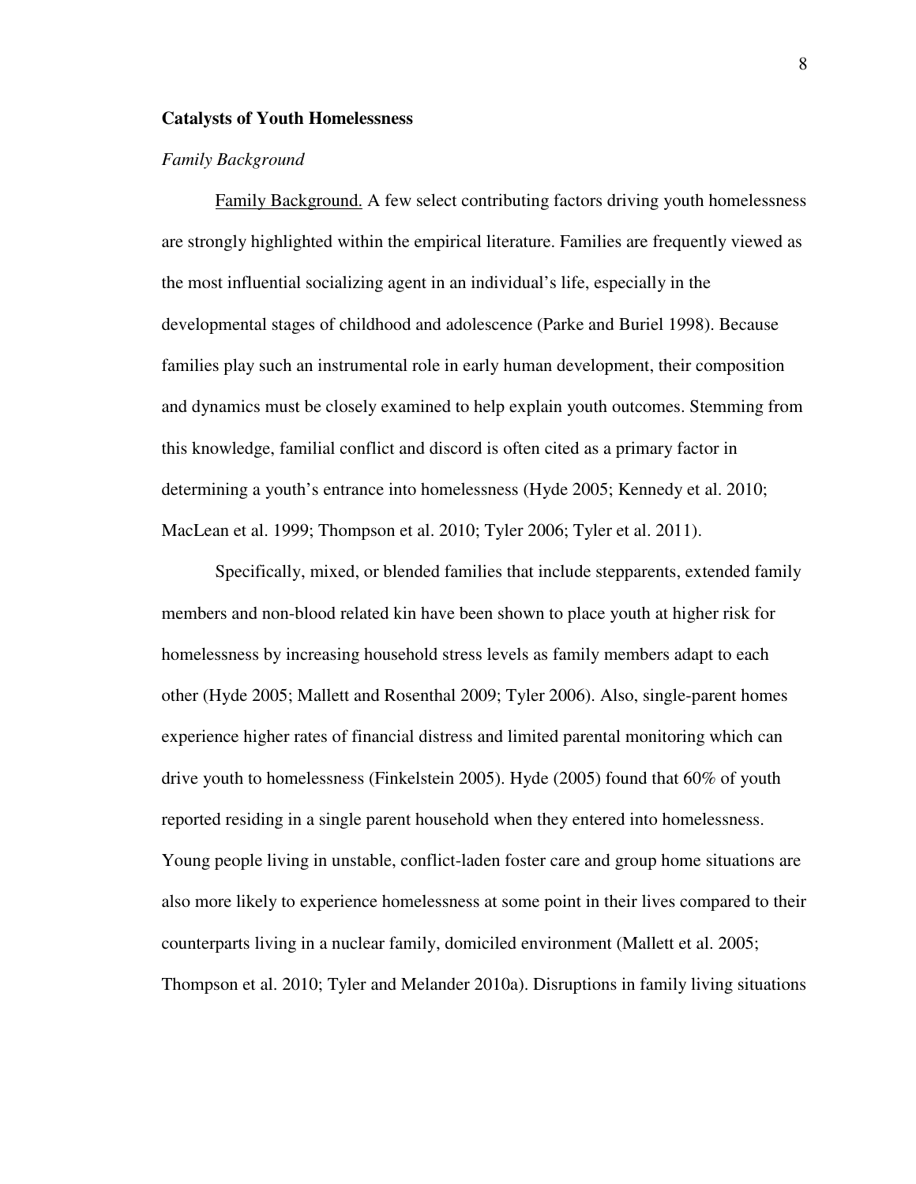## Catalysts of Youth Homelessness

### *Family Background*

Family Background. A few select contributing factors driving youth homelessness are strongly highlighted within the empirical literature. Families are frequently viewed as the most influential socializing agent in an individual's life, especially in the developmental stages of childhood and adolescence (Parke and Buriel 1998). Because families play such an instrumental role in early human development, their composition and dynamics must be closely examined to help explain youth outcomes. Stemming from this knowledge, familial conflict and discord is often cited as a primary factor in determining a youth's entrance into homelessness (Hyde 2005; Kennedy et al. 2010; MacLean et al. 1999; Thompson et al. 2010; Tyler 2006; Tyler et al. 2011).

Specifically, mixed, or blended families that include stepparents, extended family members and non-blood related kin have been shown to place youth at higher risk for homelessness by increasing household stress levels as family members adapt to each other (Hyde 2005; Mallett and Rosenthal 2009; Tyler 2006). Also, single-parent homes experience higher rates of financial distress and limited parental monitoring which can drive youth to homelessness (Finkelstein 2005). Hyde (2005) found that 60% of youth reported residing in a single parent household when they entered into homelessness. Young people living in unstable, conflict-laden foster care and group home situations are also more likely to experience homelessness at some point in their lives compared to their counterparts living in a nuclear family, domiciled environment (Mallett et al. 2005; Thompson et al. 2010; Tyler and Melander 2010a). Disruptions in family living situations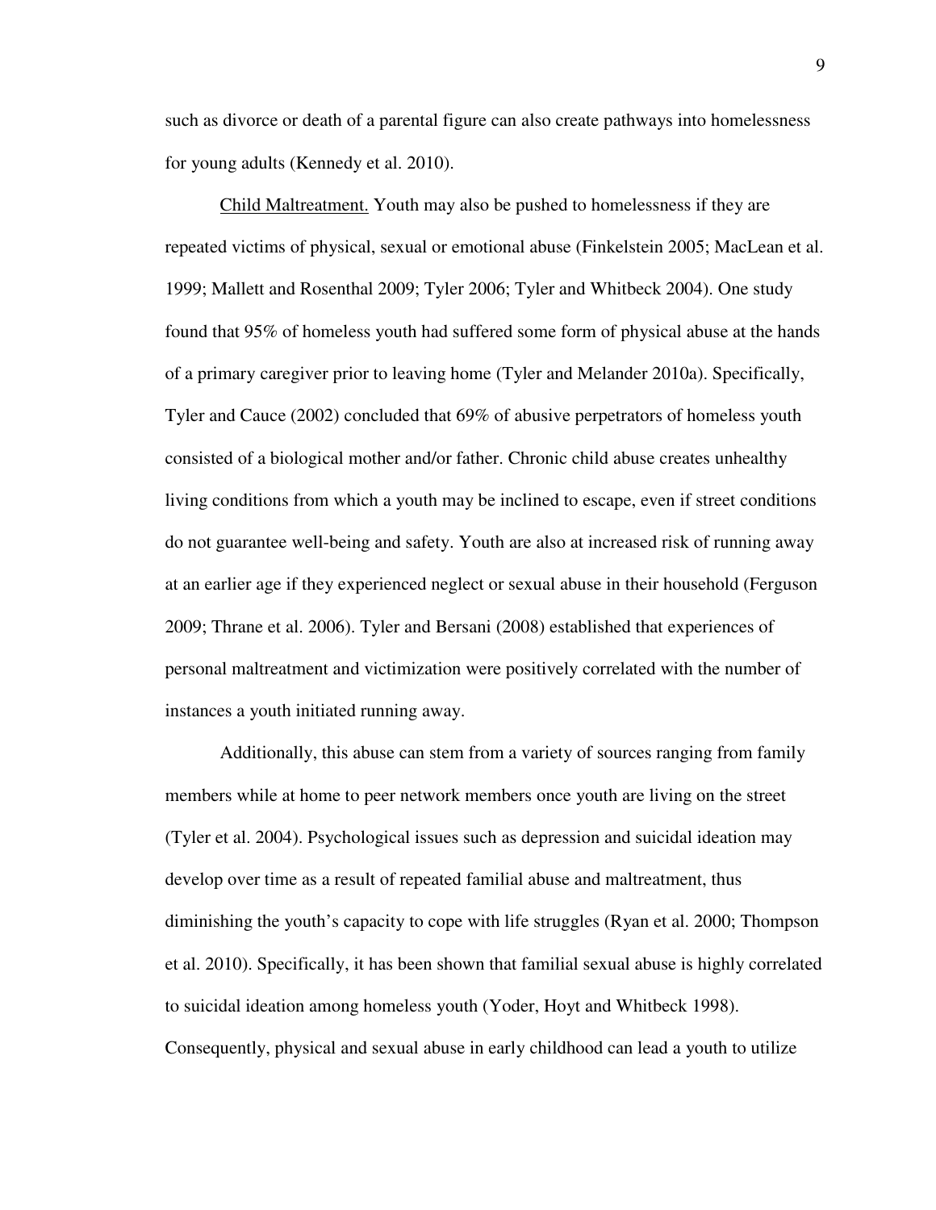such as divorce or death of a parental figure can also create pathways into homelessness for young adults (Kennedy et al. 2010).

Child Maltreatment. Youth may also be pushed to homelessness if they are repeated victims of physical, sexual or emotional abuse (Finkelstein 2005; MacLean et al. 1999; Mallett and Rosenthal 2009; Tyler 2006; Tyler and Whitbeck 2004). One study found that 95% of homeless youth had suffered some form of physical abuse at the hands of a primary caregiver prior to leaving home (Tyler and Melander 2010a). Specifically, Tyler and Cauce (2002) concluded that 69% of abusive perpetrators of homeless youth consisted of a biological mother and/or father. Chronic child abuse creates unhealthy living conditions from which a youth may be inclined to escape, even if street conditions do not guarantee well-being and safety. Youth are also at increased risk of running away at an earlier age if they experienced neglect or sexual abuse in their household (Ferguson 2009; Thrane et al. 2006). Tyler and Bersani (2008) established that experiences of personal maltreatment and victimization were positively correlated with the number of instances a youth initiated running away.

Additionally, this abuse can stem from a variety of sources ranging from family members while at home to peer network members once youth are living on the street (Tyler et al. 2004). Psychological issues such as depression and suicidal ideation may develop over time as a result of repeated familial abuse and maltreatment, thus diminishing the youth's capacity to cope with life struggles (Ryan et al. 2000; Thompson et al. 2010). Specifically, it has been shown that familial sexual abuse is highly correlated to suicidal ideation among homeless youth (Yoder, Hoyt and Whitbeck 1998). Consequently, physical and sexual abuse in early childhood can lead a youth to utilize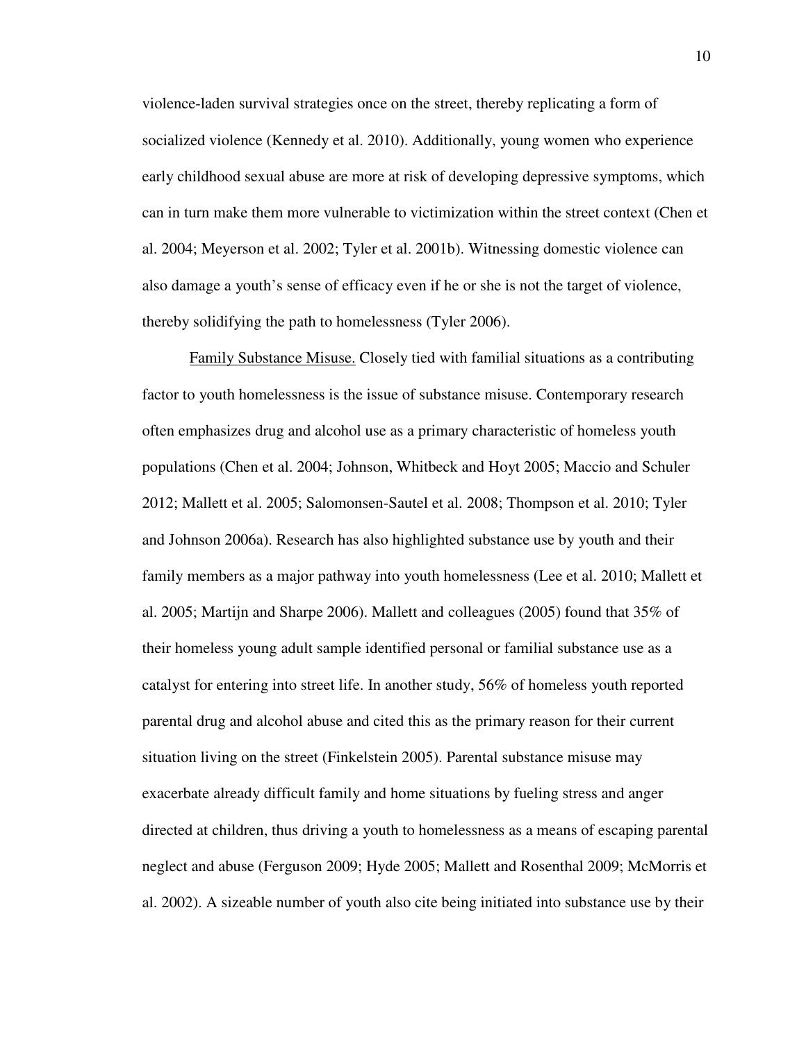violence-laden survival strategies once on the street, thereby replicating a form of socialized violence (Kennedy et al. 2010). Additionally, young women who experience early childhood sexual abuse are more at risk of developing depressive symptoms, which can in turn make them more vulnerable to victimization within the street context (Chen et al. 2004; Meyerson et al. 2002; Tyler et al. 2001b). Witnessing domestic violence can also damage a youth's sense of efficacy even if he or she is not the target of violence, thereby solidifying the path to homelessness (Tyler 2006).

<u>Family Substance Misuse.</u> Closely tied with familial situations as a contributing factor to youth homelessness is the issue of substance misuse. Contemporary research often emphasizes drug and alcohol use as a primary characteristic of homeless youth populations (Chen et al. 2004; Johnson, Whitbeck and Hoyt 2005; Maccio and Schuler 2012; Mallett et al. 2005; Salomonsen-Sautel et al. 2008; Thompson et al. 2010; Tyler and Johnson 2006a). Research has also highlighted substance use by youth and their family members as a major pathway into youth homelessness (Lee et al. 2010; Mallett et al. 2005; Martijn and Sharpe 2006). Mallett and colleagues (2005) found that 35% of their homeless young adult sample identified personal or familial substance use as a catalyst for entering into street life. In another study, 56% of homeless youth reported parental drug and alcohol abuse and cited this as the primary reason for their current situation living on the street (Finkelstein 2005). Parental substance misuse may exacerbate already difficult family and home situations by fueling stress and anger directed at children, thus driving a youth to homelessness as a means of escaping parental neglect and abuse (Ferguson 2009; Hyde 2005; Mallett and Rosenthal 2009; McMorris et al. 2002). A sizeable number of youth also cite being initiated into substance use by their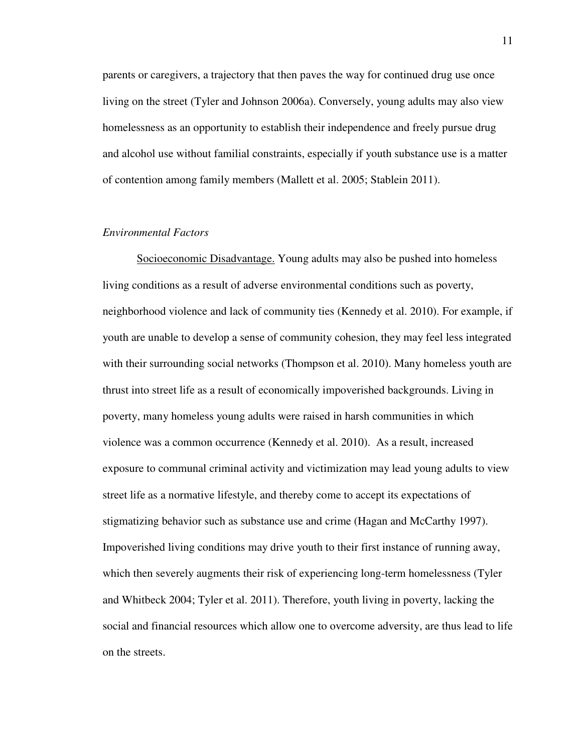parents or caregivers, a trajectory that then paves the way for continued drug use once living on the street (Tyler and Johnson 2006a). Conversely, young adults may also view homelessness as an opportunity to establish their independence and freely pursue drug and alcohol use without familial constraints, especially if youth substance use is a matter of contention among family members (Mallett et al. 2005; Stablein 2011).

### *Environmental Factors*

<u>Socioeconomic Disadvantage.</u> Young adults may also be pushed into homeless living conditions as a result of adverse environmental conditions such as poverty, neighborhood violence and lack of community ties (Kennedy et al. 2010). For example, if youth are unable to develop a sense of community cohesion, they may feel less integrated with their surrounding social networks (Thompson et al. 2010). Many homeless youth are thrust into street life as a result of economically impoverished backgrounds. Living in poverty, many homeless young adults were raised in harsh communities in which violence was a common occurrence (Kennedy et al. 2010). As a result, increased exposure to communal criminal activity and victimization may lead young adults to view street life as a normative lifestyle, and thereby come to accept its expectations of stigmatizing behavior such as substance use and crime (Hagan and McCarthy 1997). Impoverished living conditions may drive youth to their first instance of running away, which then severely augments their risk of experiencing long-term homelessness (Tyler and Whitbeck 2004; Tyler et al. 2011). Therefore, youth living in poverty, lacking the social and financial resources which allow one to overcome adversity, are thus lead to life on the streets.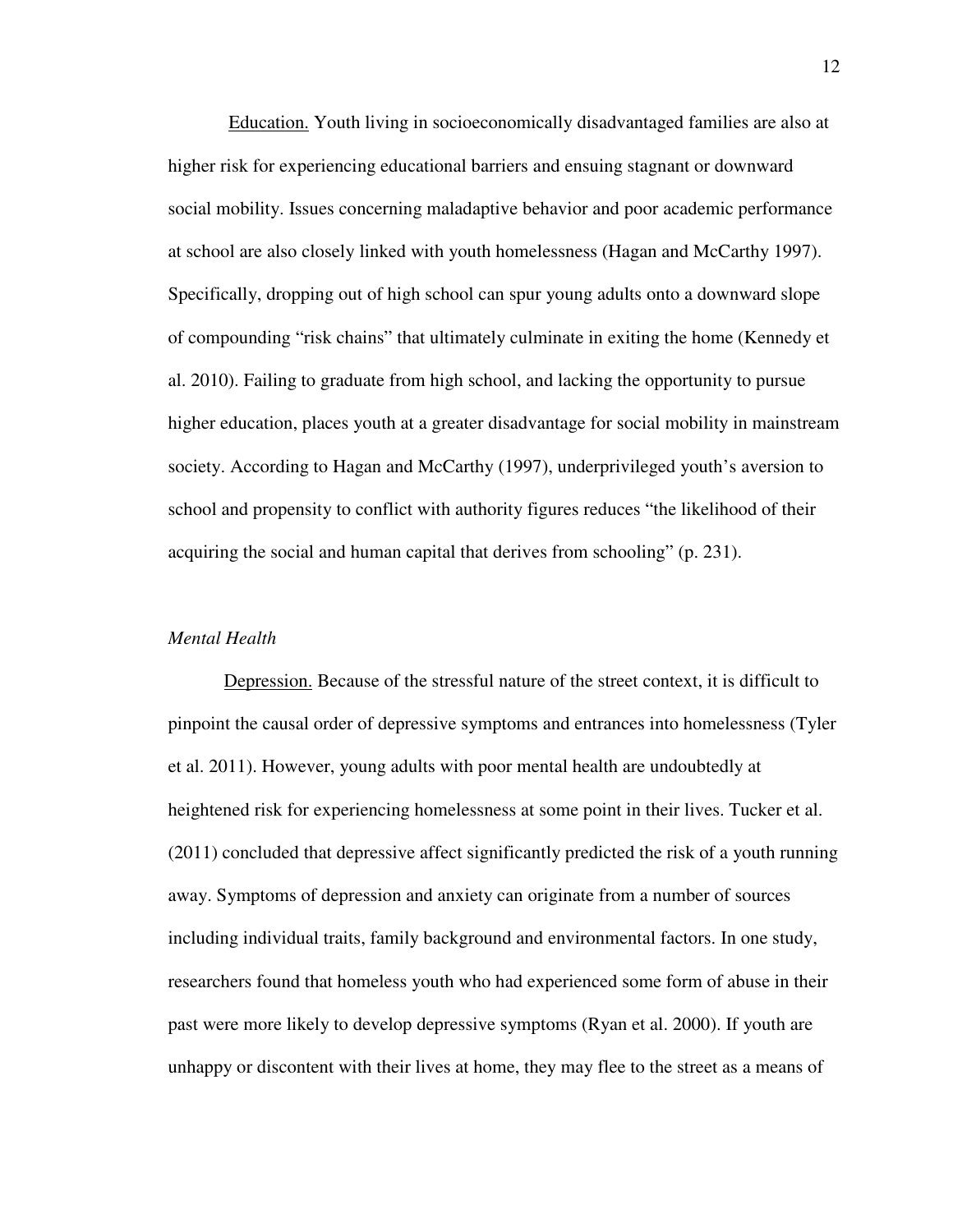Education. Youth living in socioeconomically disadvantaged families are also at higher risk for experiencing educational barriers and ensuing stagnant or downward social mobility. Issues concerning maladaptive behavior and poor academic performance at school are also closely linked with youth homelessness (Hagan and McCarthy 1997). Specifically, dropping out of high school can spur young adults onto a downward slope of compounding "risk chains" that ultimately culminate in exiting the home (Kennedy et al. 2010). Failing to graduate from high school, and lacking the opportunity to pursue higher education, places youth at a greater disadvantage for social mobility in mainstream society. According to Hagan and McCarthy (1997), underprivileged youth's aversion to school and propensity to conflict with authority figures reduces "the likelihood of their acquiring the social and human capital that derives from schooling" (p. 231).

*Mental Health*

Depression. Because of the stressful nature of the street context, it is difficult to pinpoint the causal order of depressive symptoms and entrances into homelessness (Tyler et al. 2011). However, young adults with poor mental health are undoubtedly at heightened risk for experiencing homelessness at some point in their lives. Tucker et al. (2011) concluded that depressive affect significantly predicted the risk of a youth running away. Symptoms of depression and anxiety can originate from a number of sources including individual traits, family background and environmental factors. In one study, researchers found that homeless youth who had experienced some form of abuse in their past were more likely to develop depressive symptoms (Ryan et al. 2000). If youth are unhappy or discontent with their lives at home, they may flee to the street as a means of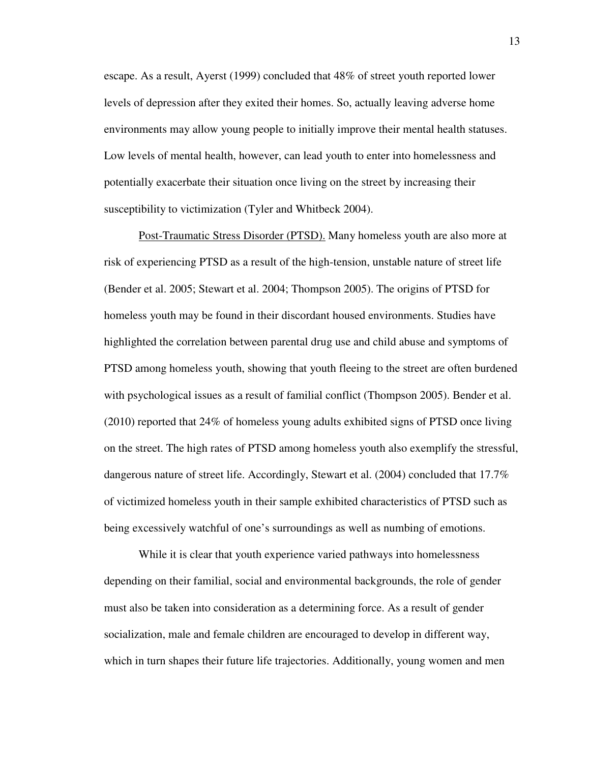escape. As a result, Ayerst (1999) concluded that 48% of street youth reported lower levels of depression after they exited their homes. So, actually leaving adverse home environments may allow young people to initially improve their mental health statuses. Low levels of mental health, however, can lead youth to enter into homelessness and potentially exacerbate their situation once living on the street by increasing their susceptibility to victimization (Tyler and Whitbeck 2004).

<u>Post-Traumatic Stress Disorder (PTSD).</u> Many homeless youth are also more at risk of experiencing PTSD as a result of the high-tension, unstable nature of street life (Bender et al. 2005; Stewart et al. 2004; Thompson 2005). The origins of PTSD for homeless youth may be found in their discordant housed environments. Studies have highlighted the correlation between parental drug use and child abuse and symptoms of PTSD among homeless youth, showing that youth fleeing to the street are often burdened with psychological issues as a result of familial conflict (Thompson 2005). Bender et al. (2010) reported that 24% of homeless young adults exhibited signs of PTSD once living on the street. The high rates of PTSD among homeless youth also exemplify the stressful, dangerous nature of street life. Accordingly, Stewart et al. (2004) concluded that 17.7% of victimized homeless youth in their sample exhibited characteristics of PTSD such as being excessively watchful of one's surroundings as well as numbing of emotions.

While it is clear that youth experience varied pathways into homelessness depending on their familial, social and environmental backgrounds, the role of gender must also be taken into consideration as a determining force. As a result of gender socialization, male and female children are encouraged to develop in different way, which in turn shapes their future life trajectories. Additionally, young women and men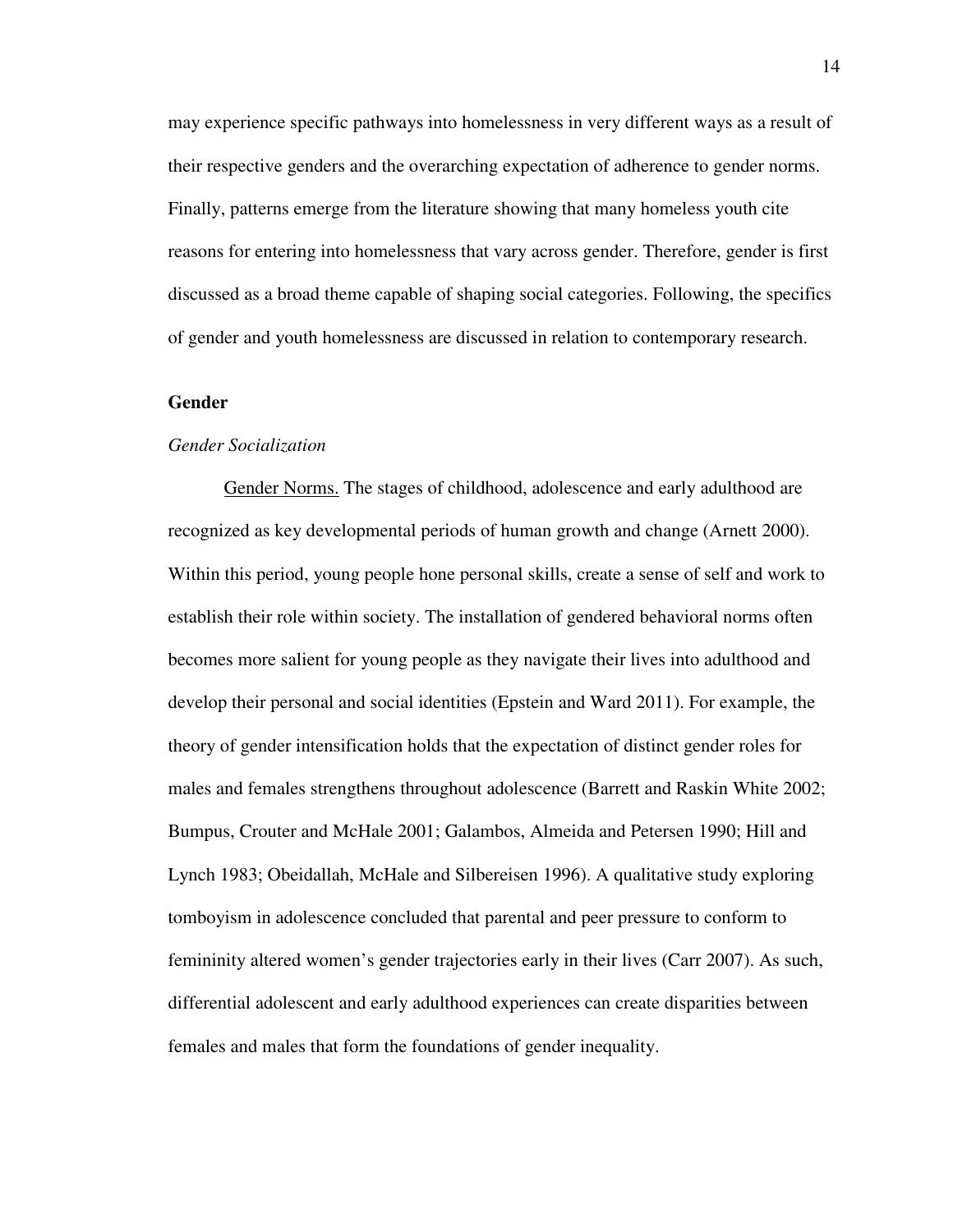may experience specific pathways into homelessness in very different ways as a result of their respective genders and the overarching expectation of adherence to gender norms. Finally, patterns emerge from the literature showing that many homeless youth cite reasons for entering into homelessness that vary across gender. Therefore, gender is first discussed as a broad theme capable of shaping social categories. Following, the specifics of gender and youth homelessness are discussed in relation to contemporary research.

## Gender

### *Gender Socialization*

<u>Gender Norms.</u> The stages of childhood, adolescence and early adulthood are recognized as key developmental periods of human growth and change (Arnett 2000). Within this period, young people hone personal skills, create a sense of self and work to establish their role within society. The installation of gendered behavioral norms often becomes more salient for young people as they navigate their lives into adulthood and develop their personal and social identities (Epstein and Ward 2011). For example, the theory of gender intensification holds that the expectation of distinct gender roles for males and females strengthens throughout adolescence (Barrett and Raskin White 2002; Bumpus, Crouter and McHale 2001; Galambos, Almeida and Petersen 1990; Hill and Lynch 1983; Obeidallah, McHale and Silbereisen 1996). A qualitative study exploring tomboyism in adolescence concluded that parental and peer pressure to conform to femininity altered women's gender trajectories early in their lives (Carr 2007). As such, differential adolescent and early adulthood experiences can create disparities between females and males that form the foundations of gender inequality.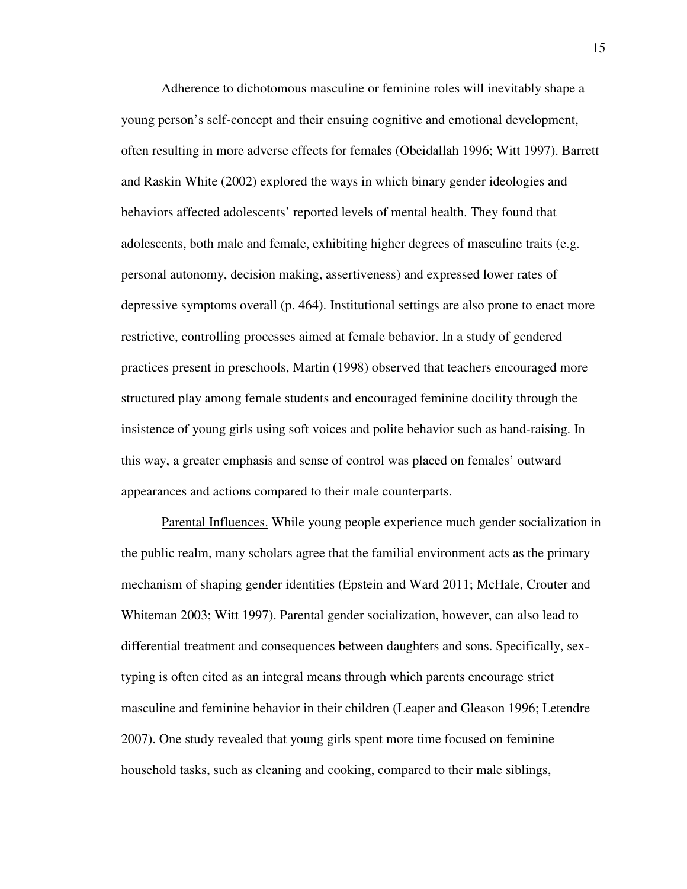Adherence to dichotomous masculine or feminine roles will inevitably shape a young person's self-concept and their ensuing cognitive and emotional development, often resulting in more adverse effects for females (Obeidallah 1996; Witt 1997). Barrett and Raskin White (2002) explored the ways in which binary gender ideologies and behaviors affected adolescents' reported levels of mental health. They found that adolescents, both male and female, exhibiting higher degrees of masculine traits (e.g. personal autonomy, decision making, assertiveness) and expressed lower rates of depressive symptoms overall (p. 464). Institutional settings are also prone to enact more restrictive, controlling processes aimed at female behavior. In a study of gendered practices present in preschools, Martin (1998) observed that teachers encouraged more structured play among female students and encouraged feminine docility through the insistence of young girls using soft voices and polite behavior such as hand-raising. In this way, a greater emphasis and sense of control was placed on females' outward appearances and actions compared to their male counterparts.

<u>Parental Influences.</u> While young people experience much gender socialization in the public realm, many scholars agree that the familial environment acts as the primary mechanism of shaping gender identities (Epstein and Ward 2011; McHale, Crouter and Whiteman 2003; Witt 1997). Parental gender socialization, however, can also lead to differential treatment and consequences between daughters and sons. Specifically, sex-typing is often cited as an integral means through which parents encourage strict masculine and feminine behavior in their children (Leaper and Gleason 1996; Letendre 2007). One study revealed that young girls spent more time focused on feminine household tasks, such as cleaning and cooking, compared to their male siblings,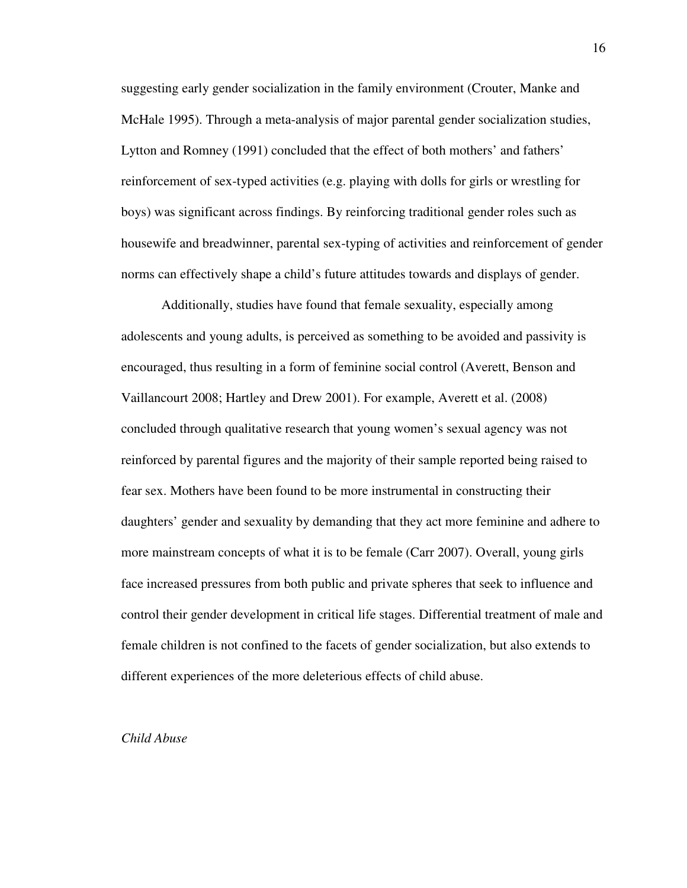suggesting early gender socialization in the family environment (Crouter, Manke and McHale 1995). Through a meta-analysis of major parental gender socialization studies, Lytton and Romney (1991) concluded that the effect of both mothers' and fathers' reinforcement of sex-typed activities (e.g. playing with dolls for girls or wrestling for boys) was significant across findings. By reinforcing traditional gender roles such as housewife and breadwinner, parental sex-typing of activities and reinforcement of gender norms can effectively shape a child's future attitudes towards and displays of gender.

Additionally, studies have found that female sexuality, especially among adolescents and young adults, is perceived as something to be avoided and passivity is encouraged, thus resulting in a form of feminine social control (Averett, Benson and Vaillancourt 2008; Hartley and Drew 2001). For example, Averett et al. (2008) concluded through qualitative research that young women's sexual agency was not reinforced by parental figures and the majority of their sample reported being raised to fear sex. Mothers have been found to be more instrumental in constructing their daughters' gender and sexuality by demanding that they act more feminine and adhere to more mainstream concepts of what it is to be female (Carr 2007). Overall, young girls face increased pressures from both public and private spheres that seek to influence and control their gender development in critical life stages. Differential treatment of male and female children is not confined to the facets of gender socialization, but also extends to different experiences of the more deleterious effects of child abuse.

### *Child Abuse*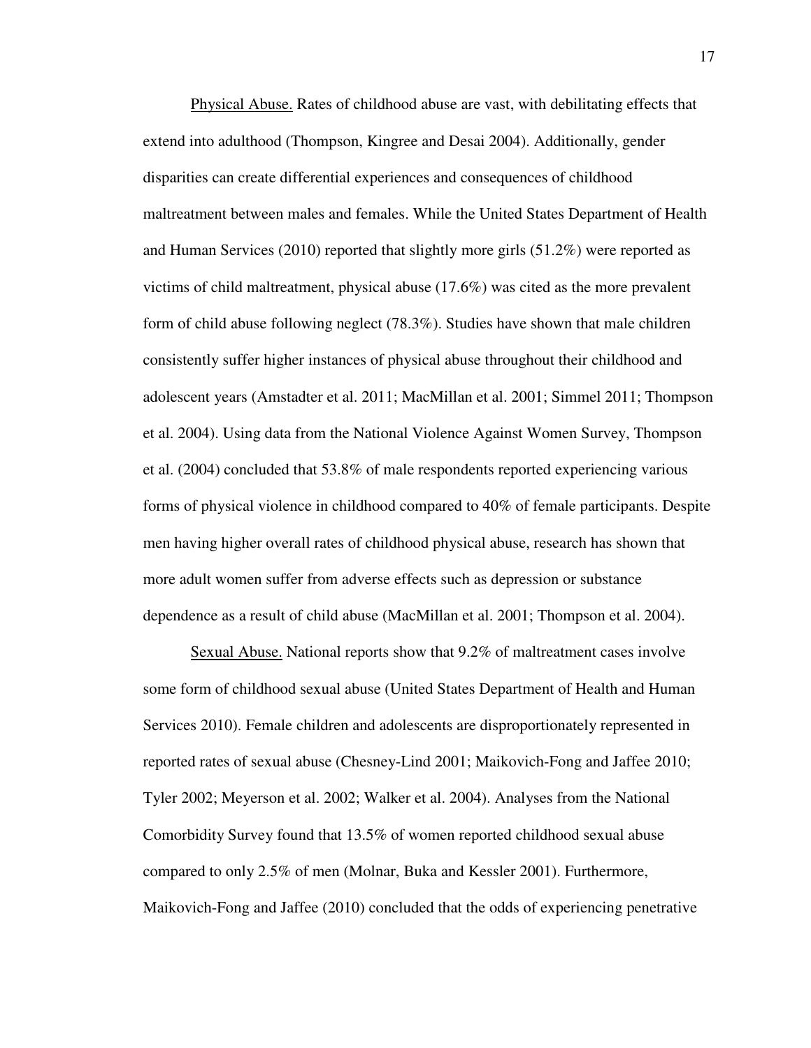Physical Abuse. Rates of childhood abuse are vast, with debilitating effects that extend into adulthood (Thompson, Kingree and Desai 2004). Additionally, gender disparities can create differential experiences and consequences of childhood maltreatment between males and females. While the United States Department of Health and Human Services (2010) reported that slightly more girls (51.2%) were reported as victims of child maltreatment, physical abuse (17.6%) was cited as the more prevalent form of child abuse following neglect (78.3%). Studies have shown that male children consistently suffer higher instances of physical abuse throughout their childhood and adolescent years (Amstadter et al. 2011; MacMillan et al. 2001; Simmel 2011; Thompson et al. 2004). Using data from the National Violence Against Women Survey, Thompson et al. (2004) concluded that 53.8% of male respondents reported experiencing various forms of physical violence in childhood compared to 40% of female participants. Despite men having higher overall rates of childhood physical abuse, research has shown that more adult women suffer from adverse effects such as depression or substance dependence as a result of child abuse (MacMillan et al. 2001; Thompson et al. 2004).

Sexual Abuse. National reports show that 9.2% of maltreatment cases involve some form of childhood sexual abuse (United States Department of Health and Human Services 2010). Female children and adolescents are disproportionately represented in reported rates of sexual abuse (Chesney-Lind 2001; Maikovich-Fong and Jaffee 2010; Tyler 2002; Meyerson et al. 2002; Walker et al. 2004). Analyses from the National Comorbidity Survey found that 13.5% of women reported childhood sexual abuse compared to only 2.5% of men (Molnar, Buka and Kessler 2001). Furthermore, Maikovich-Fong and Jaffee (2010) concluded that the odds of experiencing penetrative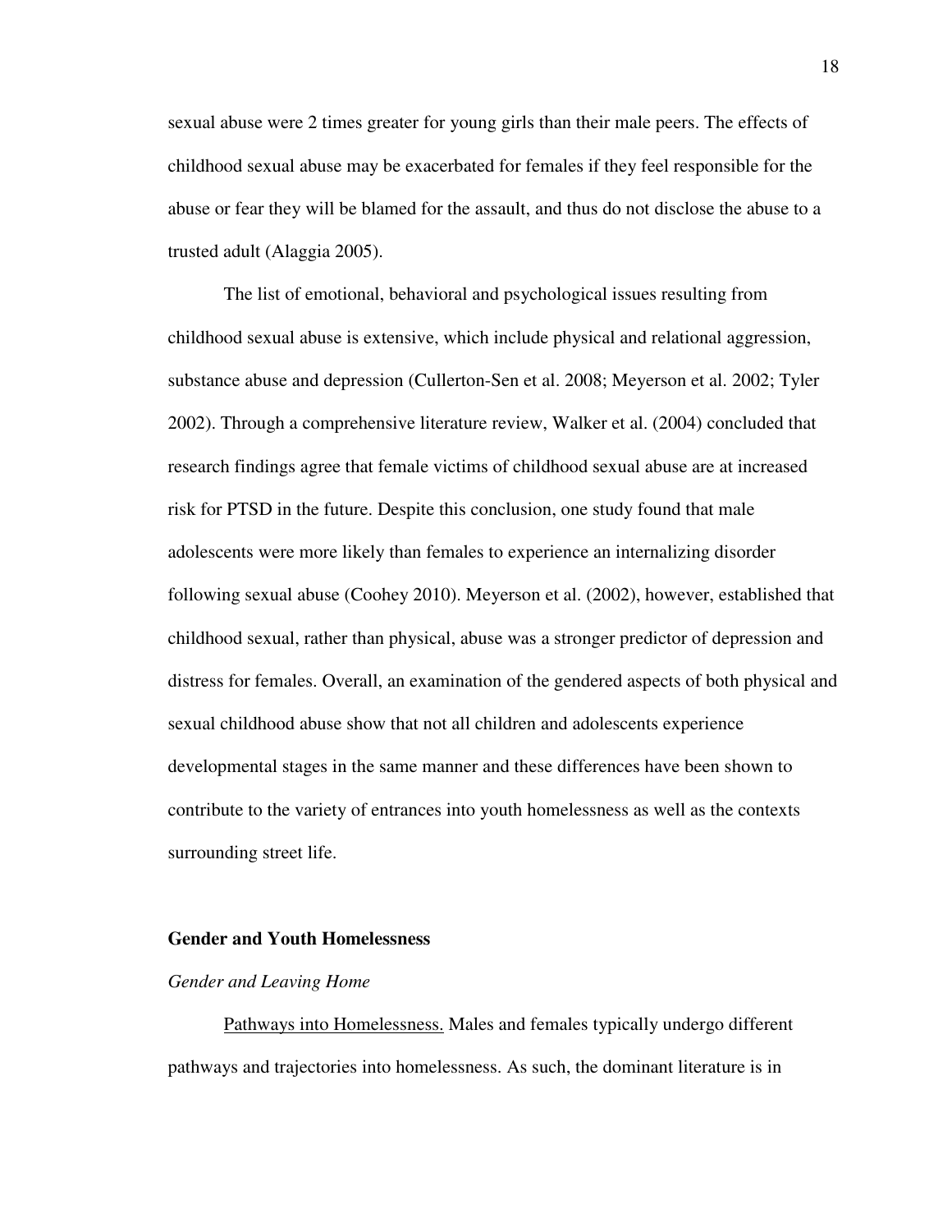sexual abuse were 2 times greater for young girls than their male peers. The effects of childhood sexual abuse may be exacerbated for females if they feel responsible for the abuse or fear they will be blamed for the assault, and thus do not disclose the abuse to a trusted adult (Alaggia 2005).

The list of emotional, behavioral and psychological issues resulting from childhood sexual abuse is extensive, which include physical and relational aggression, substance abuse and depression (Cullerton-Sen et al. 2008; Meyerson et al. 2002; Tyler 2002). Through a comprehensive literature review, Walker et al. (2004) concluded that research findings agree that female victims of childhood sexual abuse are at increased risk for PTSD in the future. Despite this conclusion, one study found that male adolescents were more likely than females to experience an internalizing disorder following sexual abuse (Coohey 2010). Meyerson et al. (2002), however, established that childhood sexual, rather than physical, abuse was a stronger predictor of depression and distress for females. Overall, an examination of the gendered aspects of both physical and sexual childhood abuse show that not all children and adolescents experience developmental stages in the same manner and these differences have been shown to contribute to the variety of entrances into youth homelessness as well as the contexts surrounding street life.

## Gender and Youth Homelessness

### *Gender and Leaving Home*

<u>Pathways into Homelessness.</u> Males and females typically undergo different pathways and trajectories into homelessness. As such, the dominant literature is in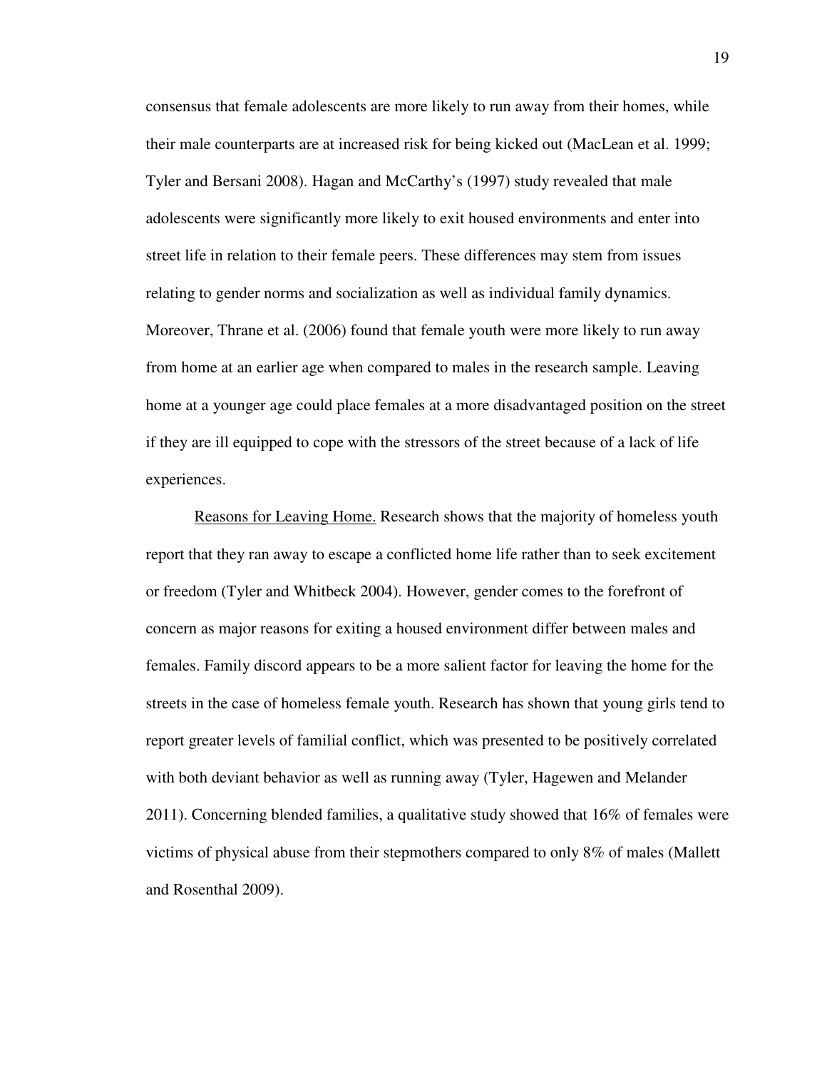consensus that female adolescents are more likely to run away from their homes, while their male counterparts are at increased risk for being kicked out (MacLean et al. 1999; Tyler and Bersani 2008). Hagan and McCarthy's (1997) study revealed that male adolescents were significantly more likely to exit housed environments and enter into street life in relation to their female peers. These differences may stem from issues relating to gender norms and socialization as well as individual family dynamics. Moreover, Thrane et al. (2006) found that female youth were more likely to run away from home at an earlier age when compared to males in the research sample. Leaving home at a younger age could place females at a more disadvantaged position on the street if they are ill equipped to cope with the stressors of the street because of a lack of life experiences.

<u>Reasons for Leaving Home.</u> Research shows that the majority of homeless youth report that they ran away to escape a conflicted home life rather than to seek excitement or freedom (Tyler and Whitbeck 2004). However, gender comes to the forefront of concern as major reasons for exiting a housed environment differ between males and females. Family discord appears to be a more salient factor for leaving the home for the streets in the case of homeless female youth. Research has shown that young girls tend to report greater levels of familial conflict, which was presented to be positively correlated with both deviant behavior as well as running away (Tyler, Hagewen and Melander 2011). Concerning blended families, a qualitative study showed that 16% of females were victims of physical abuse from their stepmothers compared to only 8% of males (Mallett and Rosenthal 2009).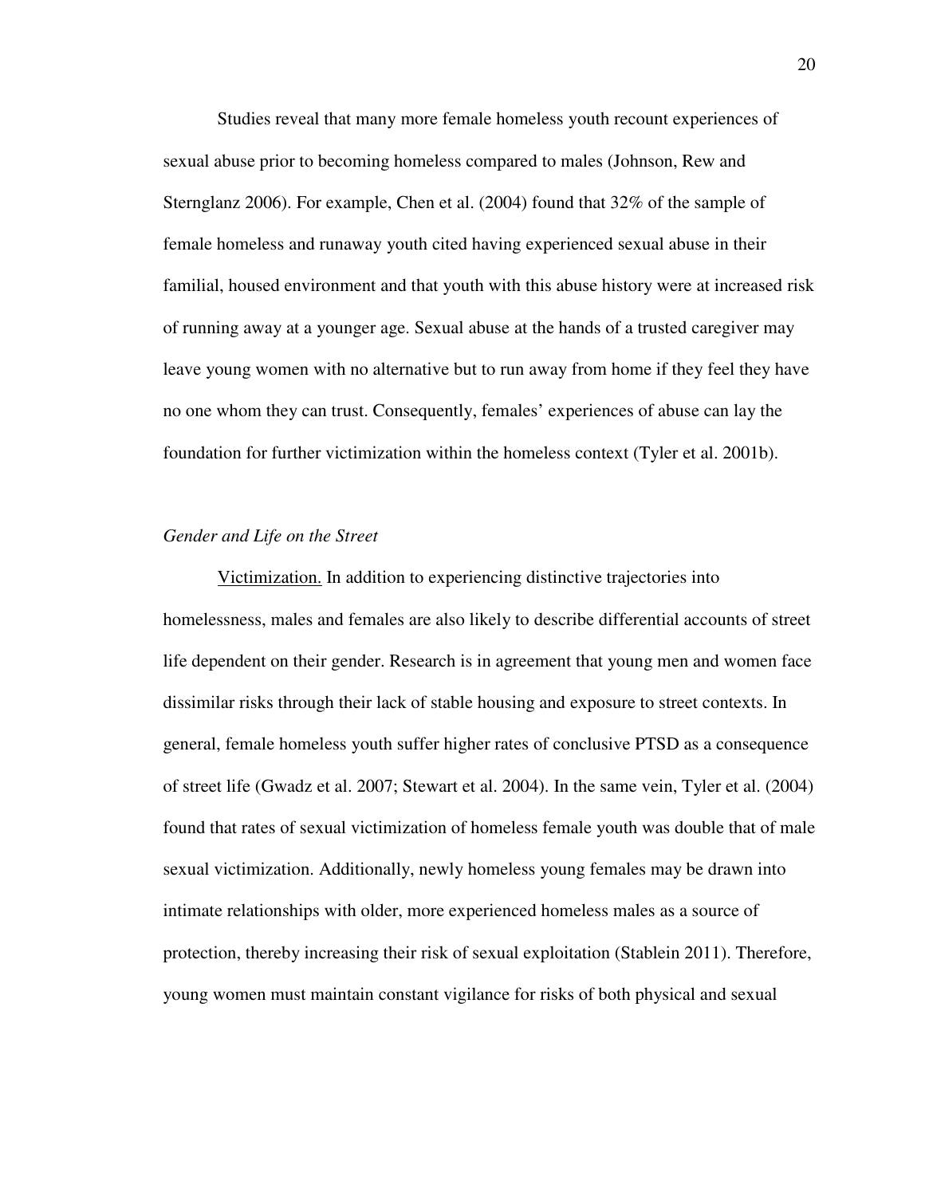Studies reveal that many more female homeless youth recount experiences of sexual abuse prior to becoming homeless compared to males (Johnson, Rew and Sternglanz 2006). For example, Chen et al. (2004) found that 32% of the sample of female homeless and runaway youth cited having experienced sexual abuse in their familial, housed environment and that youth with this abuse history were at increased risk of running away at a younger age. Sexual abuse at the hands of a trusted caregiver may leave young women with no alternative but to run away from home if they feel they have no one whom they can trust. Consequently, females' experiences of abuse can lay the foundation for further victimization within the homeless context (Tyler et al. 2001b).

*Gender and Life on the Street*

<u>Victimization.</u> In addition to experiencing distinctive trajectories into homelessness, males and females are also likely to describe differential accounts of street life dependent on their gender. Research is in agreement that young men and women face dissimilar risks through their lack of stable housing and exposure to street contexts. In general, female homeless youth suffer higher rates of conclusive PTSD as a consequence of street life (Gwadz et al. 2007; Stewart et al. 2004). In the same vein, Tyler et al. (2004) found that rates of sexual victimization of homeless female youth was double that of male sexual victimization. Additionally, newly homeless young females may be drawn into intimate relationships with older, more experienced homeless males as a source of protection, thereby increasing their risk of sexual exploitation (Stablein 2011). Therefore, young women must maintain constant vigilance for risks of both physical and sexual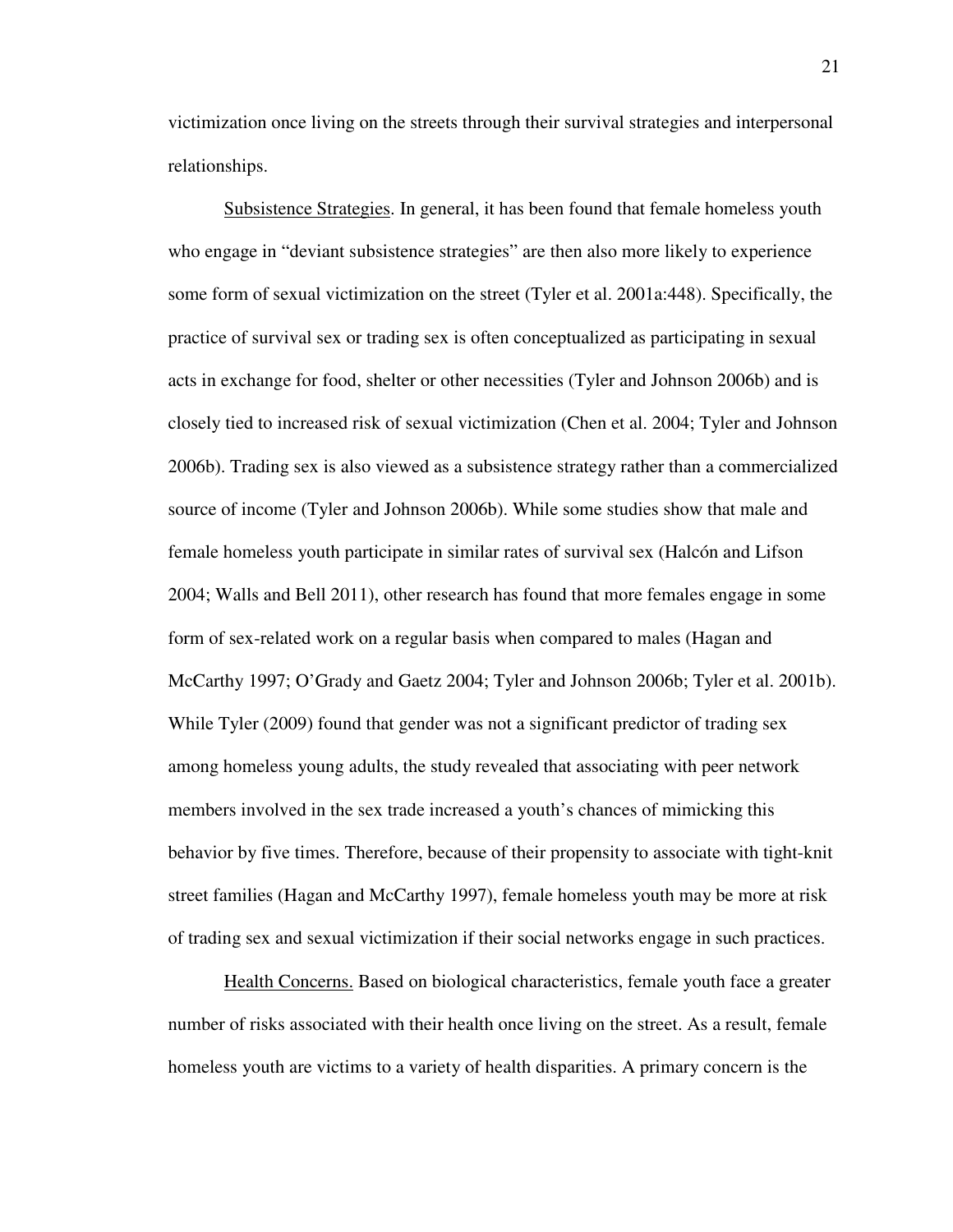victimization once living on the streets through their survival strategies and interpersonal relationships.

Subsistence Strategies. In general, it has been found that female homeless youth who engage in "deviant subsistence strategies" are then also more likely to experience some form of sexual victimization on the street (Tyler et al. 2001a:448). Specifically, the practice of survival sex or trading sex is often conceptualized as participating in sexual acts in exchange for food, shelter or other necessities (Tyler and Johnson 2006b) and is closely tied to increased risk of sexual victimization (Chen et al. 2004; Tyler and Johnson 2006b). Trading sex is also viewed as a subsistence strategy rather than a commercialized source of income (Tyler and Johnson 2006b). While some studies show that male and female homeless youth participate in similar rates of survival sex (Halcón and Lifson 2004; Walls and Bell 2011), other research has found that more females engage in some form of sex-related work on a regular basis when compared to males (Hagan and McCarthy 1997; O'Grady and Gaetz 2004; Tyler and Johnson 2006b; Tyler et al. 2001b). While Tyler (2009) found that gender was not a significant predictor of trading sex among homeless young adults, the study revealed that associating with peer network members involved in the sex trade increased a youth's chances of mimicking this behavior by five times. Therefore, because of their propensity to associate with tight-knit street families (Hagan and McCarthy 1997), female homeless youth may be more at risk of trading sex and sexual victimization if their social networks engage in such practices.

Health Concerns. Based on biological characteristics, female youth face a greater number of risks associated with their health once living on the street. As a result, female homeless youth are victims to a variety of health disparities. A primary concern is the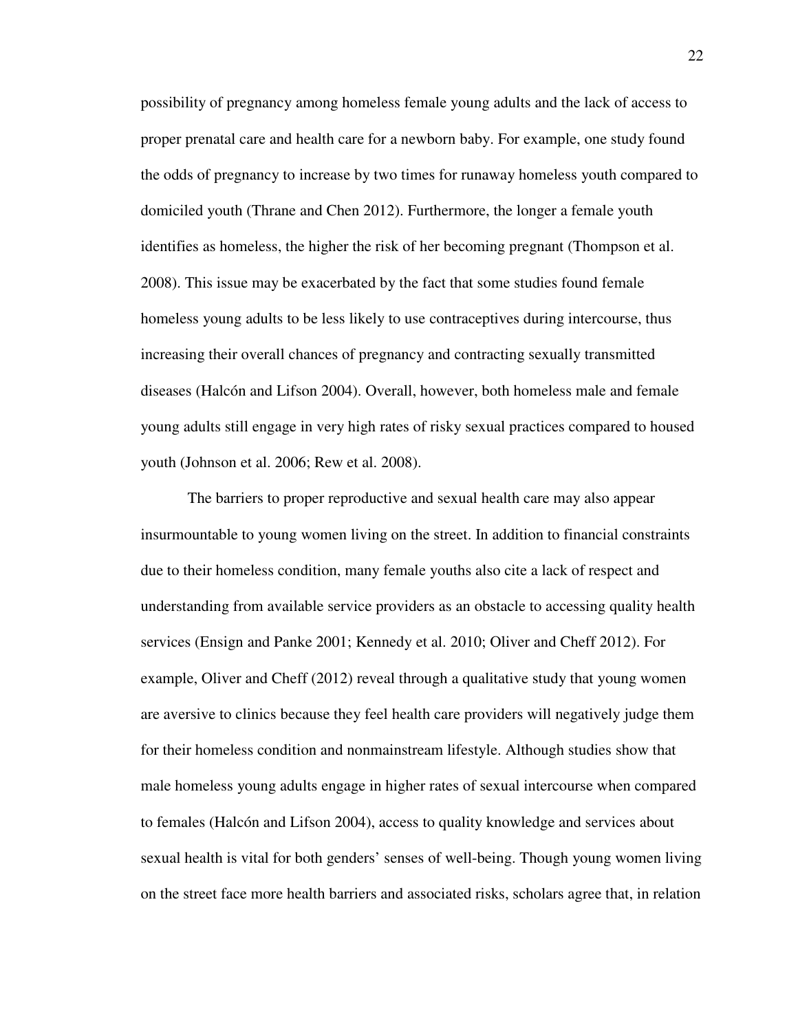possibility of pregnancy among homeless female young adults and the lack of access to proper prenatal care and health care for a newborn baby. For example, one study found the odds of pregnancy to increase by two times for runaway homeless youth compared to domiciled youth (Thrane and Chen 2012). Furthermore, the longer a female youth identifies as homeless, the higher the risk of her becoming pregnant (Thompson et al. 2008). This issue may be exacerbated by the fact that some studies found female homeless young adults to be less likely to use contraceptives during intercourse, thus increasing their overall chances of pregnancy and contracting sexually transmitted diseases (Halcón and Lifson 2004). Overall, however, both homeless male and female young adults still engage in very high rates of risky sexual practices compared to housed youth (Johnson et al. 2006; Rew et al. 2008).

The barriers to proper reproductive and sexual health care may also appear insurmountable to young women living on the street. In addition to financial constraints due to their homeless condition, many female youths also cite a lack of respect and understanding from available service providers as an obstacle to accessing quality health services (Ensign and Panke 2001; Kennedy et al. 2010; Oliver and Cheff 2012). For example, Oliver and Cheff (2012) reveal through a qualitative study that young women are aversive to clinics because they feel health care providers will negatively judge them for their homeless condition and nonmainstream lifestyle. Although studies show that male homeless young adults engage in higher rates of sexual intercourse when compared to females (Halcón and Lifson 2004), access to quality knowledge and services about sexual health is vital for both genders' senses of well-being. Though young women living on the street face more health barriers and associated risks, scholars agree that, in relation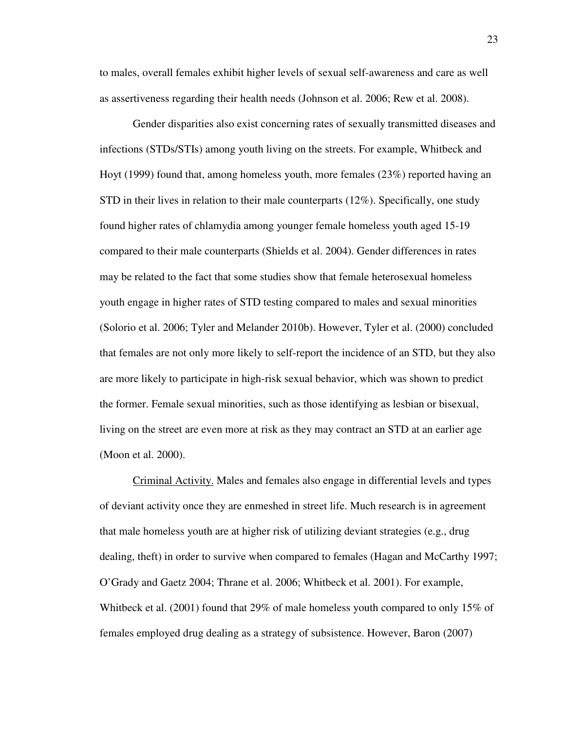to males, overall females exhibit higher levels of sexual self-awareness and care as well as assertiveness regarding their health needs (Johnson et al. 2006; Rew et al. 2008).

Gender disparities also exist concerning rates of sexually transmitted diseases and infections (STDs/STIs) among youth living on the streets. For example, Whitbeck and Hoyt (1999) found that, among homeless youth, more females (23%) reported having an STD in their lives in relation to their male counterparts (12%). Specifically, one study found higher rates of chlamydia among younger female homeless youth aged 15-19 compared to their male counterparts (Shields et al. 2004). Gender differences in rates may be related to the fact that some studies show that female heterosexual homeless youth engage in higher rates of STD testing compared to males and sexual minorities (Solorio et al. 2006; Tyler and Melander 2010b). However, Tyler et al. (2000) concluded that females are not only more likely to self-report the incidence of an STD, but they also are more likely to participate in high-risk sexual behavior, which was shown to predict the former. Female sexual minorities, such as those identifying as lesbian or bisexual, living on the street are even more at risk as they may contract an STD at an earlier age (Moon et al. 2000).

<u>Criminal Activity.</u> Males and females also engage in differential levels and types of deviant activity once they are enmeshed in street life. Much research is in agreement that male homeless youth are at higher risk of utilizing deviant strategies (e.g., drug dealing, theft) in order to survive when compared to females (Hagan and McCarthy 1997; O'Grady and Gaetz 2004; Thrane et al. 2006; Whitbeck et al. 2001). For example, Whitbeck et al. (2001) found that 29% of male homeless youth compared to only 15% of females employed drug dealing as a strategy of subsistence. However, Baron (2007)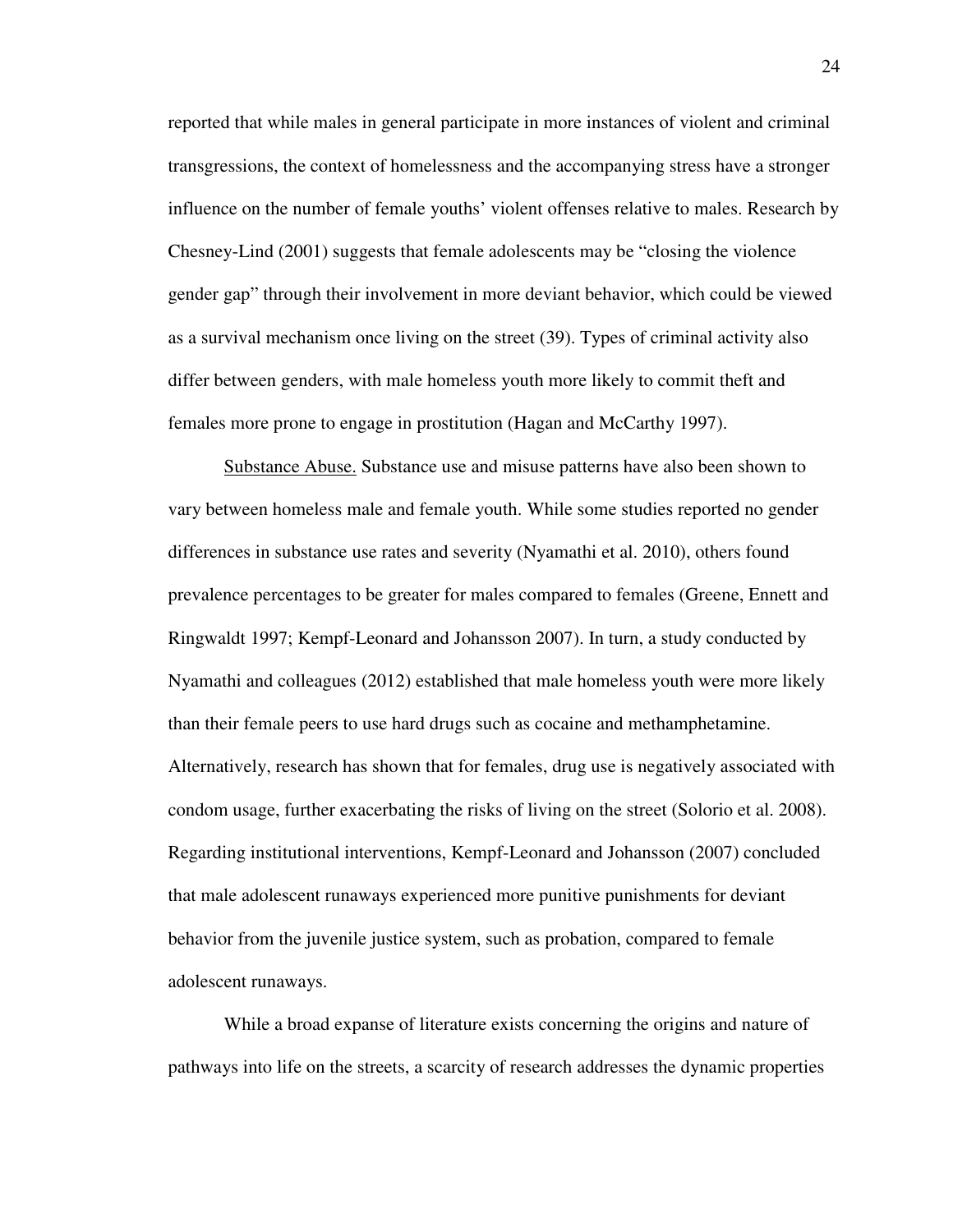reported that while males in general participate in more instances of violent and criminal transgressions, the context of homelessness and the accompanying stress have a stronger influence on the number of female youths' violent offenses relative to males. Research by Chesney-Lind (2001) suggests that female adolescents may be "closing the violence gender gap" through their involvement in more deviant behavior, which could be viewed as a survival mechanism once living on the street (39). Types of criminal activity also differ between genders, with male homeless youth more likely to commit theft and females more prone to engage in prostitution (Hagan and McCarthy 1997).

Substance Abuse. Substance use and misuse patterns have also been shown to vary between homeless male and female youth. While some studies reported no gender differences in substance use rates and severity (Nyamathi et al. 2010), others found prevalence percentages to be greater for males compared to females (Greene, Ennett and Ringwaldt 1997; Kempf-Leonard and Johansson 2007). In turn, a study conducted by Nyamathi and colleagues (2012) established that male homeless youth were more likely than their female peers to use hard drugs such as cocaine and methamphetamine. Alternatively, research has shown that for females, drug use is negatively associated with condom usage, further exacerbating the risks of living on the street (Solorio et al. 2008). Regarding institutional interventions, Kempf-Leonard and Johansson (2007) concluded that male adolescent runaways experienced more punitive punishments for deviant behavior from the juvenile justice system, such as probation, compared to female adolescent runaways.

While a broad expanse of literature exists concerning the origins and nature of pathways into life on the streets, a scarcity of research addresses the dynamic properties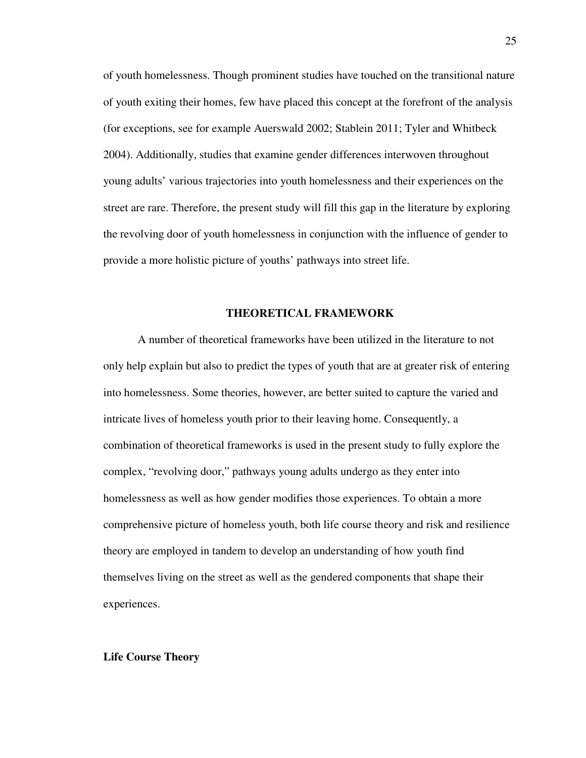of youth homelessness. Though prominent studies have touched on the transitional nature of youth exiting their homes, few have placed this concept at the forefront of the analysis (for exceptions, see for example Auerswald 2002; Stablein 2011; Tyler and Whitbeck 2004). Additionally, studies that examine gender differences interwoven throughout young adults' various trajectories into youth homelessness and their experiences on the street are rare. Therefore, the present study will fill this gap in the literature by exploring the revolving door of youth homelessness in conjunction with the influence of gender to provide a more holistic picture of youths' pathways into street life.

## THEORETICAL FRAMEWORK

A number of theoretical frameworks have been utilized in the literature to not only help explain but also to predict the types of youth that are at greater risk of entering into homelessness. Some theories, however, are better suited to capture the varied and intricate lives of homeless youth prior to their leaving home. Consequently, a combination of theoretical frameworks is used in the present study to fully explore the complex, "revolving door," pathways young adults undergo as they enter into homelessness as well as how gender modifies those experiences. To obtain a more comprehensive picture of homeless youth, both life course theory and risk and resilience theory are employed in tandem to develop an understanding of how youth find themselves living on the street as well as the gendered components that shape their experiences.

### Life Course Theory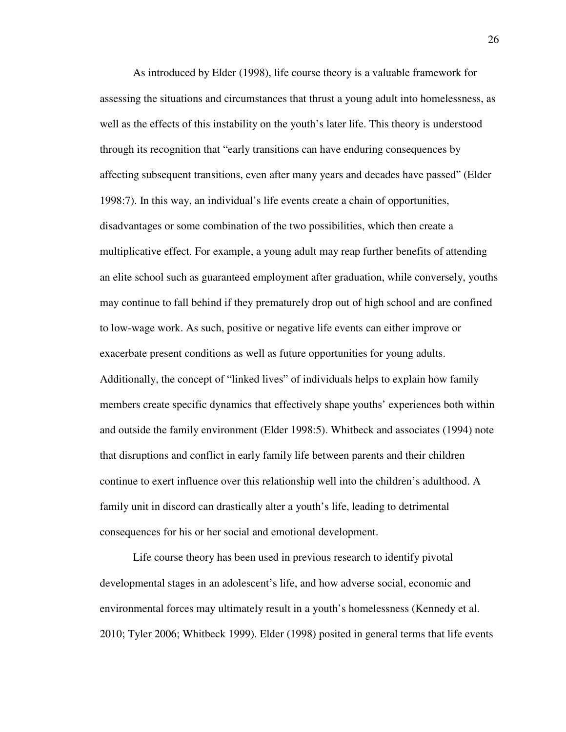As introduced by Elder (1998), life course theory is a valuable framework for assessing the situations and circumstances that thrust a young adult into homelessness, as well as the effects of this instability on the youth's later life. This theory is understood through its recognition that "early transitions can have enduring consequences by affecting subsequent transitions, even after many years and decades have passed" (Elder 1998:7). In this way, an individual's life events create a chain of opportunities, disadvantages or some combination of the two possibilities, which then create a multiplicative effect. For example, a young adult may reap further benefits of attending an elite school such as guaranteed employment after graduation, while conversely, youths may continue to fall behind if they prematurely drop out of high school and are confined to low-wage work. As such, positive or negative life events can either improve or exacerbate present conditions as well as future opportunities for young adults. Additionally, the concept of "linked lives" of individuals helps to explain how family members create specific dynamics that effectively shape youths' experiences both within and outside the family environment (Elder 1998:5). Whitbeck and associates (1994) note that disruptions and conflict in early family life between parents and their children continue to exert influence over this relationship well into the children's adulthood. A family unit in discord can drastically alter a youth's life, leading to detrimental consequences for his or her social and emotional development.

Life course theory has been used in previous research to identify pivotal developmental stages in an adolescent's life, and how adverse social, economic and environmental forces may ultimately result in a youth's homelessness (Kennedy et al. 2010; Tyler 2006; Whitbeck 1999). Elder (1998) posited in general terms that life events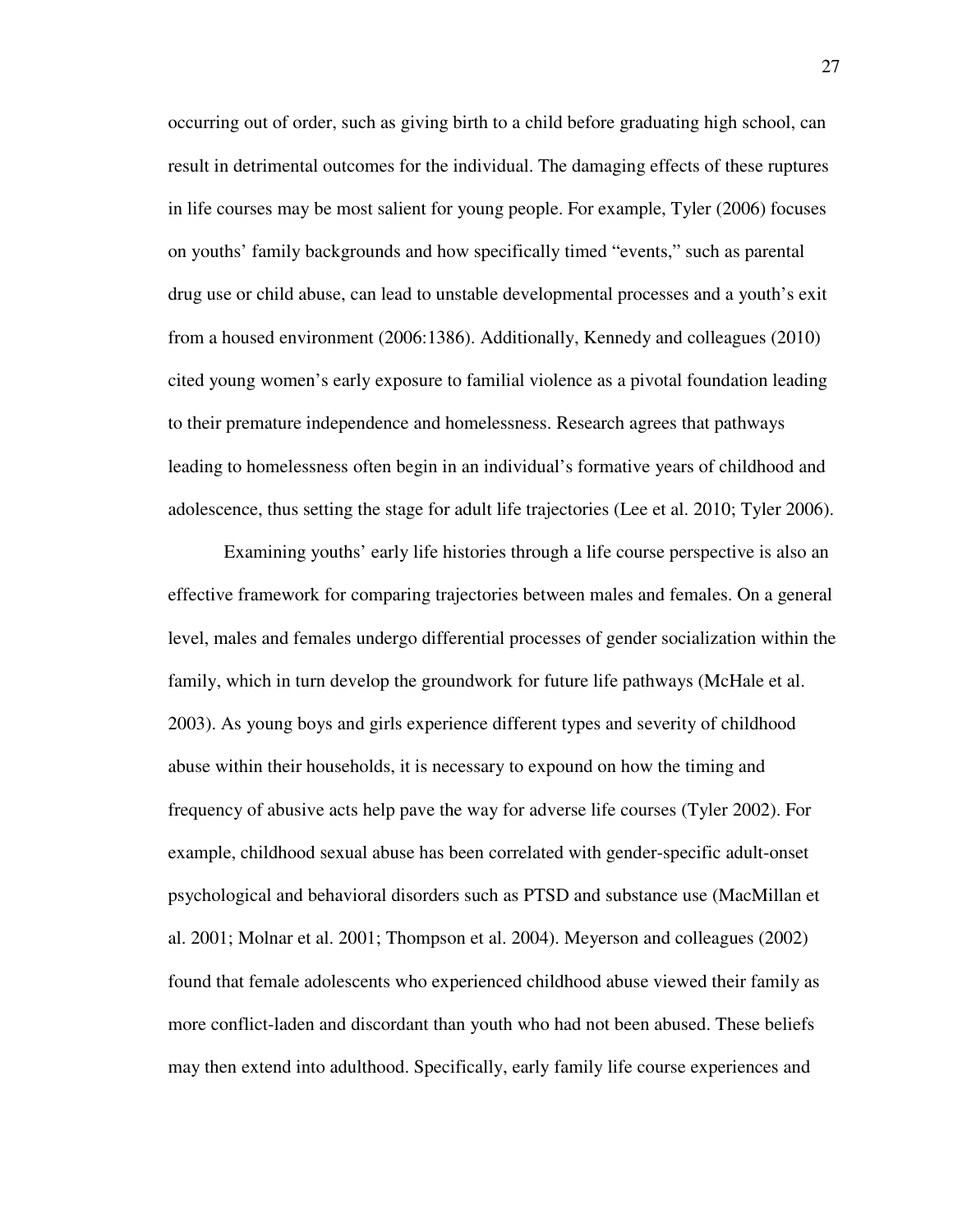occurring out of order, such as giving birth to a child before graduating high school, can result in detrimental outcomes for the individual. The damaging effects of these ruptures in life courses may be most salient for young people. For example, Tyler (2006) focuses on youths' family backgrounds and how specifically timed "events," such as parental drug use or child abuse, can lead to unstable developmental processes and a youth's exit from a housed environment (2006:1386). Additionally, Kennedy and colleagues (2010) cited young women's early exposure to familial violence as a pivotal foundation leading to their premature independence and homelessness. Research agrees that pathways leading to homelessness often begin in an individual's formative years of childhood and adolescence, thus setting the stage for adult life trajectories (Lee et al. 2010; Tyler 2006).

Examining youths' early life histories through a life course perspective is also an effective framework for comparing trajectories between males and females. On a general level, males and females undergo differential processes of gender socialization within the family, which in turn develop the groundwork for future life pathways (McHale et al. 2003). As young boys and girls experience different types and severity of childhood abuse within their households, it is necessary to expound on how the timing and frequency of abusive acts help pave the way for adverse life courses (Tyler 2002). For example, childhood sexual abuse has been correlated with gender-specific adult-onset psychological and behavioral disorders such as PTSD and substance use (MacMillan et al. 2001; Molnar et al. 2001; Thompson et al. 2004). Meyerson and colleagues (2002) found that female adolescents who experienced childhood abuse viewed their family as more conflict-laden and discordant than youth who had not been abused. These beliefs may then extend into adulthood. Specifically, early family life course experiences and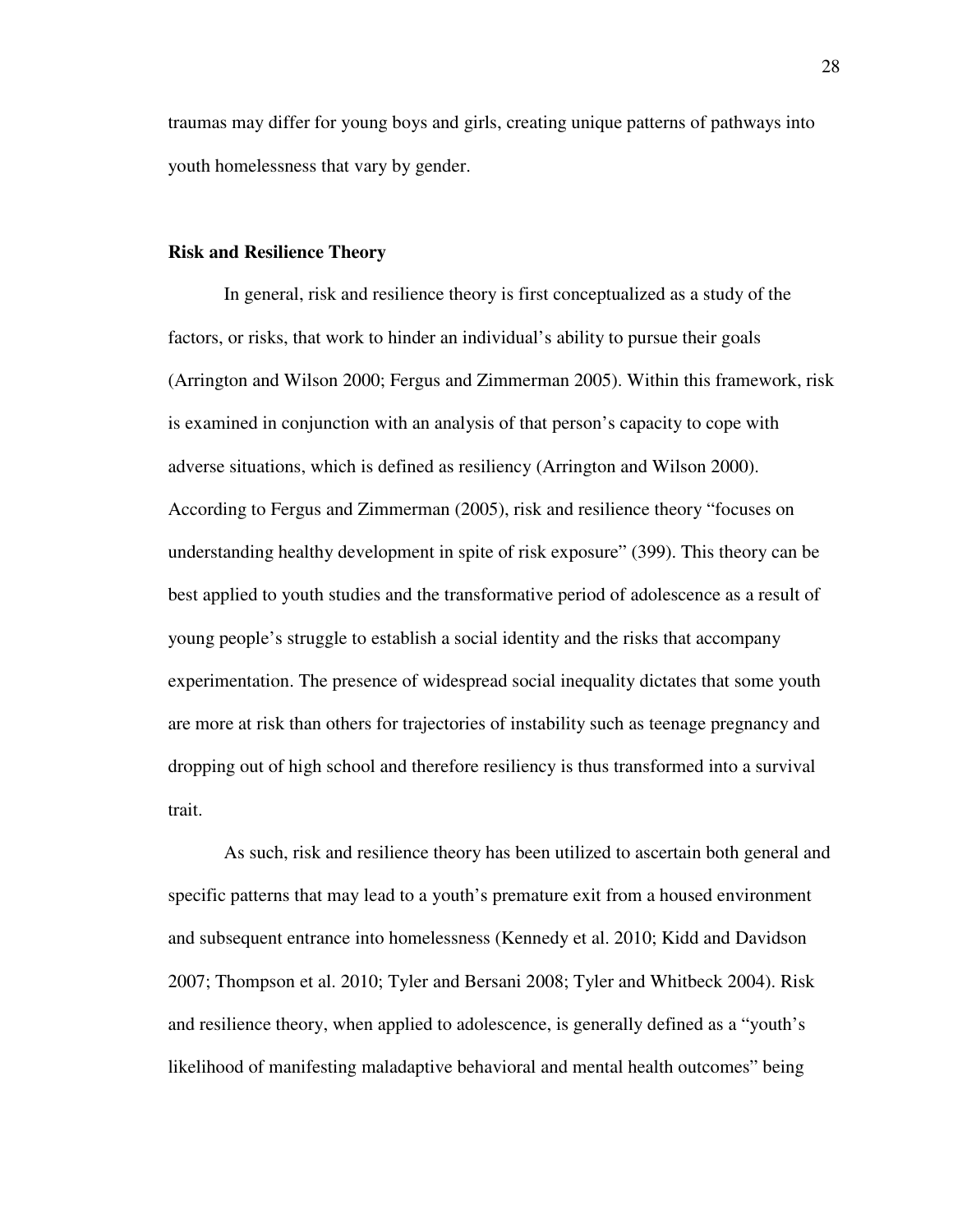traumas may differ for young boys and girls, creating unique patterns of pathways into youth homelessness that vary by gender.

### Risk and Resilience Theory

In general, risk and resilience theory is first conceptualized as a study of the factors, or risks, that work to hinder an individual's ability to pursue their goals (Arrington and Wilson 2000; Fergus and Zimmerman 2005). Within this framework, risk is examined in conjunction with an analysis of that person's capacity to cope with adverse situations, which is defined as resiliency (Arrington and Wilson 2000). According to Fergus and Zimmerman (2005), risk and resilience theory "focuses on understanding healthy development in spite of risk exposure" (399). This theory can be best applied to youth studies and the transformative period of adolescence as a result of young people's struggle to establish a social identity and the risks that accompany experimentation. The presence of widespread social inequality dictates that some youth are more at risk than others for trajectories of instability such as teenage pregnancy and dropping out of high school and therefore resiliency is thus transformed into a survival trait.

As such, risk and resilience theory has been utilized to ascertain both general and specific patterns that may lead to a youth's premature exit from a housed environment and subsequent entrance into homelessness (Kennedy et al. 2010; Kidd and Davidson 2007; Thompson et al. 2010; Tyler and Bersani 2008; Tyler and Whitbeck 2004). Risk and resilience theory, when applied to adolescence, is generally defined as a "youth's likelihood of manifesting maladaptive behavioral and mental health outcomes" being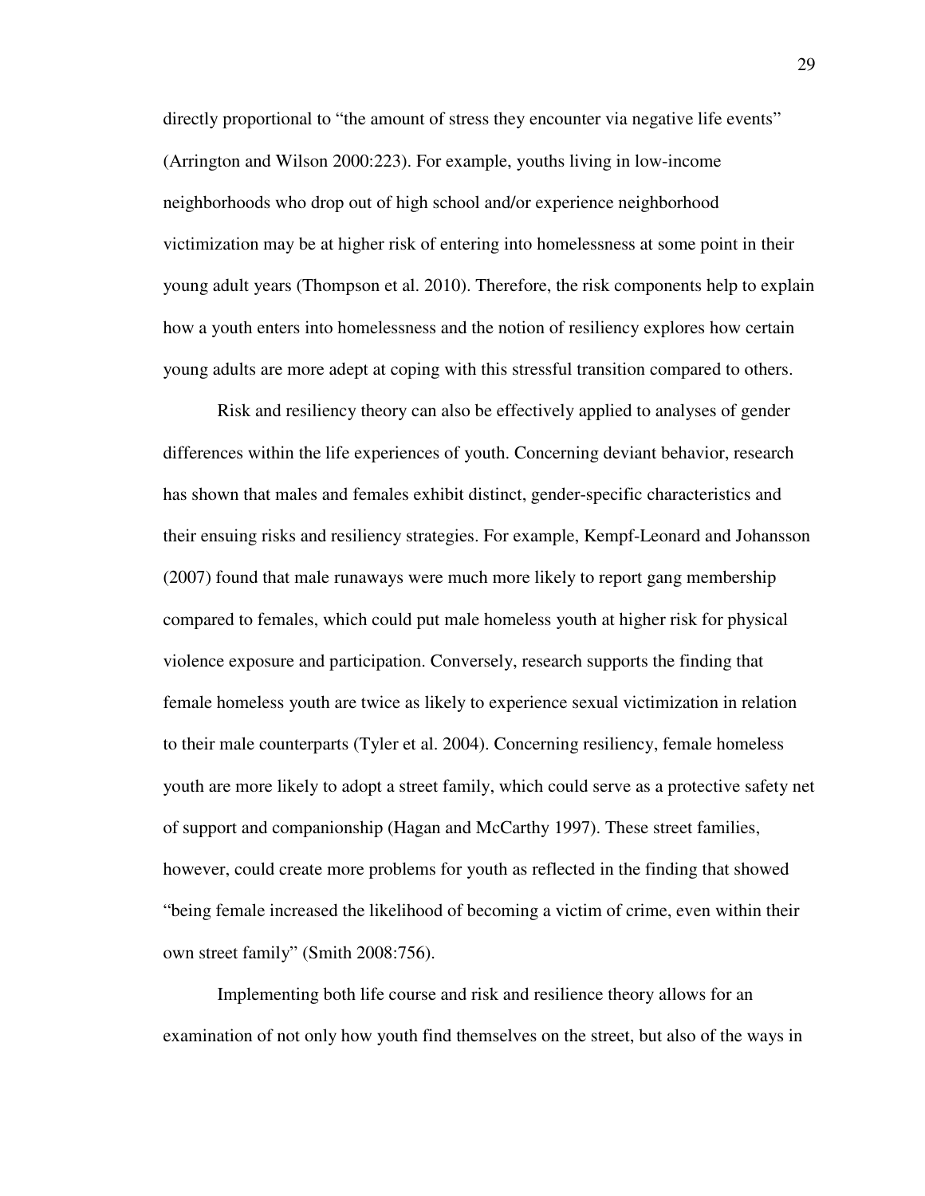directly proportional to "the amount of stress they encounter via negative life events" (Arrington and Wilson 2000:223). For example, youths living in low-income neighborhoods who drop out of high school and/or experience neighborhood victimization may be at higher risk of entering into homelessness at some point in their young adult years (Thompson et al. 2010). Therefore, the risk components help to explain how a youth enters into homelessness and the notion of resiliency explores how certain young adults are more adept at coping with this stressful transition compared to others.

Risk and resiliency theory can also be effectively applied to analyses of gender differences within the life experiences of youth. Concerning deviant behavior, research has shown that males and females exhibit distinct, gender-specific characteristics and their ensuing risks and resiliency strategies. For example, Kempf-Leonard and Johansson (2007) found that male runaways were much more likely to report gang membership compared to females, which could put male homeless youth at higher risk for physical violence exposure and participation. Conversely, research supports the finding that female homeless youth are twice as likely to experience sexual victimization in relation to their male counterparts (Tyler et al. 2004). Concerning resiliency, female homeless youth are more likely to adopt a street family, which could serve as a protective safety net of support and companionship (Hagan and McCarthy 1997). These street families, however, could create more problems for youth as reflected in the finding that showed "being female increased the likelihood of becoming a victim of crime, even within their own street family" (Smith 2008:756).

Implementing both life course and risk and resilience theory allows for an examination of not only how youth find themselves on the street, but also of the ways in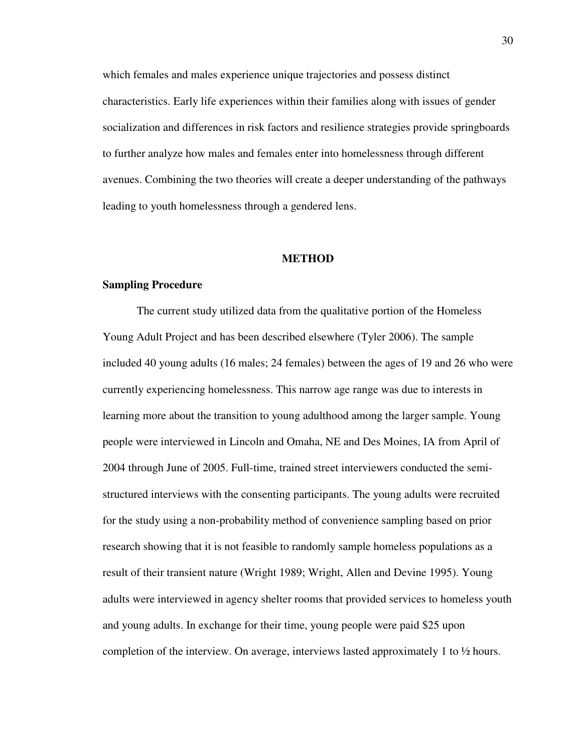which females and males experience unique trajectories and possess distinct characteristics. Early life experiences within their families along with issues of gender socialization and differences in risk factors and resilience strategies provide springboards to further analyze how males and females enter into homelessness through different avenues. Combining the two theories will create a deeper understanding of the pathways leading to youth homelessness through a gendered lens.

# METHOD

## Sampling Procedure

The current study utilized data from the qualitative portion of the Homeless Young Adult Project and has been described elsewhere (Tyler 2006). The sample included 40 young adults (16 males; 24 females) between the ages of 19 and 26 who were currently experiencing homelessness. This narrow age range was due to interests in learning more about the transition to young adulthood among the larger sample. Young people were interviewed in Lincoln and Omaha, NE and Des Moines, IA from April of 2004 through June of 2005. Full-time, trained street interviewers conducted the semi-structured interviews with the consenting participants. The young adults were recruited for the study using a non-probability method of convenience sampling based on prior research showing that it is not feasible to randomly sample homeless populations as a result of their transient nature (Wright 1989; Wright, Allen and Devine 1995). Young adults were interviewed in agency shelter rooms that provided services to homeless youth and young adults. In exchange for their time, young people were paid $25 upon completion of the interview. On average, interviews lasted approximately 1 to ½ hours.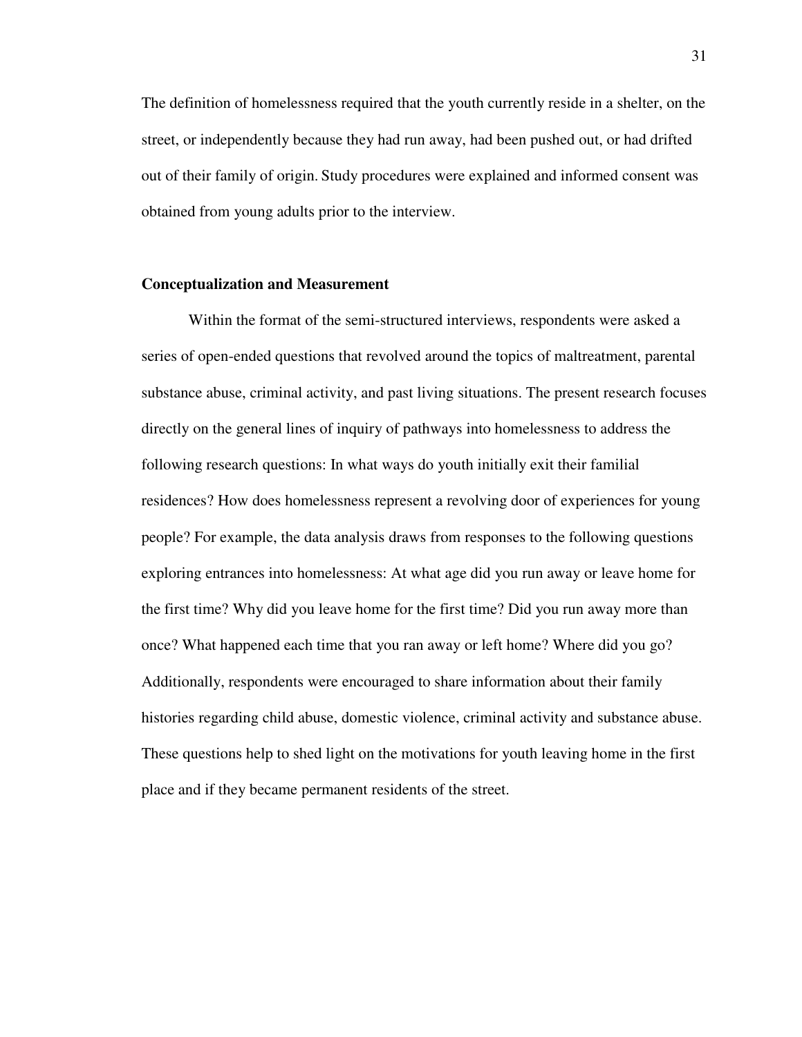The definition of homelessness required that the youth currently reside in a shelter, on the street, or independently because they had run away, had been pushed out, or had drifted out of their family of origin. Study procedures were explained and informed consent was obtained from young adults prior to the interview.

**Conceptualization and Measurement**

Within the format of the semi-structured interviews, respondents were asked a series of open-ended questions that revolved around the topics of maltreatment, parental substance abuse, criminal activity, and past living situations. The present research focuses directly on the general lines of inquiry of pathways into homelessness to address the following research questions: In what ways do youth initially exit their familial residences? How does homelessness represent a revolving door of experiences for young people? For example, the data analysis draws from responses to the following questions exploring entrances into homelessness: At what age did you run away or leave home for the first time? Why did you leave home for the first time? Did you run away more than once? What happened each time that you ran away or left home? Where did you go? Additionally, respondents were encouraged to share information about their family histories regarding child abuse, domestic violence, criminal activity and substance abuse. These questions help to shed light on the motivations for youth leaving home in the first place and if they became permanent residents of the street.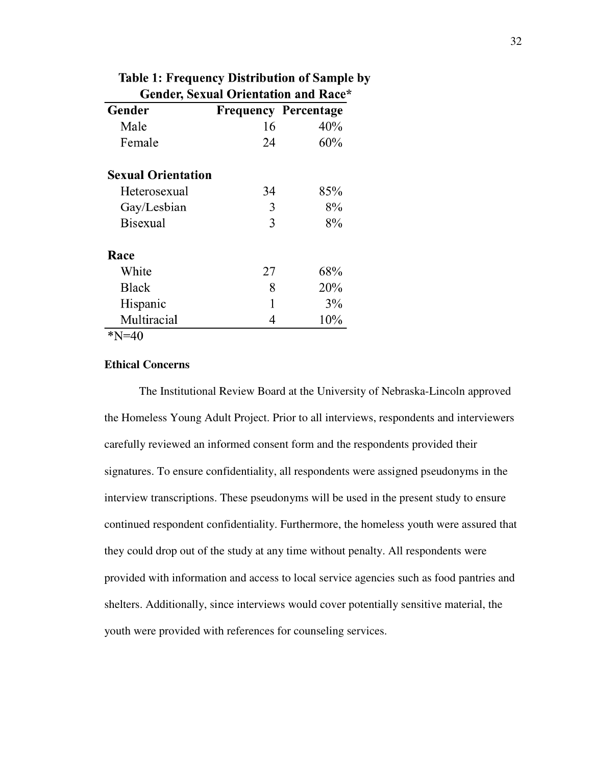**Table 1: Frequency Distribution of Sample by Gender, Sexual Orientation and Race***

| Gender | Frequency | Percentage |
|---|---|---|
| Male | 16 | 40% |
| Female | 24 | 60% |
| **Sexual Orientation** | | |
| Heterosexual | 34 | 85% |
| Gay/Lesbian | 3 | 8% |
| Bisexual | 3 | 8% |
| **Race** | | |
| White | 27 | 68% |
| Black | 8 | 20% |
| Hispanic | 1 | 3% |
| Multiracial | 4 | 10% |

*N=40

### Ethical Concerns

The Institutional Review Board at the University of Nebraska-Lincoln approved the Homeless Young Adult Project. Prior to all interviews, respondents and interviewers carefully reviewed an informed consent form and the respondents provided their signatures. To ensure confidentiality, all respondents were assigned pseudonyms in the interview transcriptions. These pseudonyms will be used in the present study to ensure continued respondent confidentiality. Furthermore, the homeless youth were assured that they could drop out of the study at any time without penalty. All respondents were provided with information and access to local service agencies such as food pantries and shelters. Additionally, since interviews would cover potentially sensitive material, the youth were provided with references for counseling services.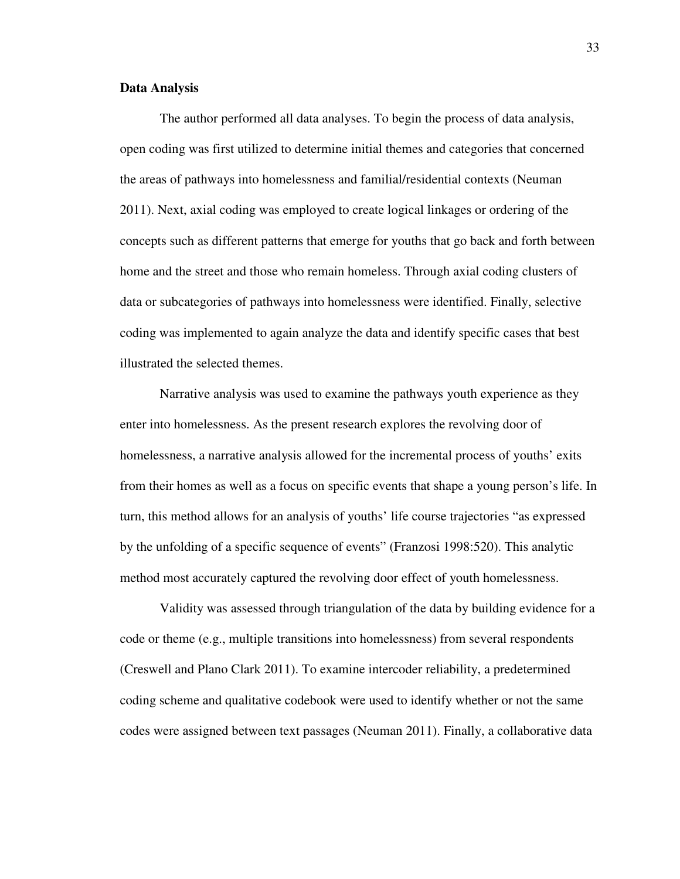**Data Analysis**

The author performed all data analyses. To begin the process of data analysis, open coding was first utilized to determine initial themes and categories that concerned the areas of pathways into homelessness and familial/residential contexts (Neuman 2011). Next, axial coding was employed to create logical linkages or ordering of the concepts such as different patterns that emerge for youths that go back and forth between home and the street and those who remain homeless. Through axial coding clusters of data or subcategories of pathways into homelessness were identified. Finally, selective coding was implemented to again analyze the data and identify specific cases that best illustrated the selected themes.

Narrative analysis was used to examine the pathways youth experience as they enter into homelessness. As the present research explores the revolving door of homelessness, a narrative analysis allowed for the incremental process of youths' exits from their homes as well as a focus on specific events that shape a young person's life. In turn, this method allows for an analysis of youths' life course trajectories "as expressed by the unfolding of a specific sequence of events" (Franzosi 1998:520). This analytic method most accurately captured the revolving door effect of youth homelessness.

Validity was assessed through triangulation of the data by building evidence for a code or theme (e.g., multiple transitions into homelessness) from several respondents (Creswell and Plano Clark 2011). To examine intercoder reliability, a predetermined coding scheme and qualitative codebook were used to identify whether or not the same codes were assigned between text passages (Neuman 2011). Finally, a collaborative data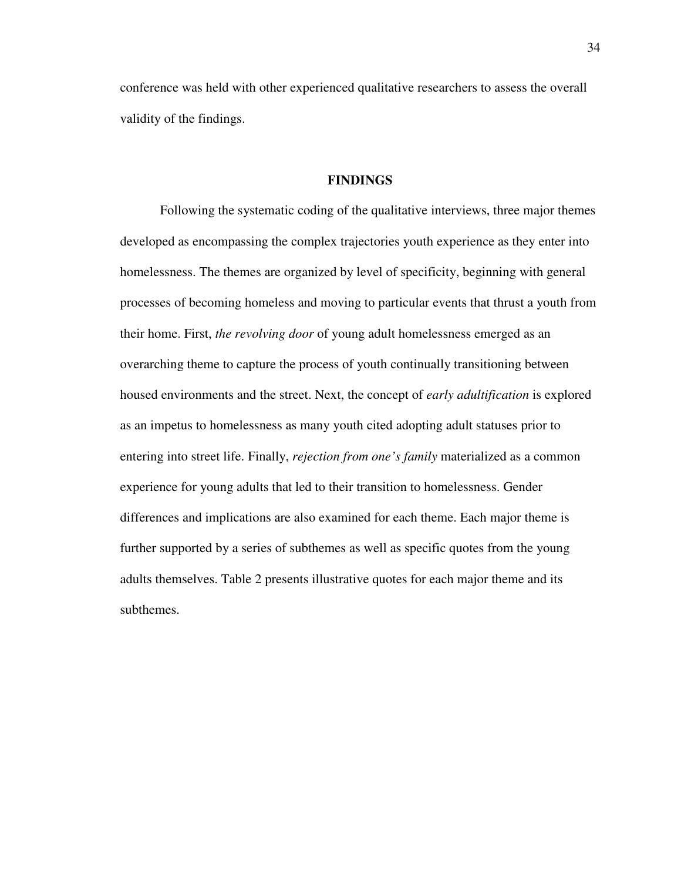conference was held with other experienced qualitative researchers to assess the overall validity of the findings.

## FINDINGS

Following the systematic coding of the qualitative interviews, three major themes developed as encompassing the complex trajectories youth experience as they enter into homelessness. The themes are organized by level of specificity, beginning with general processes of becoming homeless and moving to particular events that thrust a youth from their home. First, *the revolving door* of young adult homelessness emerged as an overarching theme to capture the process of youth continually transitioning between housed environments and the street. Next, the concept of *early adultification* is explored as an impetus to homelessness as many youth cited adopting adult statuses prior to entering into street life. Finally, *rejection from one's family* materialized as a common experience for young adults that led to their transition to homelessness. Gender differences and implications are also examined for each theme. Each major theme is further supported by a series of subthemes as well as specific quotes from the young adults themselves. Table 2 presents illustrative quotes for each major theme and its subthemes.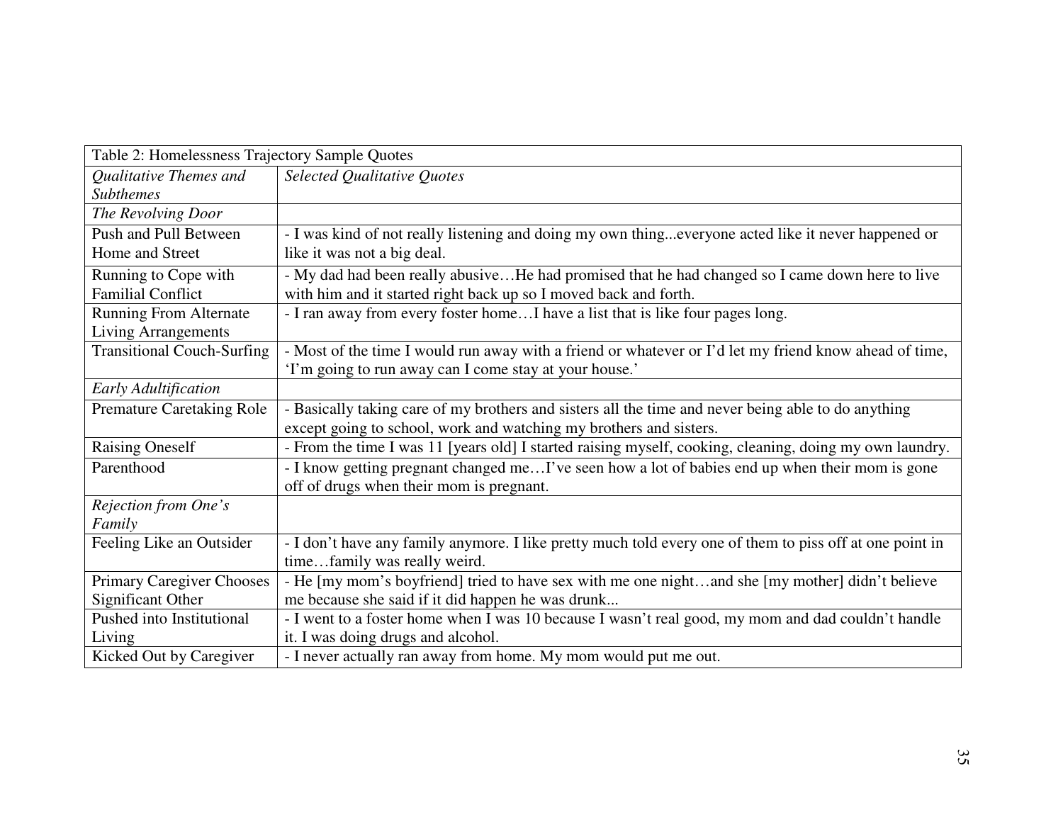Table 2: Homelessness Trajectory Sample Quotes

| *Qualitative Themes and Subthemes* | *Selected Qualitative Quotes* |
|---|---|
| *The Revolving Door* | |
| Push and Pull Between Home and Street | - I was kind of not really listening and doing my own thing...everyone acted like it never happened or like it was not a big deal. |
| Running to Cope with Familial Conflict | - My dad had been really abusive…He had promised that he had changed so I came down here to live with him and it started right back up so I moved back and forth. |
| Running From Alternate Living Arrangements | - I ran away from every foster home…I have a list that is like four pages long. |
| Transitional Couch-Surfing | - Most of the time I would run away with a friend or whatever or I'd let my friend know ahead of time, 'I'm going to run away can I come stay at your house.' |
| *Early Adultification* | |
| Premature Caretaking Role | - Basically taking care of my brothers and sisters all the time and never being able to do anything except going to school, work and watching my brothers and sisters. |
| Raising Oneself | - From the time I was 11 [years old] I started raising myself, cooking, cleaning, doing my own laundry. |
| Parenthood | - I know getting pregnant changed me…I've seen how a lot of babies end up when their mom is gone off of drugs when their mom is pregnant. |
| *Rejection from One's Family* | |
| Feeling Like an Outsider | - I don't have any family anymore. I like pretty much told every one of them to piss off at one point in time…family was really weird. |
| Primary Caregiver Chooses Significant Other | - He [my mom's boyfriend] tried to have sex with me one night…and she [my mother] didn't believe me because she said if it did happen he was drunk... |
| Pushed into Institutional Living | - I went to a foster home when I was 10 because I wasn't real good, my mom and dad couldn't handle it. I was doing drugs and alcohol. |
| Kicked Out by Caregiver | - I never actually ran away from home. My mom would put me out. |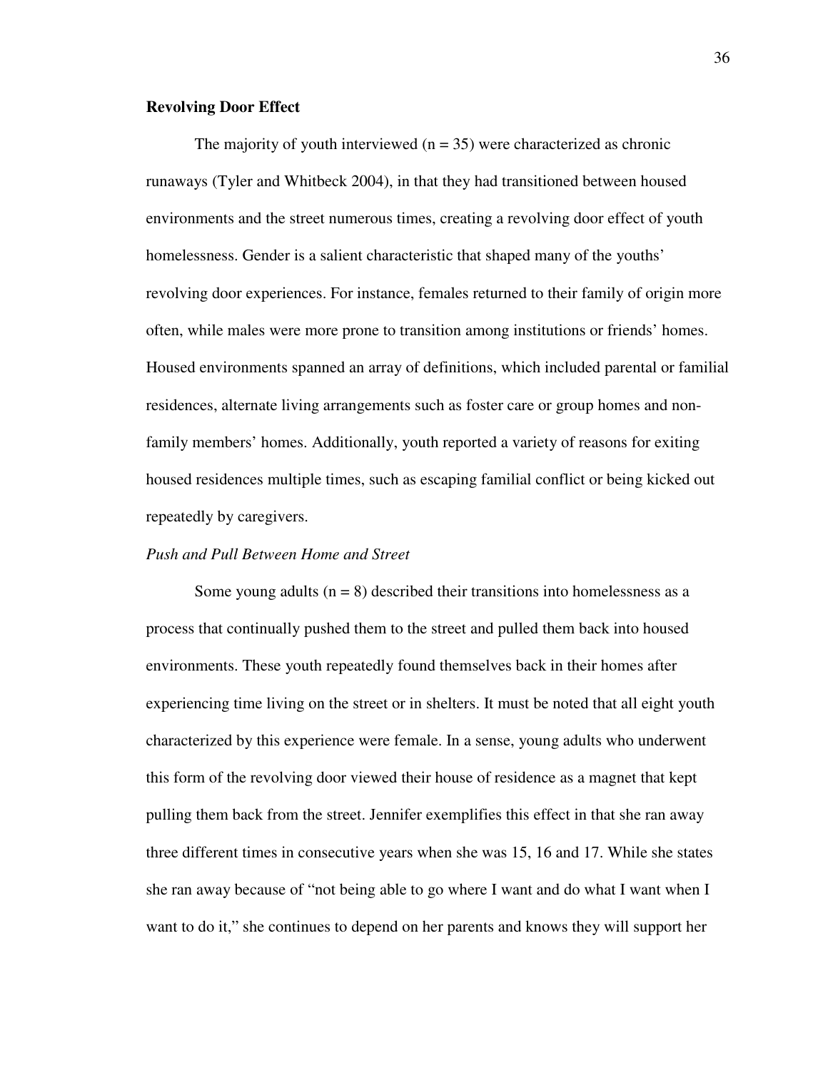**Revolving Door Effect**

The majority of youth interviewed ($n = 35$) were characterized as chronic runaways (Tyler and Whitbeck 2004), in that they had transitioned between housed environments and the street numerous times, creating a revolving door effect of youth homelessness. Gender is a salient characteristic that shaped many of the youths' revolving door experiences. For instance, females returned to their family of origin more often, while males were more prone to transition among institutions or friends' homes. Housed environments spanned an array of definitions, which included parental or familial residences, alternate living arrangements such as foster care or group homes and non-family members' homes. Additionally, youth reported a variety of reasons for exiting housed residences multiple times, such as escaping familial conflict or being kicked out repeatedly by caregivers.

*Push and Pull Between Home and Street*

Some young adults ($n = 8$) described their transitions into homelessness as a process that continually pushed them to the street and pulled them back into housed environments. These youth repeatedly found themselves back in their homes after experiencing time living on the street or in shelters. It must be noted that all eight youth characterized by this experience were female. In a sense, young adults who underwent this form of the revolving door viewed their house of residence as a magnet that kept pulling them back from the street. Jennifer exemplifies this effect in that she ran away three different times in consecutive years when she was 15, 16 and 17. While she states she ran away because of "not being able to go where I want and do what I want when I want to do it," she continues to depend on her parents and knows they will support her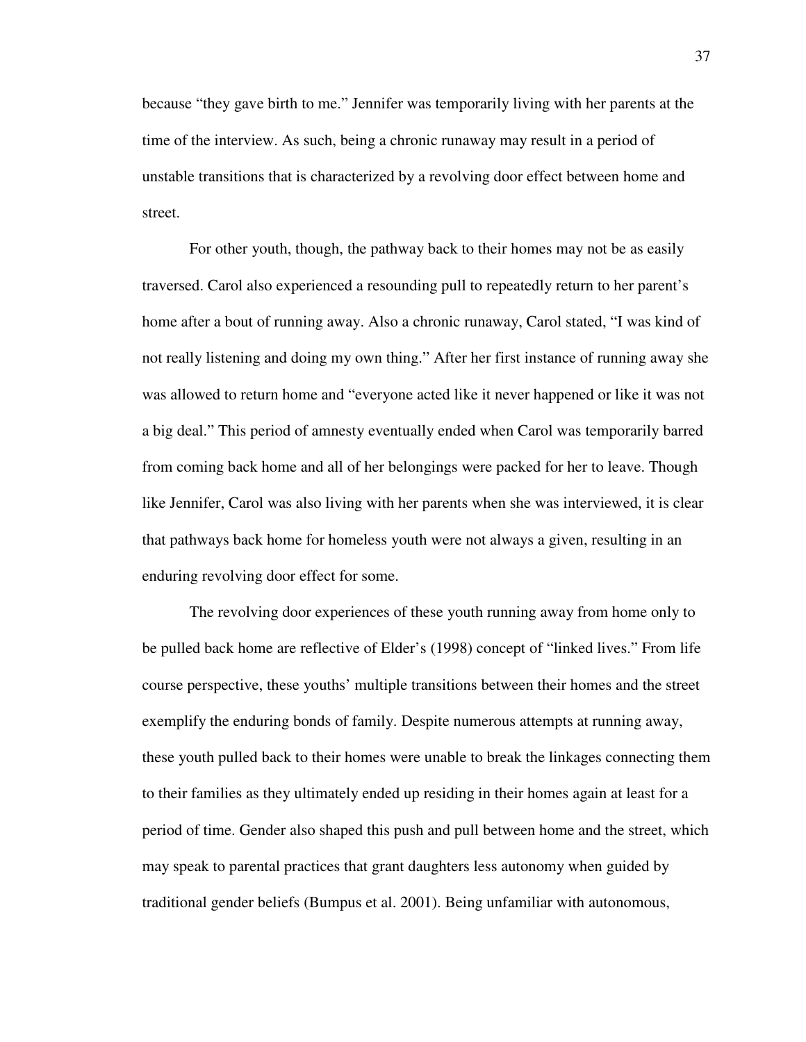because "they gave birth to me." Jennifer was temporarily living with her parents at the time of the interview. As such, being a chronic runaway may result in a period of unstable transitions that is characterized by a revolving door effect between home and street.

For other youth, though, the pathway back to their homes may not be as easily traversed. Carol also experienced a resounding pull to repeatedly return to her parent's home after a bout of running away. Also a chronic runaway, Carol stated, "I was kind of not really listening and doing my own thing." After her first instance of running away she was allowed to return home and "everyone acted like it never happened or like it was not a big deal." This period of amnesty eventually ended when Carol was temporarily barred from coming back home and all of her belongings were packed for her to leave. Though like Jennifer, Carol was also living with her parents when she was interviewed, it is clear that pathways back home for homeless youth were not always a given, resulting in an enduring revolving door effect for some.

The revolving door experiences of these youth running away from home only to be pulled back home are reflective of Elder's (1998) concept of "linked lives." From life course perspective, these youths' multiple transitions between their homes and the street exemplify the enduring bonds of family. Despite numerous attempts at running away, these youth pulled back to their homes were unable to break the linkages connecting them to their families as they ultimately ended up residing in their homes again at least for a period of time. Gender also shaped this push and pull between home and the street, which may speak to parental practices that grant daughters less autonomy when guided by traditional gender beliefs (Bumpus et al. 2001). Being unfamiliar with autonomous,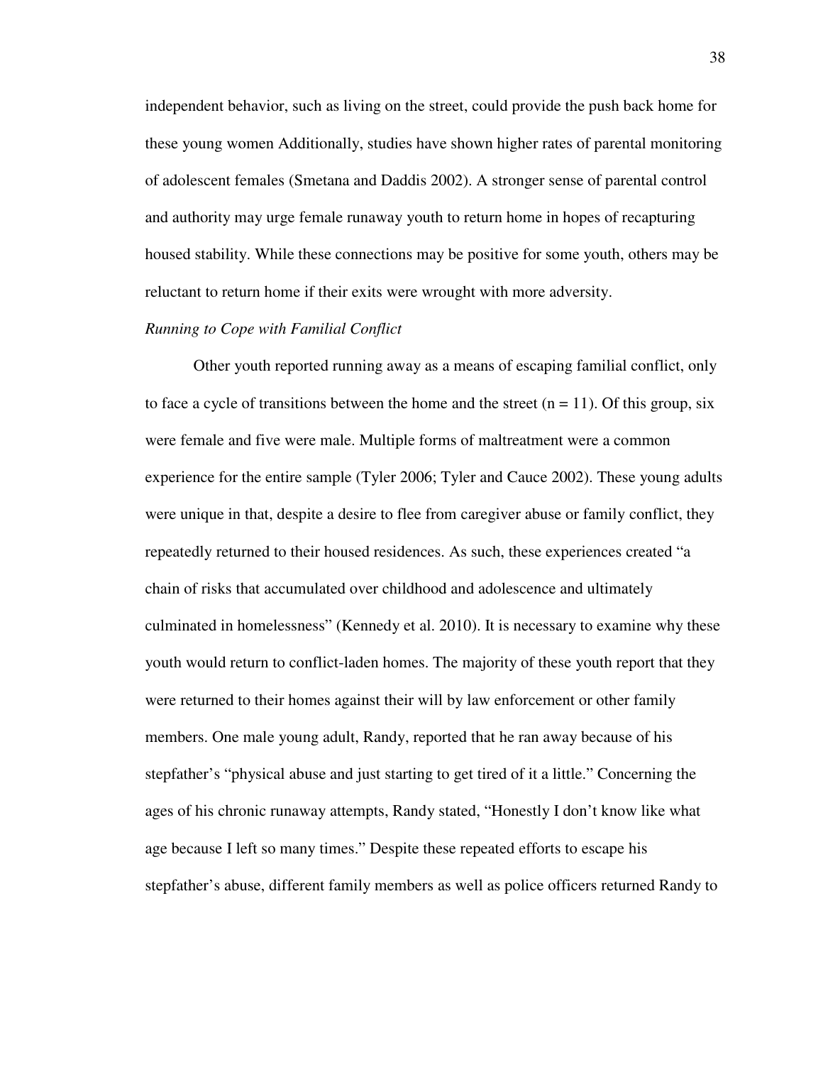independent behavior, such as living on the street, could provide the push back home for these young women Additionally, studies have shown higher rates of parental monitoring of adolescent females (Smetana and Daddis 2002). A stronger sense of parental control and authority may urge female runaway youth to return home in hopes of recapturing housed stability. While these connections may be positive for some youth, others may be reluctant to return home if their exits were wrought with more adversity.

*Running to Cope with Familial Conflict*

Other youth reported running away as a means of escaping familial conflict, only to face a cycle of transitions between the home and the street (n = 11). Of this group, six were female and five were male. Multiple forms of maltreatment were a common experience for the entire sample (Tyler 2006; Tyler and Cauce 2002). These young adults were unique in that, despite a desire to flee from caregiver abuse or family conflict, they repeatedly returned to their housed residences. As such, these experiences created "a chain of risks that accumulated over childhood and adolescence and ultimately culminated in homelessness" (Kennedy et al. 2010). It is necessary to examine why these youth would return to conflict-laden homes. The majority of these youth report that they were returned to their homes against their will by law enforcement or other family members. One male young adult, Randy, reported that he ran away because of his stepfather's "physical abuse and just starting to get tired of it a little." Concerning the ages of his chronic runaway attempts, Randy stated, "Honestly I don't know like what age because I left so many times." Despite these repeated efforts to escape his stepfather's abuse, different family members as well as police officers returned Randy to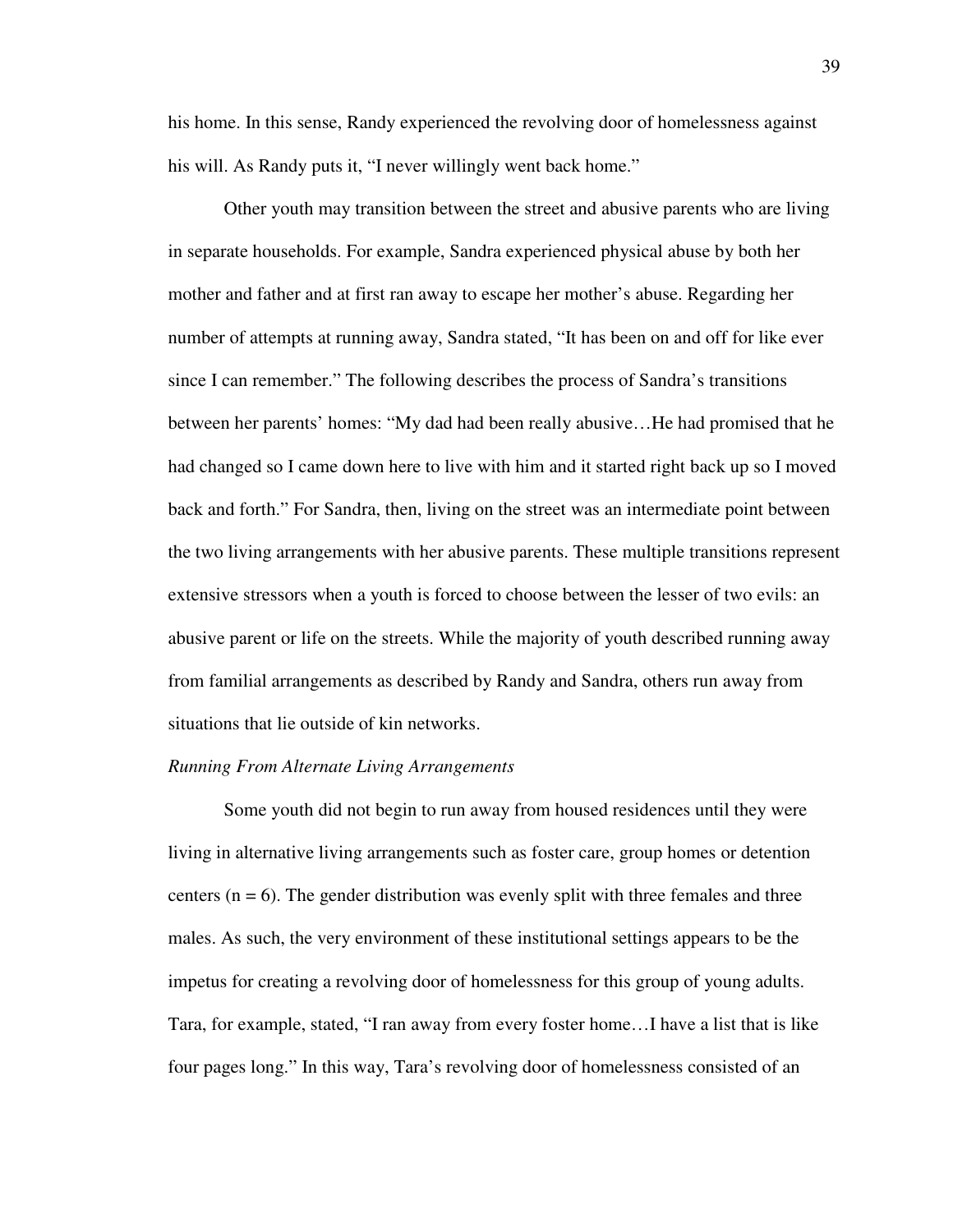his home. In this sense, Randy experienced the revolving door of homelessness against his will. As Randy puts it, "I never willingly went back home."

Other youth may transition between the street and abusive parents who are living in separate households. For example, Sandra experienced physical abuse by both her mother and father and at first ran away to escape her mother's abuse. Regarding her number of attempts at running away, Sandra stated, "It has been on and off for like ever since I can remember." The following describes the process of Sandra's transitions between her parents' homes: "My dad had been really abusive…He had promised that he had changed so I came down here to live with him and it started right back up so I moved back and forth." For Sandra, then, living on the street was an intermediate point between the two living arrangements with her abusive parents. These multiple transitions represent extensive stressors when a youth is forced to choose between the lesser of two evils: an abusive parent or life on the streets. While the majority of youth described running away from familial arrangements as described by Randy and Sandra, others run away from situations that lie outside of kin networks.

*Running From Alternate Living Arrangements*

Some youth did not begin to run away from housed residences until they were living in alternative living arrangements such as foster care, group homes or detention centers (n = 6). The gender distribution was evenly split with three females and three males. As such, the very environment of these institutional settings appears to be the impetus for creating a revolving door of homelessness for this group of young adults. Tara, for example, stated, "I ran away from every foster home…I have a list that is like four pages long." In this way, Tara's revolving door of homelessness consisted of an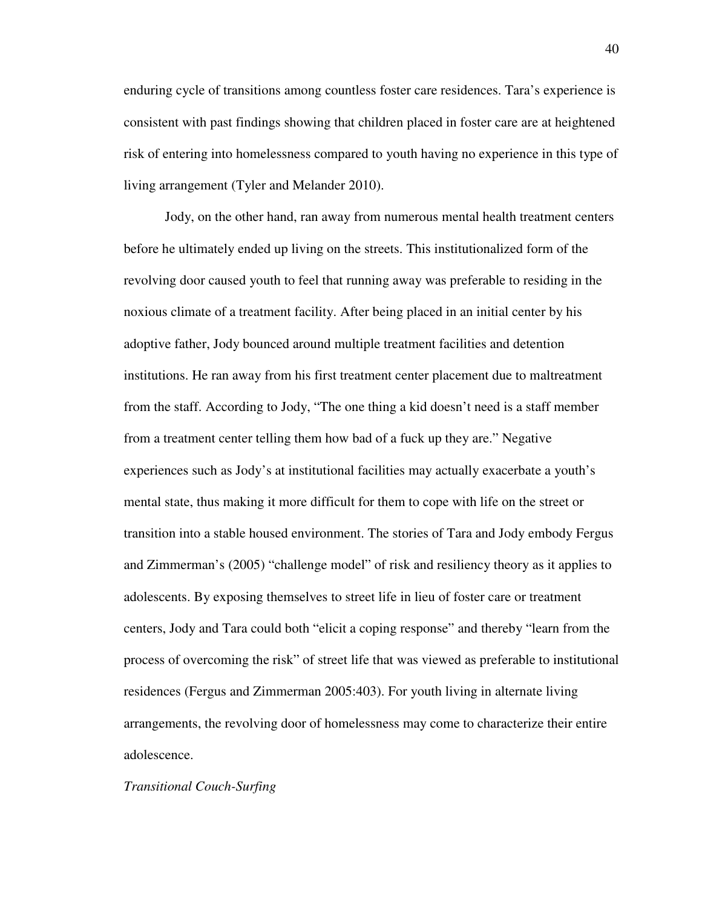enduring cycle of transitions among countless foster care residences. Tara's experience is consistent with past findings showing that children placed in foster care are at heightened risk of entering into homelessness compared to youth having no experience in this type of living arrangement (Tyler and Melander 2010).

Jody, on the other hand, ran away from numerous mental health treatment centers before he ultimately ended up living on the streets. This institutionalized form of the revolving door caused youth to feel that running away was preferable to residing in the noxious climate of a treatment facility. After being placed in an initial center by his adoptive father, Jody bounced around multiple treatment facilities and detention institutions. He ran away from his first treatment center placement due to maltreatment from the staff. According to Jody, "The one thing a kid doesn't need is a staff member from a treatment center telling them how bad of a fuck up they are." Negative experiences such as Jody's at institutional facilities may actually exacerbate a youth's mental state, thus making it more difficult for them to cope with life on the street or transition into a stable housed environment. The stories of Tara and Jody embody Fergus and Zimmerman's (2005) "challenge model" of risk and resiliency theory as it applies to adolescents. By exposing themselves to street life in lieu of foster care or treatment centers, Jody and Tara could both "elicit a coping response" and thereby "learn from the process of overcoming the risk" of street life that was viewed as preferable to institutional residences (Fergus and Zimmerman 2005:403). For youth living in alternate living arrangements, the revolving door of homelessness may come to characterize their entire adolescence.

*Transitional Couch-Surfing*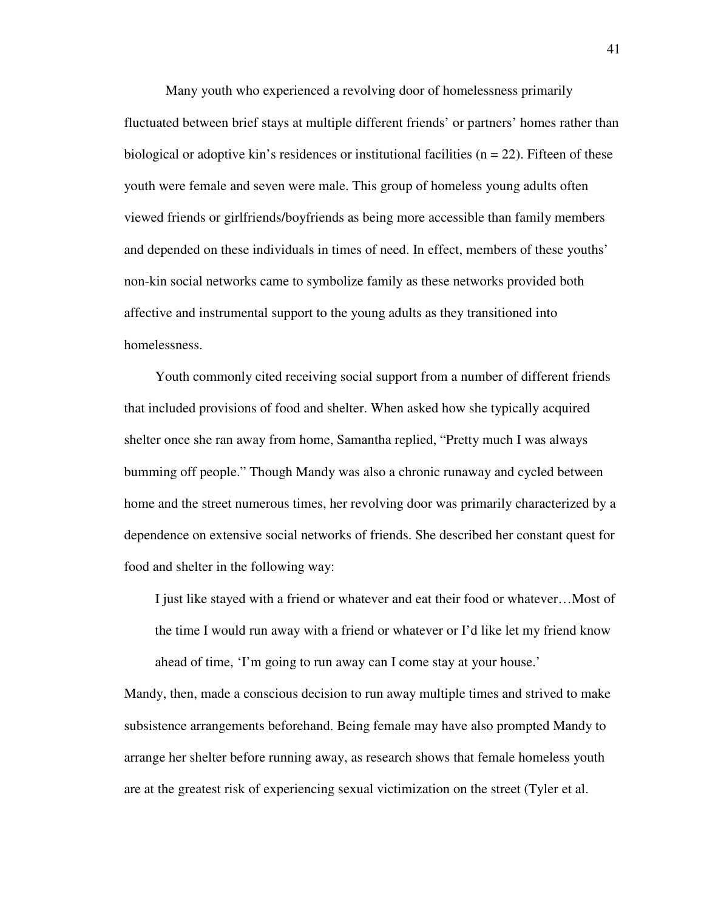Many youth who experienced a revolving door of homelessness primarily fluctuated between brief stays at multiple different friends' or partners' homes rather than biological or adoptive kin's residences or institutional facilities (n = 22). Fifteen of these youth were female and seven were male. This group of homeless young adults often viewed friends or girlfriends/boyfriends as being more accessible than family members and depended on these individuals in times of need. In effect, members of these youths' non-kin social networks came to symbolize family as these networks provided both affective and instrumental support to the young adults as they transitioned into homelessness.

Youth commonly cited receiving social support from a number of different friends that included provisions of food and shelter. When asked how she typically acquired shelter once she ran away from home, Samantha replied, "Pretty much I was always bumming off people." Though Mandy was also a chronic runaway and cycled between home and the street numerous times, her revolving door was primarily characterized by a dependence on extensive social networks of friends. She described her constant quest for food and shelter in the following way:

> I just like stayed with a friend or whatever and eat their food or whatever…Most of the time I would run away with a friend or whatever or I'd like let my friend know ahead of time, 'I'm going to run away can I come stay at your house.'

Mandy, then, made a conscious decision to run away multiple times and strived to make subsistence arrangements beforehand. Being female may have also prompted Mandy to arrange her shelter before running away, as research shows that female homeless youth are at the greatest risk of experiencing sexual victimization on the street (Tyler et al.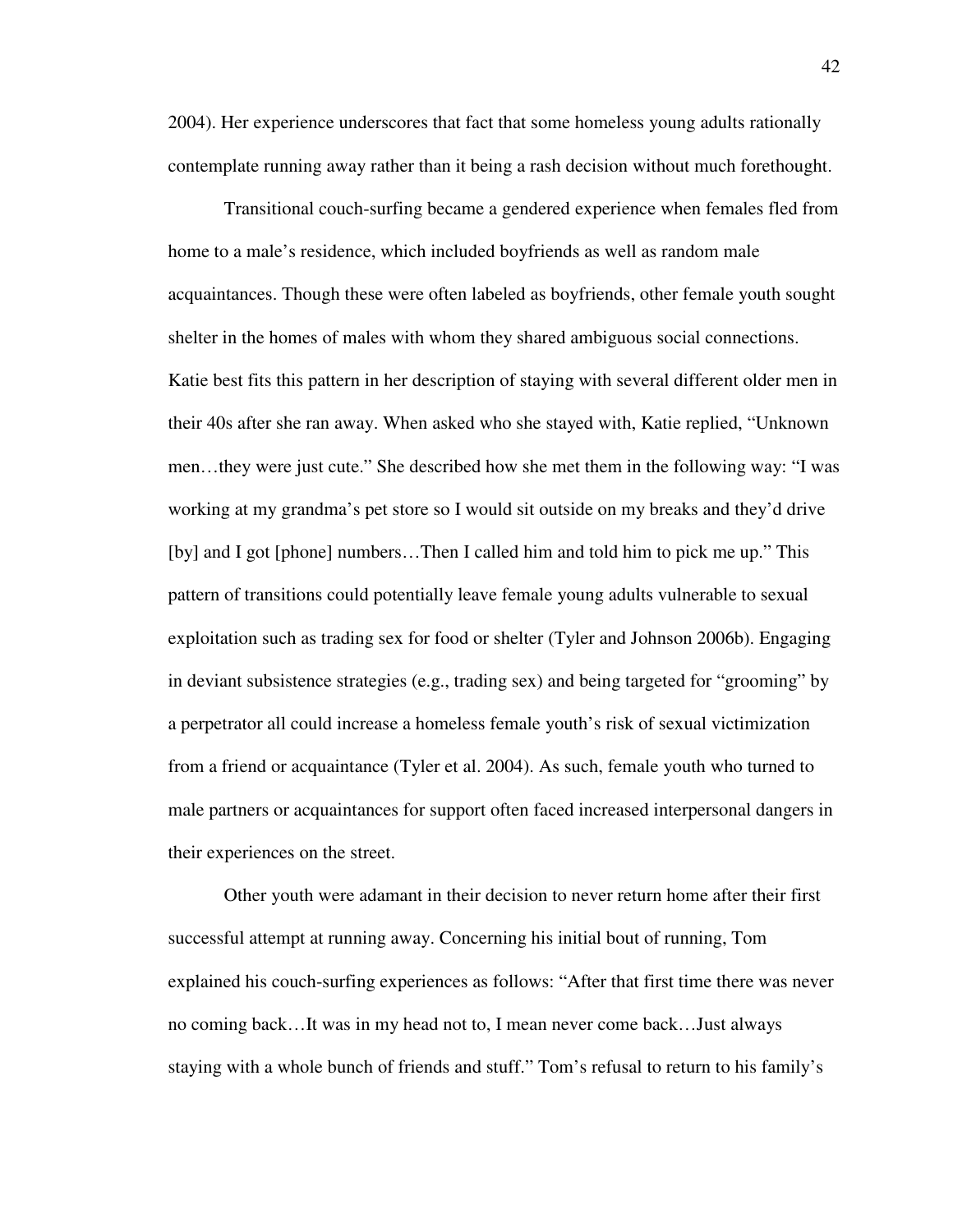2004). Her experience underscores that fact that some homeless young adults rationally contemplate running away rather than it being a rash decision without much forethought.

Transitional couch-surfing became a gendered experience when females fled from home to a male's residence, which included boyfriends as well as random male acquaintances. Though these were often labeled as boyfriends, other female youth sought shelter in the homes of males with whom they shared ambiguous social connections. Katie best fits this pattern in her description of staying with several different older men in their 40s after she ran away. When asked who she stayed with, Katie replied, "Unknown men…they were just cute." She described how she met them in the following way: "I was working at my grandma's pet store so I would sit outside on my breaks and they'd drive [by] and I got [phone] numbers…Then I called him and told him to pick me up." This pattern of transitions could potentially leave female young adults vulnerable to sexual exploitation such as trading sex for food or shelter (Tyler and Johnson 2006b). Engaging in deviant subsistence strategies (e.g., trading sex) and being targeted for "grooming" by a perpetrator all could increase a homeless female youth's risk of sexual victimization from a friend or acquaintance (Tyler et al. 2004). As such, female youth who turned to male partners or acquaintances for support often faced increased interpersonal dangers in their experiences on the street.

Other youth were adamant in their decision to never return home after their first successful attempt at running away. Concerning his initial bout of running, Tom explained his couch-surfing experiences as follows: "After that first time there was never no coming back…It was in my head not to, I mean never come back…Just always staying with a whole bunch of friends and stuff." Tom's refusal to return to his family's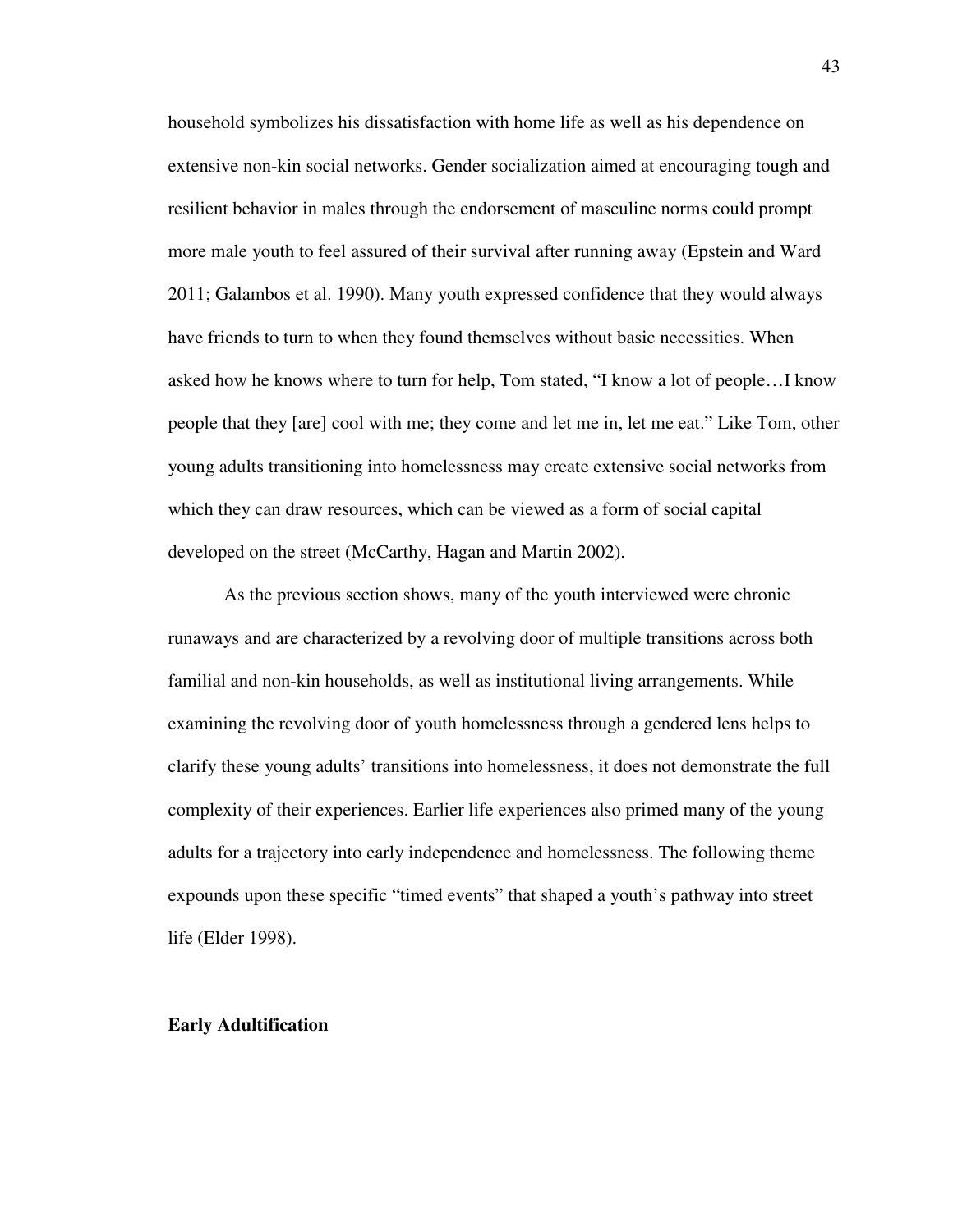household symbolizes his dissatisfaction with home life as well as his dependence on extensive non-kin social networks. Gender socialization aimed at encouraging tough and resilient behavior in males through the endorsement of masculine norms could prompt more male youth to feel assured of their survival after running away (Epstein and Ward 2011; Galambos et al. 1990). Many youth expressed confidence that they would always have friends to turn to when they found themselves without basic necessities. When asked how he knows where to turn for help, Tom stated, "I know a lot of people…I know people that they [are] cool with me; they come and let me in, let me eat." Like Tom, other young adults transitioning into homelessness may create extensive social networks from which they can draw resources, which can be viewed as a form of social capital developed on the street (McCarthy, Hagan and Martin 2002).

As the previous section shows, many of the youth interviewed were chronic runaways and are characterized by a revolving door of multiple transitions across both familial and non-kin households, as well as institutional living arrangements. While examining the revolving door of youth homelessness through a gendered lens helps to clarify these young adults' transitions into homelessness, it does not demonstrate the full complexity of their experiences. Earlier life experiences also primed many of the young adults for a trajectory into early independence and homelessness. The following theme expounds upon these specific "timed events" that shaped a youth's pathway into street life (Elder 1998).

**Early Adultification**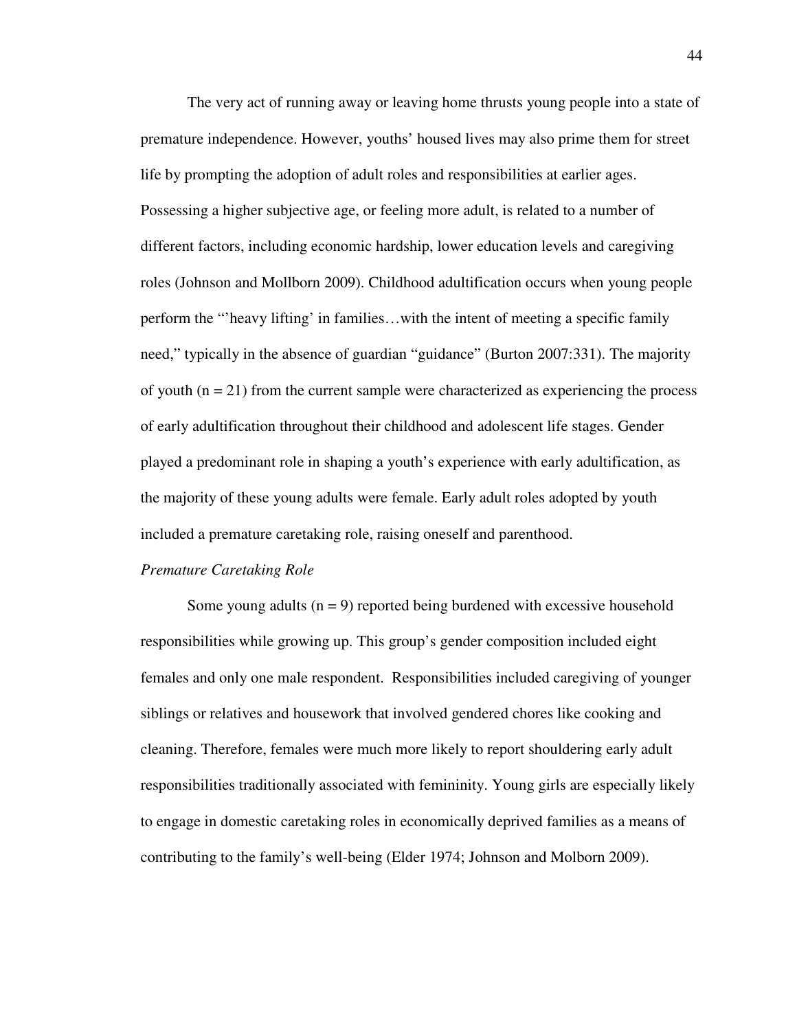The very act of running away or leaving home thrusts young people into a state of premature independence. However, youths' housed lives may also prime them for street life by prompting the adoption of adult roles and responsibilities at earlier ages. Possessing a higher subjective age, or feeling more adult, is related to a number of different factors, including economic hardship, lower education levels and caregiving roles (Johnson and Mollborn 2009). Childhood adultification occurs when young people perform the "'heavy lifting' in families…with the intent of meeting a specific family need," typically in the absence of guardian "guidance" (Burton 2007:331). The majority of youth (n = 21) from the current sample were characterized as experiencing the process of early adultification throughout their childhood and adolescent life stages. Gender played a predominant role in shaping a youth's experience with early adultification, as the majority of these young adults were female. Early adult roles adopted by youth included a premature caretaking role, raising oneself and parenthood.

*Premature Caretaking Role*

Some young adults (n = 9) reported being burdened with excessive household responsibilities while growing up. This group's gender composition included eight females and only one male respondent. Responsibilities included caregiving of younger siblings or relatives and housework that involved gendered chores like cooking and cleaning. Therefore, females were much more likely to report shouldering early adult responsibilities traditionally associated with femininity. Young girls are especially likely to engage in domestic caretaking roles in economically deprived families as a means of contributing to the family's well-being (Elder 1974; Johnson and Molborn 2009).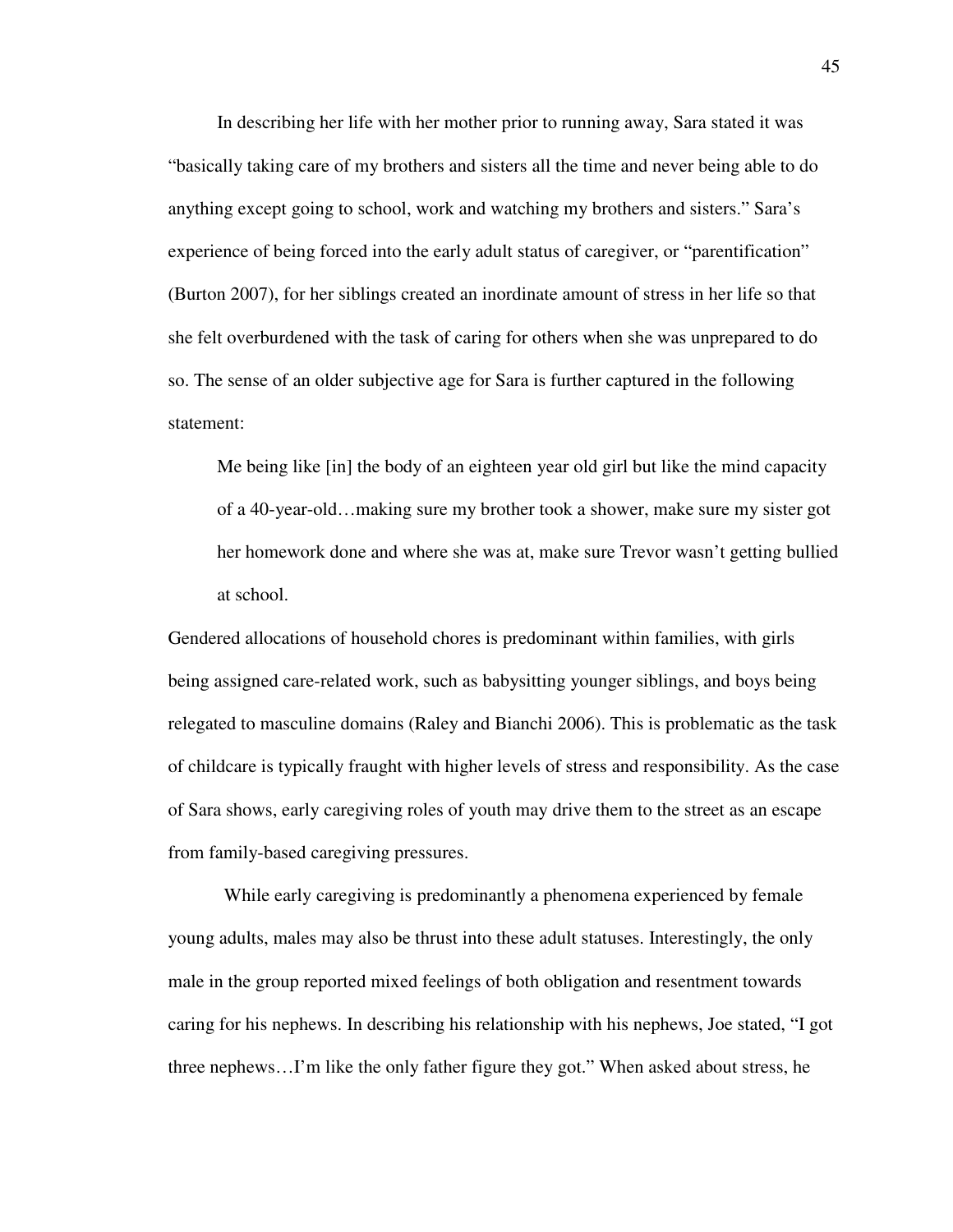In describing her life with her mother prior to running away, Sara stated it was "basically taking care of my brothers and sisters all the time and never being able to do anything except going to school, work and watching my brothers and sisters." Sara's experience of being forced into the early adult status of caregiver, or "parentification" (Burton 2007), for her siblings created an inordinate amount of stress in her life so that she felt overburdened with the task of caring for others when she was unprepared to do so. The sense of an older subjective age for Sara is further captured in the following statement:

> Me being like [in] the body of an eighteen year old girl but like the mind capacity of a 40-year-old…making sure my brother took a shower, make sure my sister got her homework done and where she was at, make sure Trevor wasn't getting bullied at school.

Gendered allocations of household chores is predominant within families, with girls being assigned care-related work, such as babysitting younger siblings, and boys being relegated to masculine domains (Raley and Bianchi 2006). This is problematic as the task of childcare is typically fraught with higher levels of stress and responsibility. As the case of Sara shows, early caregiving roles of youth may drive them to the street as an escape from family-based caregiving pressures.

While early caregiving is predominantly a phenomena experienced by female young adults, males may also be thrust into these adult statuses. Interestingly, the only male in the group reported mixed feelings of both obligation and resentment towards caring for his nephews. In describing his relationship with his nephews, Joe stated, "I got three nephews…I'm like the only father figure they got." When asked about stress, he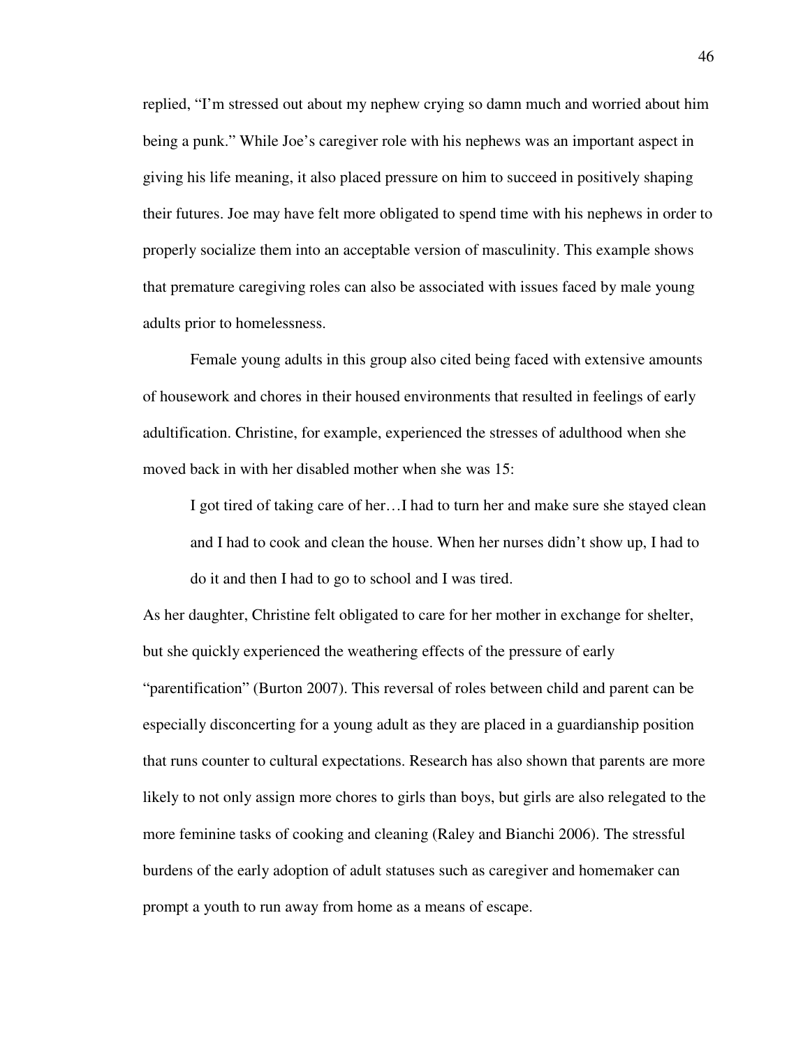replied, "I'm stressed out about my nephew crying so damn much and worried about him being a punk." While Joe's caregiver role with his nephews was an important aspect in giving his life meaning, it also placed pressure on him to succeed in positively shaping their futures. Joe may have felt more obligated to spend time with his nephews in order to properly socialize them into an acceptable version of masculinity. This example shows that premature caregiving roles can also be associated with issues faced by male young adults prior to homelessness.

Female young adults in this group also cited being faced with extensive amounts of housework and chores in their housed environments that resulted in feelings of early adultification. Christine, for example, experienced the stresses of adulthood when she moved back in with her disabled mother when she was 15:

> I got tired of taking care of her…I had to turn her and make sure she stayed clean and I had to cook and clean the house. When her nurses didn't show up, I had to do it and then I had to go to school and I was tired.

As her daughter, Christine felt obligated to care for her mother in exchange for shelter, but she quickly experienced the weathering effects of the pressure of early "parentification" (Burton 2007). This reversal of roles between child and parent can be especially disconcerting for a young adult as they are placed in a guardianship position that runs counter to cultural expectations. Research has also shown that parents are more likely to not only assign more chores to girls than boys, but girls are also relegated to the more feminine tasks of cooking and cleaning (Raley and Bianchi 2006). The stressful burdens of the early adoption of adult statuses such as caregiver and homemaker can prompt a youth to run away from home as a means of escape.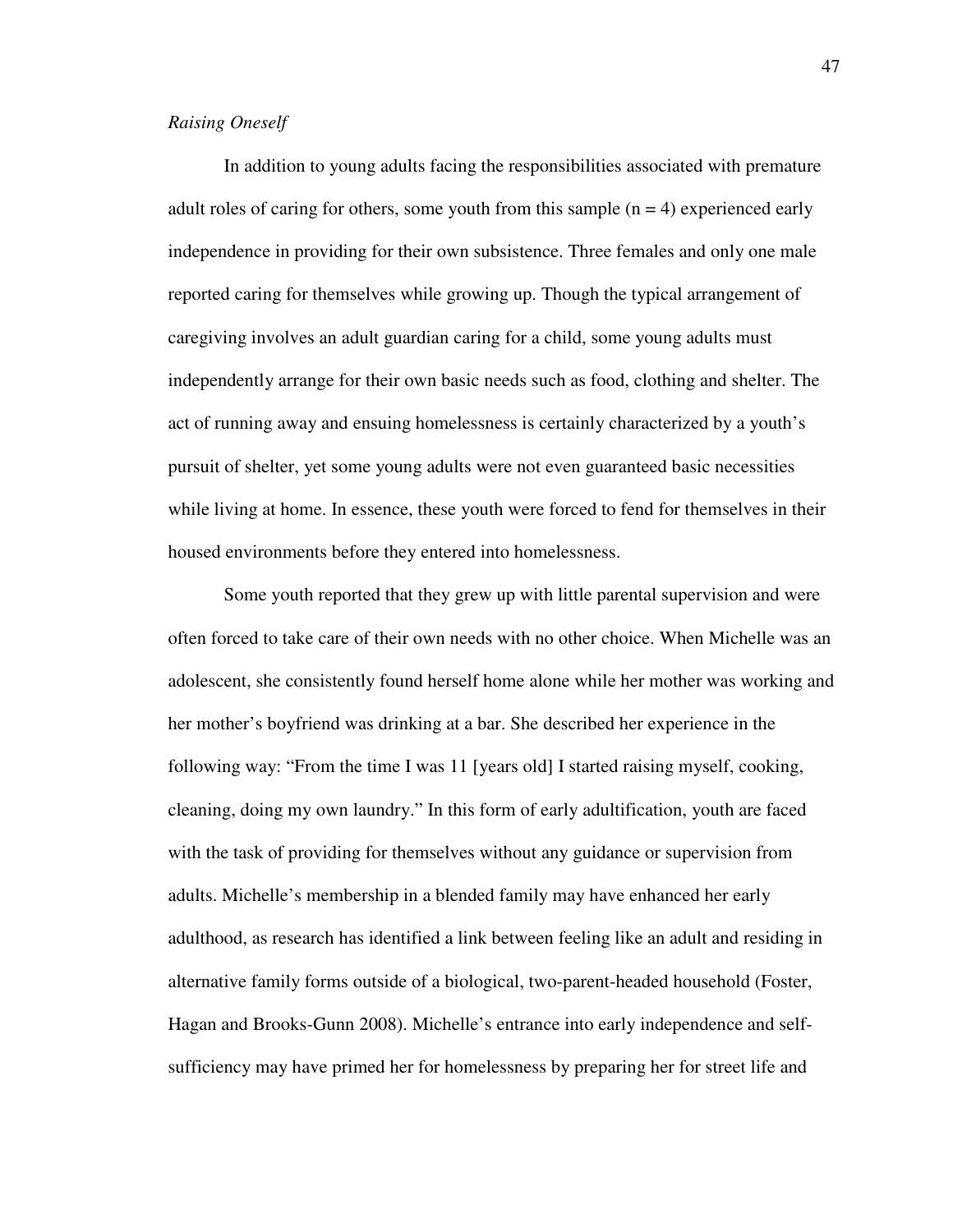*Raising Oneself*

In addition to young adults facing the responsibilities associated with premature adult roles of caring for others, some youth from this sample (n = 4) experienced early independence in providing for their own subsistence. Three females and only one male reported caring for themselves while growing up. Though the typical arrangement of caregiving involves an adult guardian caring for a child, some young adults must independently arrange for their own basic needs such as food, clothing and shelter. The act of running away and ensuing homelessness is certainly characterized by a youth's pursuit of shelter, yet some young adults were not even guaranteed basic necessities while living at home. In essence, these youth were forced to fend for themselves in their housed environments before they entered into homelessness.

Some youth reported that they grew up with little parental supervision and were often forced to take care of their own needs with no other choice. When Michelle was an adolescent, she consistently found herself home alone while her mother was working and her mother's boyfriend was drinking at a bar. She described her experience in the following way: "From the time I was 11 [years old] I started raising myself, cooking, cleaning, doing my own laundry." In this form of early adultification, youth are faced with the task of providing for themselves without any guidance or supervision from adults. Michelle's membership in a blended family may have enhanced her early adulthood, as research has identified a link between feeling like an adult and residing in alternative family forms outside of a biological, two-parent-headed household (Foster, Hagan and Brooks-Gunn 2008). Michelle's entrance into early independence and self-sufficiency may have primed her for homelessness by preparing her for street life and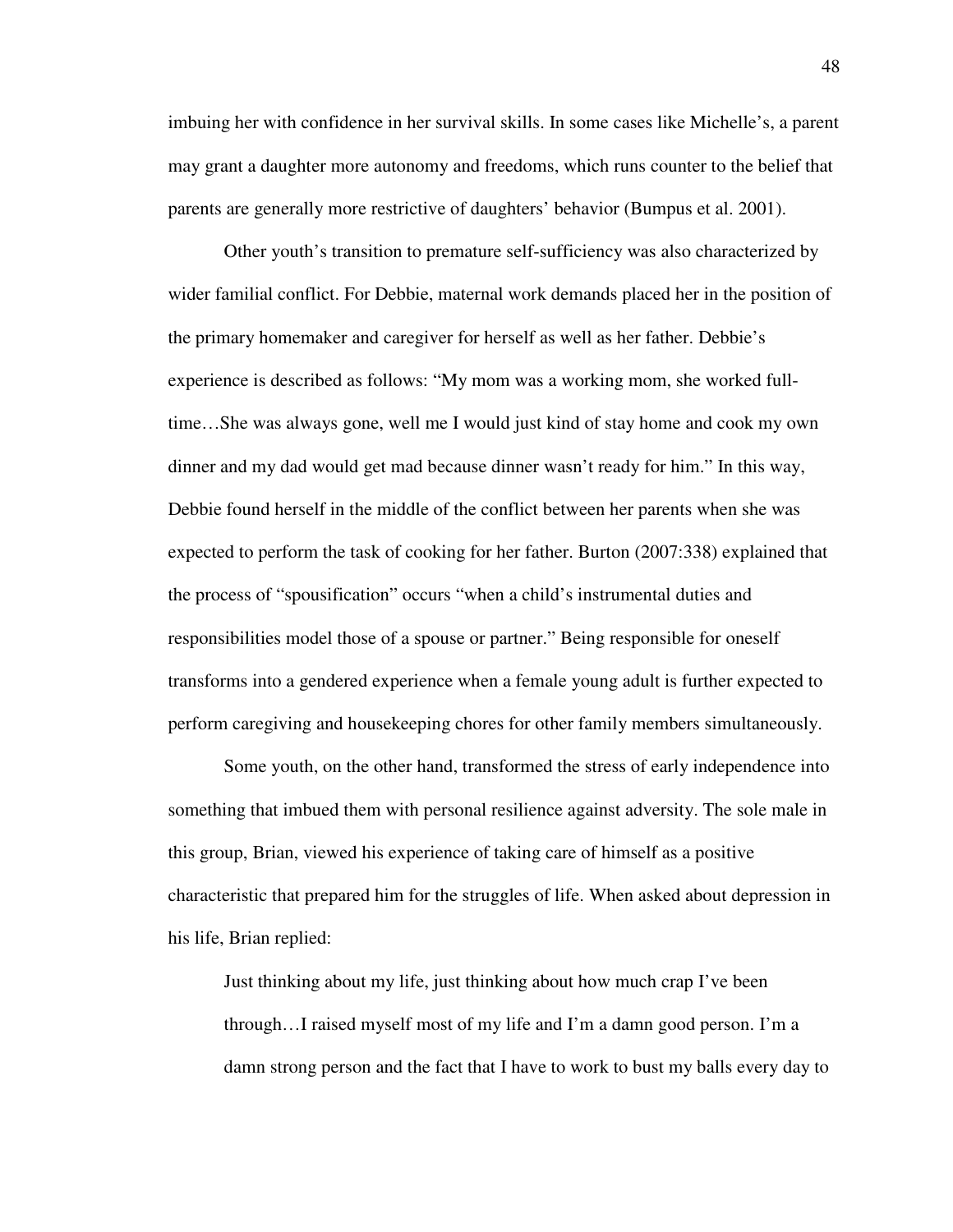imbuing her with confidence in her survival skills. In some cases like Michelle's, a parent may grant a daughter more autonomy and freedoms, which runs counter to the belief that parents are generally more restrictive of daughters' behavior (Bumpus et al. 2001).

Other youth's transition to premature self-sufficiency was also characterized by wider familial conflict. For Debbie, maternal work demands placed her in the position of the primary homemaker and caregiver for herself as well as her father. Debbie's experience is described as follows: "My mom was a working mom, she worked full-time…She was always gone, well me I would just kind of stay home and cook my own dinner and my dad would get mad because dinner wasn't ready for him." In this way, Debbie found herself in the middle of the conflict between her parents when she was expected to perform the task of cooking for her father. Burton (2007:338) explained that the process of "spousification" occurs "when a child's instrumental duties and responsibilities model those of a spouse or partner." Being responsible for oneself transforms into a gendered experience when a female young adult is further expected to perform caregiving and housekeeping chores for other family members simultaneously.

Some youth, on the other hand, transformed the stress of early independence into something that imbued them with personal resilience against adversity. The sole male in this group, Brian, viewed his experience of taking care of himself as a positive characteristic that prepared him for the struggles of life. When asked about depression in his life, Brian replied:

> Just thinking about my life, just thinking about how much crap I've been through…I raised myself most of my life and I'm a damn good person. I'm a damn strong person and the fact that I have to work to bust my balls every day to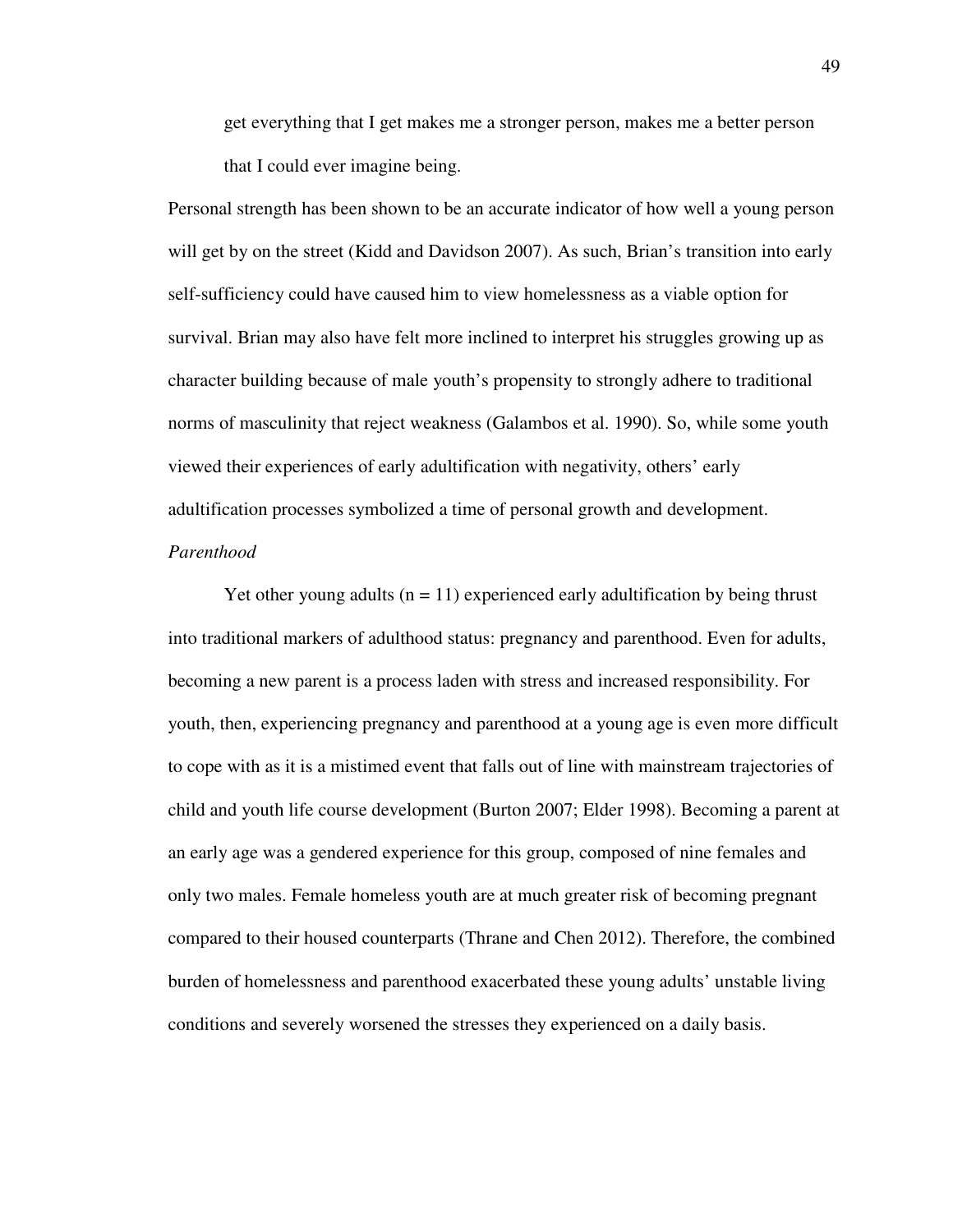> get everything that I get makes me a stronger person, makes me a better person that I could ever imagine being.

Personal strength has been shown to be an accurate indicator of how well a young person will get by on the street (Kidd and Davidson 2007). As such, Brian's transition into early self-sufficiency could have caused him to view homelessness as a viable option for survival. Brian may also have felt more inclined to interpret his struggles growing up as character building because of male youth's propensity to strongly adhere to traditional norms of masculinity that reject weakness (Galambos et al. 1990). So, while some youth viewed their experiences of early adultification with negativity, others' early adultification processes symbolized a time of personal growth and development.

*Parenthood*

Yet other young adults (n = 11) experienced early adultification by being thrust into traditional markers of adulthood status: pregnancy and parenthood. Even for adults, becoming a new parent is a process laden with stress and increased responsibility. For youth, then, experiencing pregnancy and parenthood at a young age is even more difficult to cope with as it is a mistimed event that falls out of line with mainstream trajectories of child and youth life course development (Burton 2007; Elder 1998). Becoming a parent at an early age was a gendered experience for this group, composed of nine females and only two males. Female homeless youth are at much greater risk of becoming pregnant compared to their housed counterparts (Thrane and Chen 2012). Therefore, the combined burden of homelessness and parenthood exacerbated these young adults' unstable living conditions and severely worsened the stresses they experienced on a daily basis.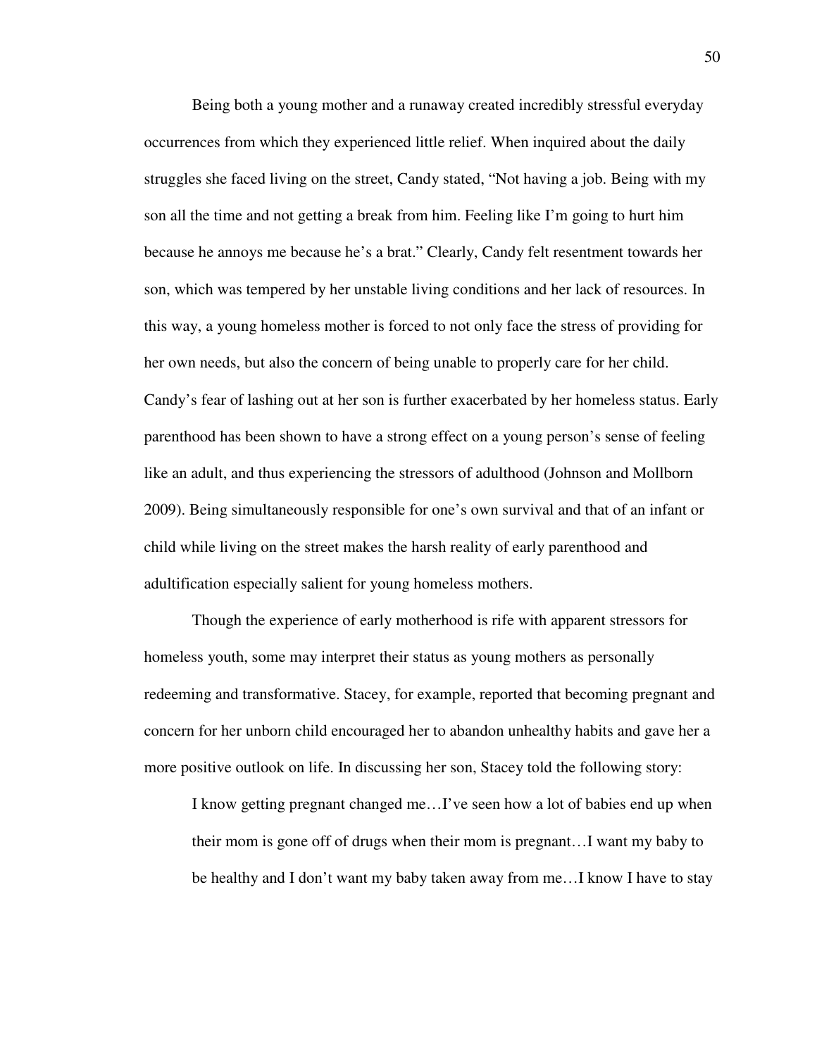Being both a young mother and a runaway created incredibly stressful everyday occurrences from which they experienced little relief. When inquired about the daily struggles she faced living on the street, Candy stated, "Not having a job. Being with my son all the time and not getting a break from him. Feeling like I'm going to hurt him because he annoys me because he's a brat." Clearly, Candy felt resentment towards her son, which was tempered by her unstable living conditions and her lack of resources. In this way, a young homeless mother is forced to not only face the stress of providing for her own needs, but also the concern of being unable to properly care for her child. Candy's fear of lashing out at her son is further exacerbated by her homeless status. Early parenthood has been shown to have a strong effect on a young person's sense of feeling like an adult, and thus experiencing the stressors of adulthood (Johnson and Mollborn 2009). Being simultaneously responsible for one's own survival and that of an infant or child while living on the street makes the harsh reality of early parenthood and adultification especially salient for young homeless mothers.

Though the experience of early motherhood is rife with apparent stressors for homeless youth, some may interpret their status as young mothers as personally redeeming and transformative. Stacey, for example, reported that becoming pregnant and concern for her unborn child encouraged her to abandon unhealthy habits and gave her a more positive outlook on life. In discussing her son, Stacey told the following story:

> I know getting pregnant changed me…I've seen how a lot of babies end up when their mom is gone off of drugs when their mom is pregnant…I want my baby to be healthy and I don't want my baby taken away from me…I know I have to stay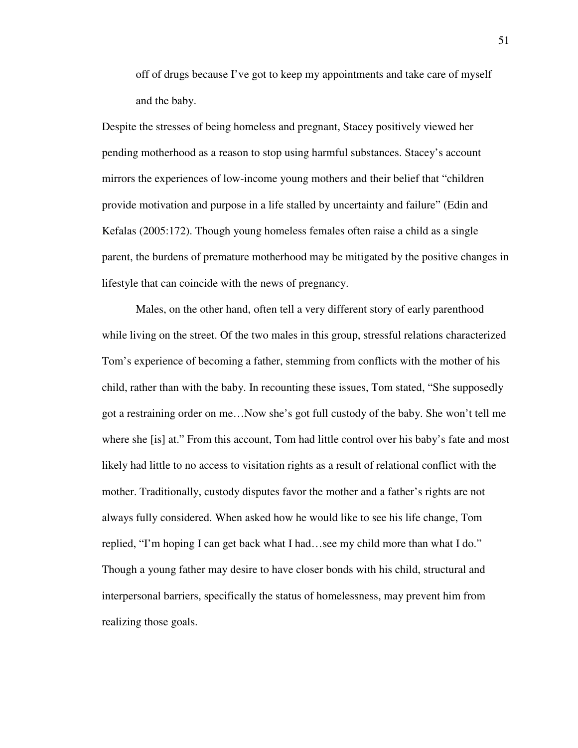off of drugs because I've got to keep my appointments and take care of myself and the baby.

Despite the stresses of being homeless and pregnant, Stacey positively viewed her pending motherhood as a reason to stop using harmful substances. Stacey's account mirrors the experiences of low-income young mothers and their belief that "children provide motivation and purpose in a life stalled by uncertainty and failure" (Edin and Kefalas (2005:172). Though young homeless females often raise a child as a single parent, the burdens of premature motherhood may be mitigated by the positive changes in lifestyle that can coincide with the news of pregnancy.

Males, on the other hand, often tell a very different story of early parenthood while living on the street. Of the two males in this group, stressful relations characterized Tom's experience of becoming a father, stemming from conflicts with the mother of his child, rather than with the baby. In recounting these issues, Tom stated, "She supposedly got a restraining order on me…Now she's got full custody of the baby. She won't tell me where she [is] at." From this account, Tom had little control over his baby's fate and most likely had little to no access to visitation rights as a result of relational conflict with the mother. Traditionally, custody disputes favor the mother and a father's rights are not always fully considered. When asked how he would like to see his life change, Tom replied, "I'm hoping I can get back what I had…see my child more than what I do." Though a young father may desire to have closer bonds with his child, structural and interpersonal barriers, specifically the status of homelessness, may prevent him from realizing those goals.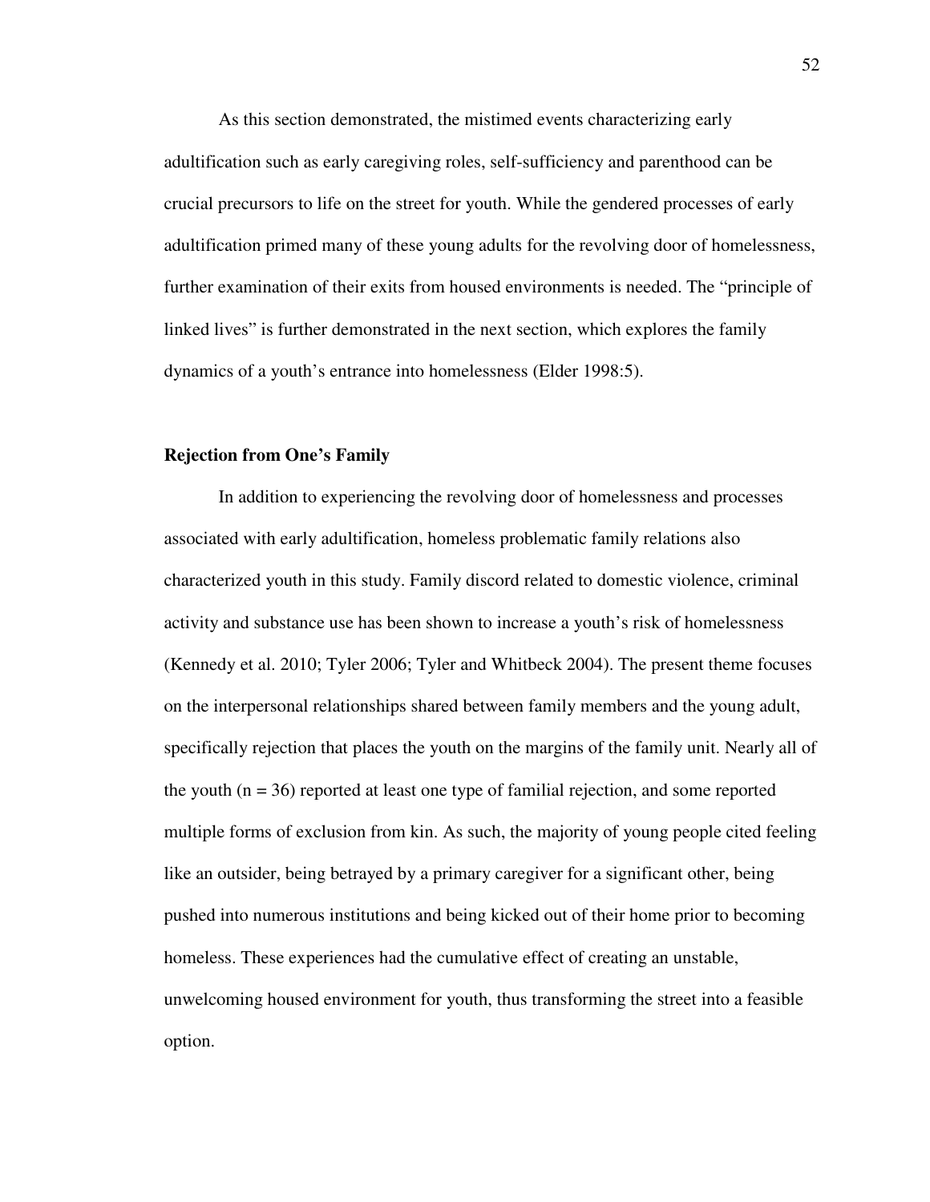As this section demonstrated, the mistimed events characterizing early adultification such as early caregiving roles, self-sufficiency and parenthood can be crucial precursors to life on the street for youth. While the gendered processes of early adultification primed many of these young adults for the revolving door of homelessness, further examination of their exits from housed environments is needed. The "principle of linked lives" is further demonstrated in the next section, which explores the family dynamics of a youth's entrance into homelessness (Elder 1998:5).

**Rejection from One's Family**

In addition to experiencing the revolving door of homelessness and processes associated with early adultification, homeless problematic family relations also characterized youth in this study. Family discord related to domestic violence, criminal activity and substance use has been shown to increase a youth's risk of homelessness (Kennedy et al. 2010; Tyler 2006; Tyler and Whitbeck 2004). The present theme focuses on the interpersonal relationships shared between family members and the young adult, specifically rejection that places the youth on the margins of the family unit. Nearly all of the youth (n = 36) reported at least one type of familial rejection, and some reported multiple forms of exclusion from kin. As such, the majority of young people cited feeling like an outsider, being betrayed by a primary caregiver for a significant other, being pushed into numerous institutions and being kicked out of their home prior to becoming homeless. These experiences had the cumulative effect of creating an unstable, unwelcoming housed environment for youth, thus transforming the street into a feasible option.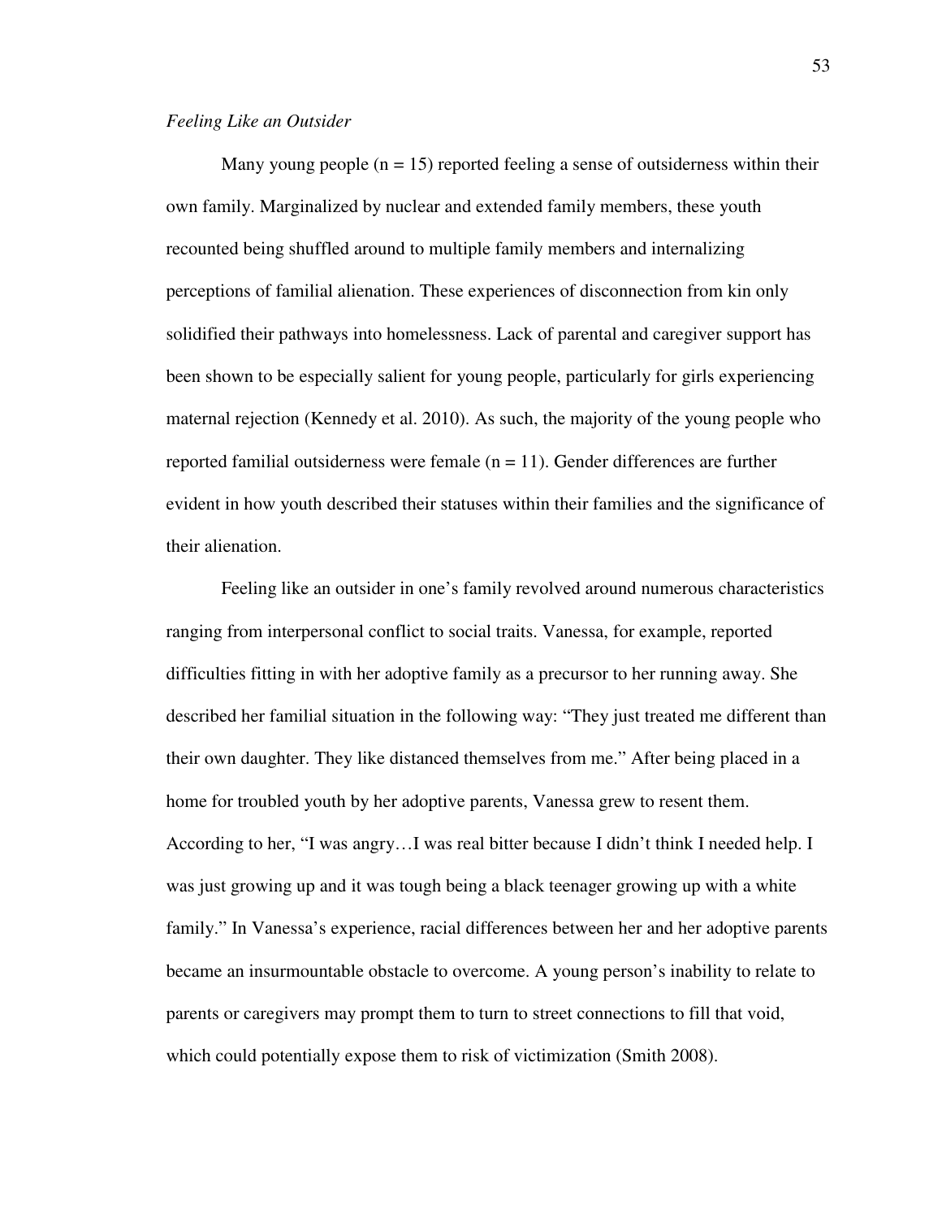*Feeling Like an Outsider*

Many young people (n = 15) reported feeling a sense of outsiderness within their own family. Marginalized by nuclear and extended family members, these youth recounted being shuffled around to multiple family members and internalizing perceptions of familial alienation. These experiences of disconnection from kin only solidified their pathways into homelessness. Lack of parental and caregiver support has been shown to be especially salient for young people, particularly for girls experiencing maternal rejection (Kennedy et al. 2010). As such, the majority of the young people who reported familial outsiderness were female (n = 11). Gender differences are further evident in how youth described their statuses within their families and the significance of their alienation.

Feeling like an outsider in one's family revolved around numerous characteristics ranging from interpersonal conflict to social traits. Vanessa, for example, reported difficulties fitting in with her adoptive family as a precursor to her running away. She described her familial situation in the following way: "They just treated me different than their own daughter. They like distanced themselves from me." After being placed in a home for troubled youth by her adoptive parents, Vanessa grew to resent them. According to her, "I was angry…I was real bitter because I didn't think I needed help. I was just growing up and it was tough being a black teenager growing up with a white family." In Vanessa's experience, racial differences between her and her adoptive parents became an insurmountable obstacle to overcome. A young person's inability to relate to parents or caregivers may prompt them to turn to street connections to fill that void, which could potentially expose them to risk of victimization (Smith 2008).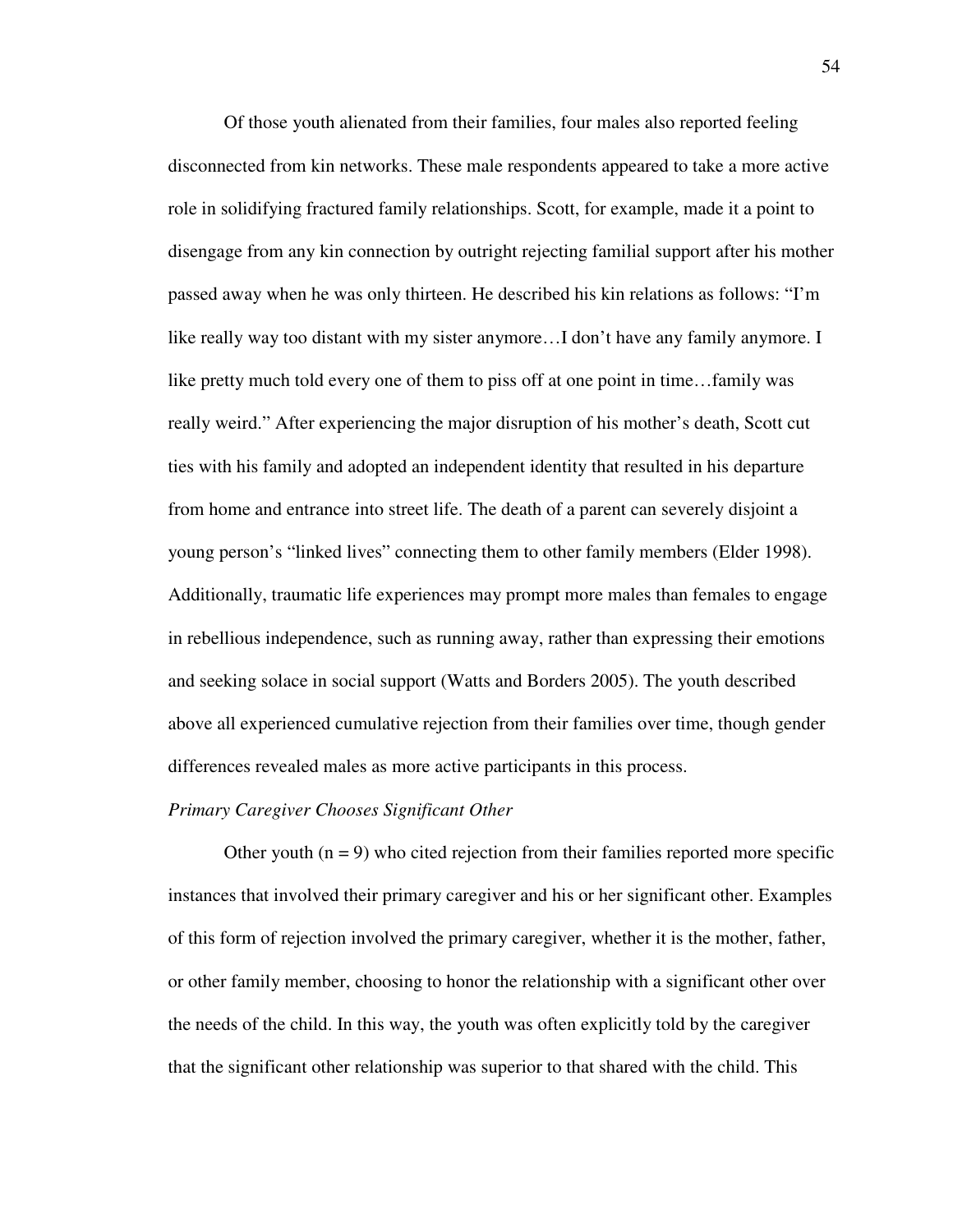Of those youth alienated from their families, four males also reported feeling disconnected from kin networks. These male respondents appeared to take a more active role in solidifying fractured family relationships. Scott, for example, made it a point to disengage from any kin connection by outright rejecting familial support after his mother passed away when he was only thirteen. He described his kin relations as follows: "I'm like really way too distant with my sister anymore…I don't have any family anymore. I like pretty much told every one of them to piss off at one point in time…family was really weird." After experiencing the major disruption of his mother's death, Scott cut ties with his family and adopted an independent identity that resulted in his departure from home and entrance into street life. The death of a parent can severely disjoint a young person's "linked lives" connecting them to other family members (Elder 1998). Additionally, traumatic life experiences may prompt more males than females to engage in rebellious independence, such as running away, rather than expressing their emotions and seeking solace in social support (Watts and Borders 2005). The youth described above all experienced cumulative rejection from their families over time, though gender differences revealed males as more active participants in this process.

*Primary Caregiver Chooses Significant Other*

Other youth (n = 9) who cited rejection from their families reported more specific instances that involved their primary caregiver and his or her significant other. Examples of this form of rejection involved the primary caregiver, whether it is the mother, father, or other family member, choosing to honor the relationship with a significant other over the needs of the child. In this way, the youth was often explicitly told by the caregiver that the significant other relationship was superior to that shared with the child. This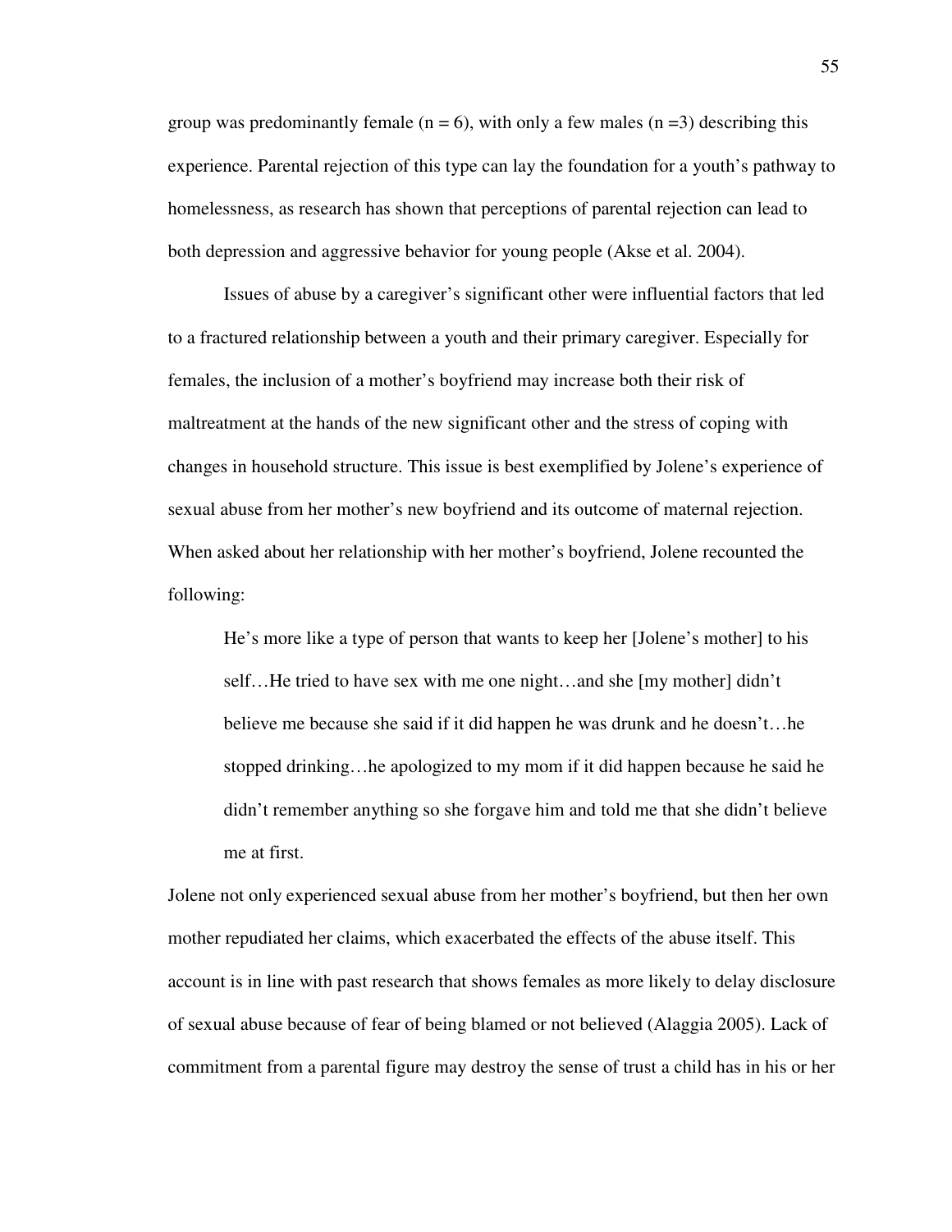group was predominantly female ($n = 6$), with only a few males ($n = 3$) describing this experience. Parental rejection of this type can lay the foundation for a youth's pathway to homelessness, as research has shown that perceptions of parental rejection can lead to both depression and aggressive behavior for young people (Akse et al. 2004).

Issues of abuse by a caregiver's significant other were influential factors that led to a fractured relationship between a youth and their primary caregiver. Especially for females, the inclusion of a mother's boyfriend may increase both their risk of maltreatment at the hands of the new significant other and the stress of coping with changes in household structure. This issue is best exemplified by Jolene's experience of sexual abuse from her mother's new boyfriend and its outcome of maternal rejection. When asked about her relationship with her mother's boyfriend, Jolene recounted the following:

> He's more like a type of person that wants to keep her [Jolene's mother] to his self…He tried to have sex with me one night…and she [my mother] didn't believe me because she said if it did happen he was drunk and he doesn't…he stopped drinking…he apologized to my mom if it did happen because he said he didn't remember anything so she forgave him and told me that she didn't believe me at first.

Jolene not only experienced sexual abuse from her mother's boyfriend, but then her own mother repudiated her claims, which exacerbated the effects of the abuse itself. This account is in line with past research that shows females as more likely to delay disclosure of sexual abuse because of fear of being blamed or not believed (Alaggia 2005). Lack of commitment from a parental figure may destroy the sense of trust a child has in his or her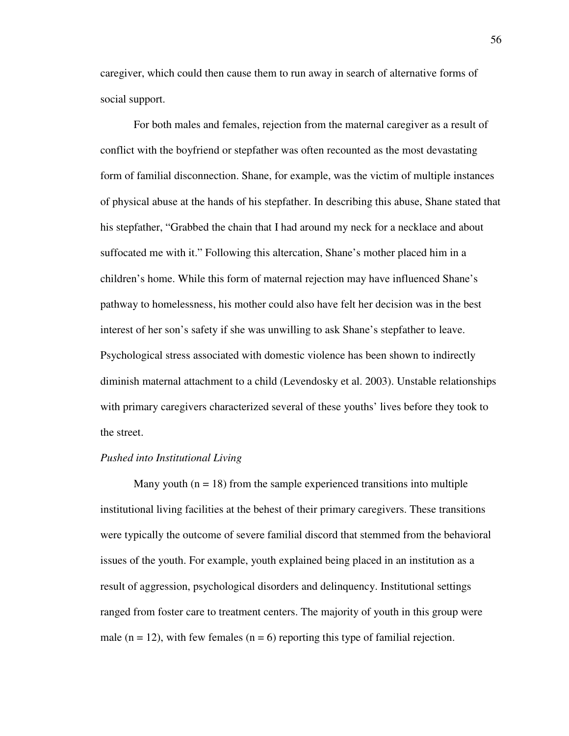caregiver, which could then cause them to run away in search of alternative forms of social support.

For both males and females, rejection from the maternal caregiver as a result of conflict with the boyfriend or stepfather was often recounted as the most devastating form of familial disconnection. Shane, for example, was the victim of multiple instances of physical abuse at the hands of his stepfather. In describing this abuse, Shane stated that his stepfather, "Grabbed the chain that I had around my neck for a necklace and about suffocated me with it." Following this altercation, Shane's mother placed him in a children's home. While this form of maternal rejection may have influenced Shane's pathway to homelessness, his mother could also have felt her decision was in the best interest of her son's safety if she was unwilling to ask Shane's stepfather to leave. Psychological stress associated with domestic violence has been shown to indirectly diminish maternal attachment to a child (Levendosky et al. 2003). Unstable relationships with primary caregivers characterized several of these youths' lives before they took to the street.

*Pushed into Institutional Living*

Many youth (n = 18) from the sample experienced transitions into multiple institutional living facilities at the behest of their primary caregivers. These transitions were typically the outcome of severe familial discord that stemmed from the behavioral issues of the youth. For example, youth explained being placed in an institution as a result of aggression, psychological disorders and delinquency. Institutional settings ranged from foster care to treatment centers. The majority of youth in this group were male (n = 12), with few females (n = 6) reporting this type of familial rejection.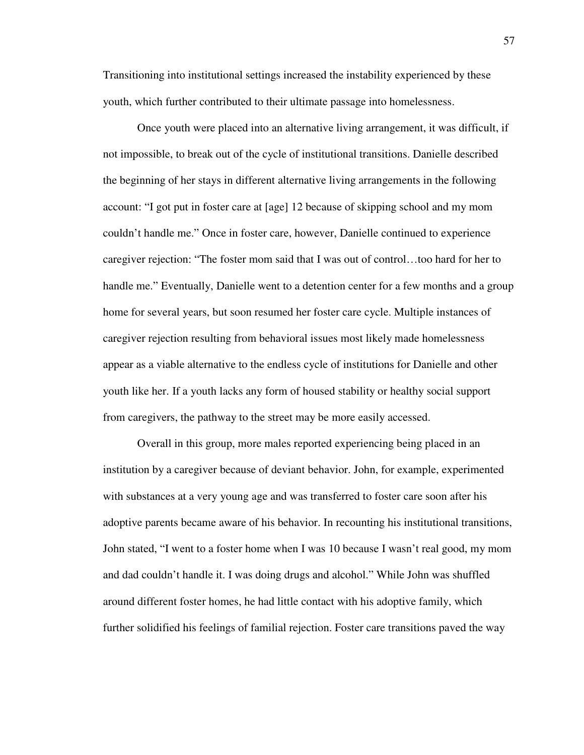Transitioning into institutional settings increased the instability experienced by these youth, which further contributed to their ultimate passage into homelessness.

Once youth were placed into an alternative living arrangement, it was difficult, if not impossible, to break out of the cycle of institutional transitions. Danielle described the beginning of her stays in different alternative living arrangements in the following account: "I got put in foster care at [age] 12 because of skipping school and my mom couldn't handle me." Once in foster care, however, Danielle continued to experience caregiver rejection: "The foster mom said that I was out of control…too hard for her to handle me." Eventually, Danielle went to a detention center for a few months and a group home for several years, but soon resumed her foster care cycle. Multiple instances of caregiver rejection resulting from behavioral issues most likely made homelessness appear as a viable alternative to the endless cycle of institutions for Danielle and other youth like her. If a youth lacks any form of housed stability or healthy social support from caregivers, the pathway to the street may be more easily accessed.

Overall in this group, more males reported experiencing being placed in an institution by a caregiver because of deviant behavior. John, for example, experimented with substances at a very young age and was transferred to foster care soon after his adoptive parents became aware of his behavior. In recounting his institutional transitions, John stated, "I went to a foster home when I was 10 because I wasn't real good, my mom and dad couldn't handle it. I was doing drugs and alcohol." While John was shuffled around different foster homes, he had little contact with his adoptive family, which further solidified his feelings of familial rejection. Foster care transitions paved the way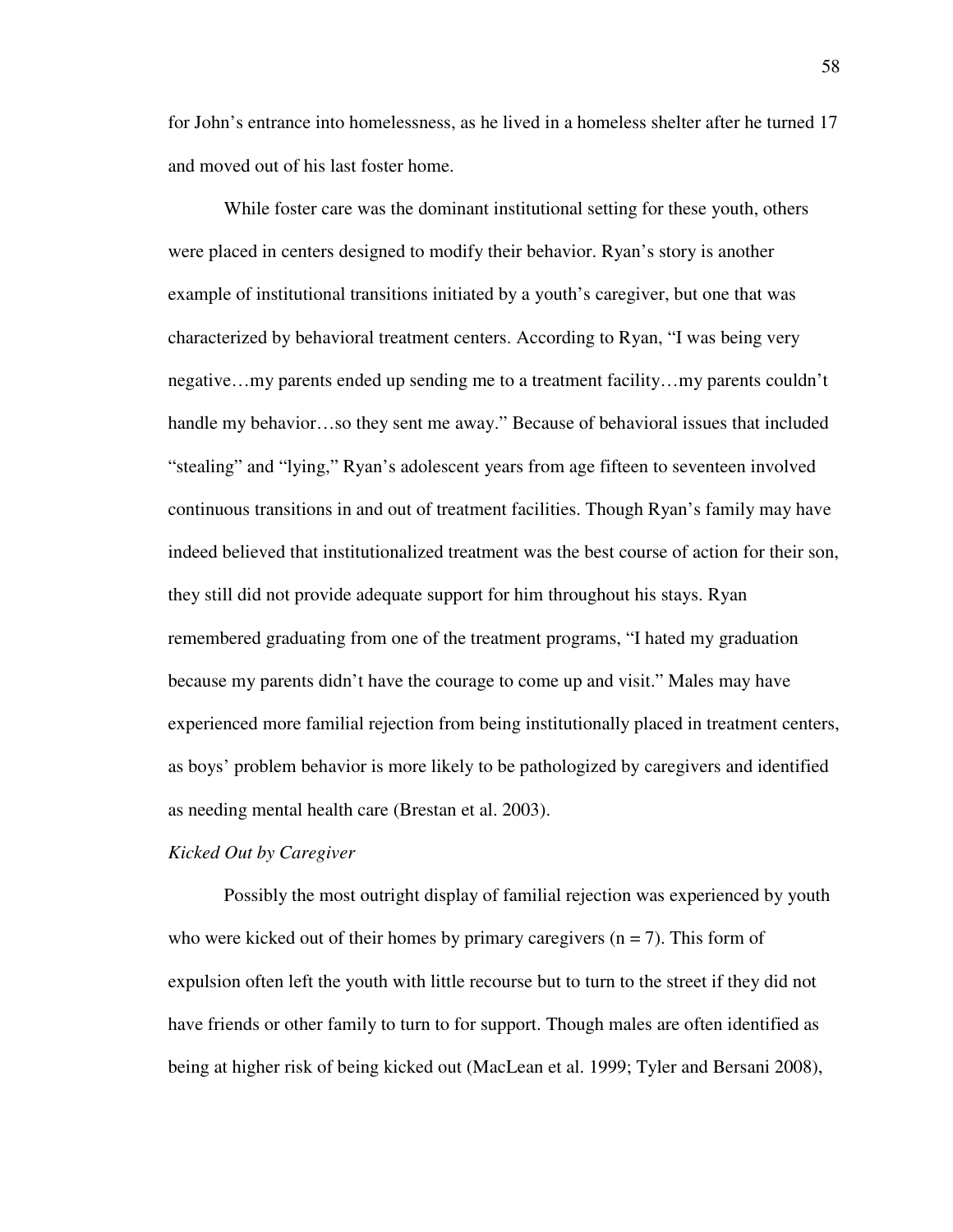for John's entrance into homelessness, as he lived in a homeless shelter after he turned 17 and moved out of his last foster home.

While foster care was the dominant institutional setting for these youth, others were placed in centers designed to modify their behavior. Ryan's story is another example of institutional transitions initiated by a youth's caregiver, but one that was characterized by behavioral treatment centers. According to Ryan, "I was being very negative…my parents ended up sending me to a treatment facility…my parents couldn't handle my behavior…so they sent me away." Because of behavioral issues that included "stealing" and "lying," Ryan's adolescent years from age fifteen to seventeen involved continuous transitions in and out of treatment facilities. Though Ryan's family may have indeed believed that institutionalized treatment was the best course of action for their son, they still did not provide adequate support for him throughout his stays. Ryan remembered graduating from one of the treatment programs, "I hated my graduation because my parents didn't have the courage to come up and visit." Males may have experienced more familial rejection from being institutionally placed in treatment centers, as boys' problem behavior is more likely to be pathologized by caregivers and identified as needing mental health care (Brestan et al. 2003).

*Kicked Out by Caregiver*

Possibly the most outright display of familial rejection was experienced by youth who were kicked out of their homes by primary caregivers (n = 7). This form of expulsion often left the youth with little recourse but to turn to the street if they did not have friends or other family to turn to for support. Though males are often identified as being at higher risk of being kicked out (MacLean et al. 1999; Tyler and Bersani 2008),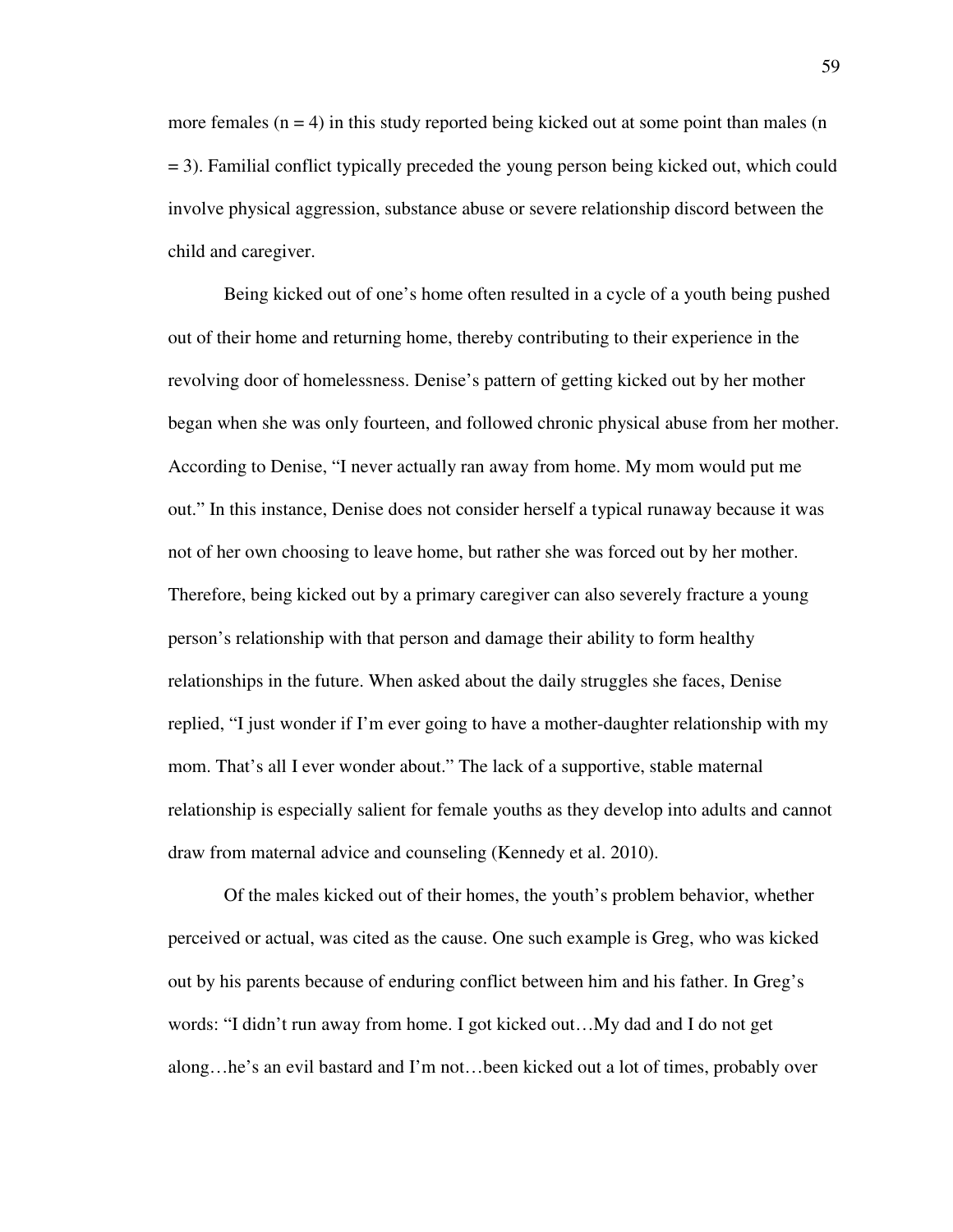more females (n = 4) in this study reported being kicked out at some point than males (n = 3). Familial conflict typically preceded the young person being kicked out, which could involve physical aggression, substance abuse or severe relationship discord between the child and caregiver.

Being kicked out of one's home often resulted in a cycle of a youth being pushed out of their home and returning home, thereby contributing to their experience in the revolving door of homelessness. Denise's pattern of getting kicked out by her mother began when she was only fourteen, and followed chronic physical abuse from her mother. According to Denise, "I never actually ran away from home. My mom would put me out." In this instance, Denise does not consider herself a typical runaway because it was not of her own choosing to leave home, but rather she was forced out by her mother. Therefore, being kicked out by a primary caregiver can also severely fracture a young person's relationship with that person and damage their ability to form healthy relationships in the future. When asked about the daily struggles she faces, Denise replied, "I just wonder if I'm ever going to have a mother-daughter relationship with my mom. That's all I ever wonder about." The lack of a supportive, stable maternal relationship is especially salient for female youths as they develop into adults and cannot draw from maternal advice and counseling (Kennedy et al. 2010).

Of the males kicked out of their homes, the youth's problem behavior, whether perceived or actual, was cited as the cause. One such example is Greg, who was kicked out by his parents because of enduring conflict between him and his father. In Greg's words: "I didn't run away from home. I got kicked out…My dad and I do not get along…he's an evil bastard and I'm not…been kicked out a lot of times, probably over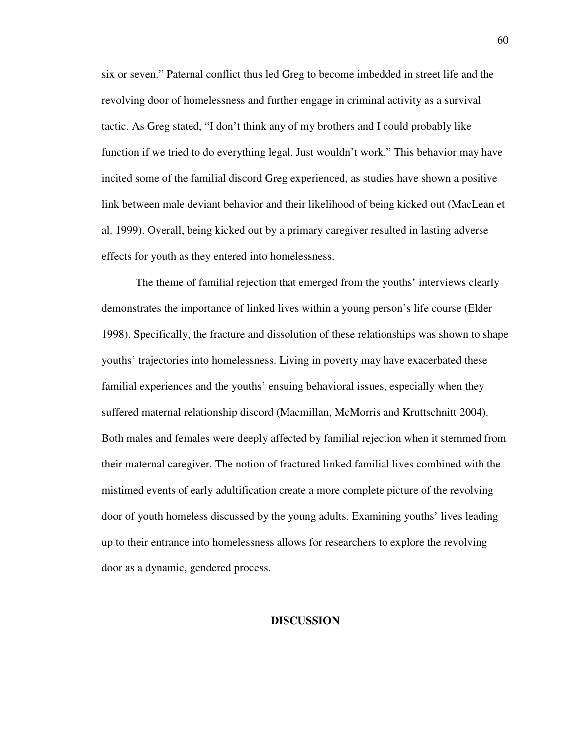six or seven." Paternal conflict thus led Greg to become imbedded in street life and the revolving door of homelessness and further engage in criminal activity as a survival tactic. As Greg stated, "I don't think any of my brothers and I could probably like function if we tried to do everything legal. Just wouldn't work." This behavior may have incited some of the familial discord Greg experienced, as studies have shown a positive link between male deviant behavior and their likelihood of being kicked out (MacLean et al. 1999). Overall, being kicked out by a primary caregiver resulted in lasting adverse effects for youth as they entered into homelessness.

The theme of familial rejection that emerged from the youths' interviews clearly demonstrates the importance of linked lives within a young person's life course (Elder 1998). Specifically, the fracture and dissolution of these relationships was shown to shape youths' trajectories into homelessness. Living in poverty may have exacerbated these familial experiences and the youths' ensuing behavioral issues, especially when they suffered maternal relationship discord (Macmillan, McMorris and Kruttschnitt 2004). Both males and females were deeply affected by familial rejection when it stemmed from their maternal caregiver. The notion of fractured linked familial lives combined with the mistimed events of early adultification create a more complete picture of the revolving door of youth homeless discussed by the young adults. Examining youths' lives leading up to their entrance into homelessness allows for researchers to explore the revolving door as a dynamic, gendered process.

## DISCUSSION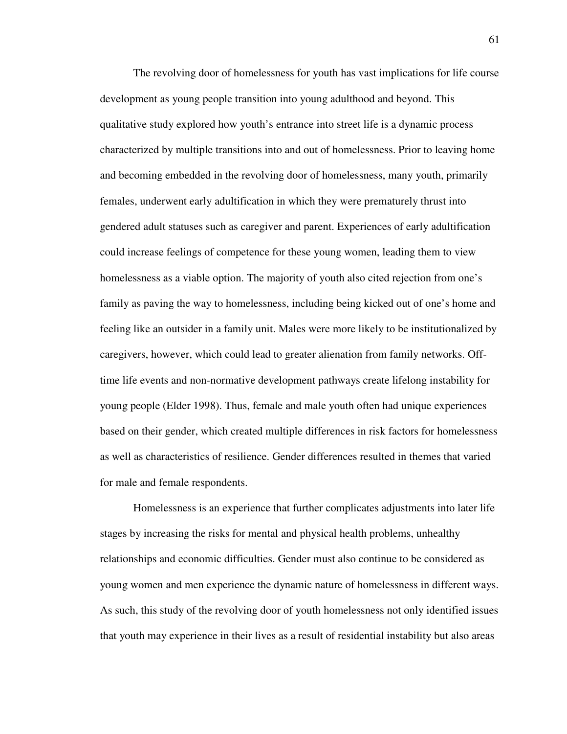The revolving door of homelessness for youth has vast implications for life course development as young people transition into young adulthood and beyond. This qualitative study explored how youth's entrance into street life is a dynamic process characterized by multiple transitions into and out of homelessness. Prior to leaving home and becoming embedded in the revolving door of homelessness, many youth, primarily females, underwent early adultification in which they were prematurely thrust into gendered adult statuses such as caregiver and parent. Experiences of early adultification could increase feelings of competence for these young women, leading them to view homelessness as a viable option. The majority of youth also cited rejection from one's family as paving the way to homelessness, including being kicked out of one's home and feeling like an outsider in a family unit. Males were more likely to be institutionalized by caregivers, however, which could lead to greater alienation from family networks. Off-time life events and non-normative development pathways create lifelong instability for young people (Elder 1998). Thus, female and male youth often had unique experiences based on their gender, which created multiple differences in risk factors for homelessness as well as characteristics of resilience. Gender differences resulted in themes that varied for male and female respondents.

Homelessness is an experience that further complicates adjustments into later life stages by increasing the risks for mental and physical health problems, unhealthy relationships and economic difficulties. Gender must also continue to be considered as young women and men experience the dynamic nature of homelessness in different ways. As such, this study of the revolving door of youth homelessness not only identified issues that youth may experience in their lives as a result of residential instability but also areas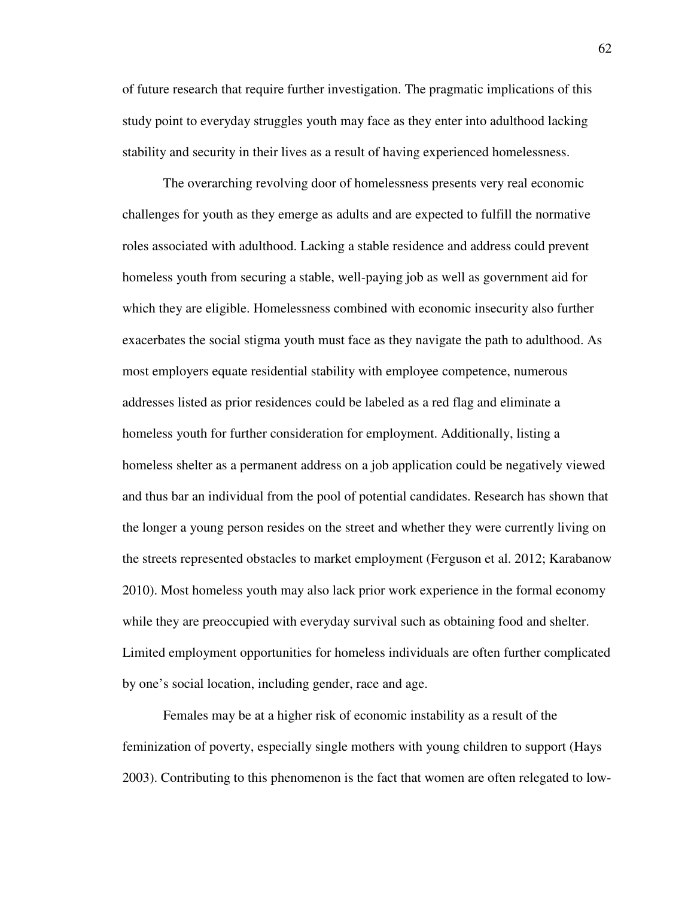of future research that require further investigation. The pragmatic implications of this study point to everyday struggles youth may face as they enter into adulthood lacking stability and security in their lives as a result of having experienced homelessness.

The overarching revolving door of homelessness presents very real economic challenges for youth as they emerge as adults and are expected to fulfill the normative roles associated with adulthood. Lacking a stable residence and address could prevent homeless youth from securing a stable, well-paying job as well as government aid for which they are eligible. Homelessness combined with economic insecurity also further exacerbates the social stigma youth must face as they navigate the path to adulthood. As most employers equate residential stability with employee competence, numerous addresses listed as prior residences could be labeled as a red flag and eliminate a homeless youth for further consideration for employment. Additionally, listing a homeless shelter as a permanent address on a job application could be negatively viewed and thus bar an individual from the pool of potential candidates. Research has shown that the longer a young person resides on the street and whether they were currently living on the streets represented obstacles to market employment (Ferguson et al. 2012; Karabanow 2010). Most homeless youth may also lack prior work experience in the formal economy while they are preoccupied with everyday survival such as obtaining food and shelter. Limited employment opportunities for homeless individuals are often further complicated by one's social location, including gender, race and age.

Females may be at a higher risk of economic instability as a result of the feminization of poverty, especially single mothers with young children to support (Hays 2003). Contributing to this phenomenon is the fact that women are often relegated to low-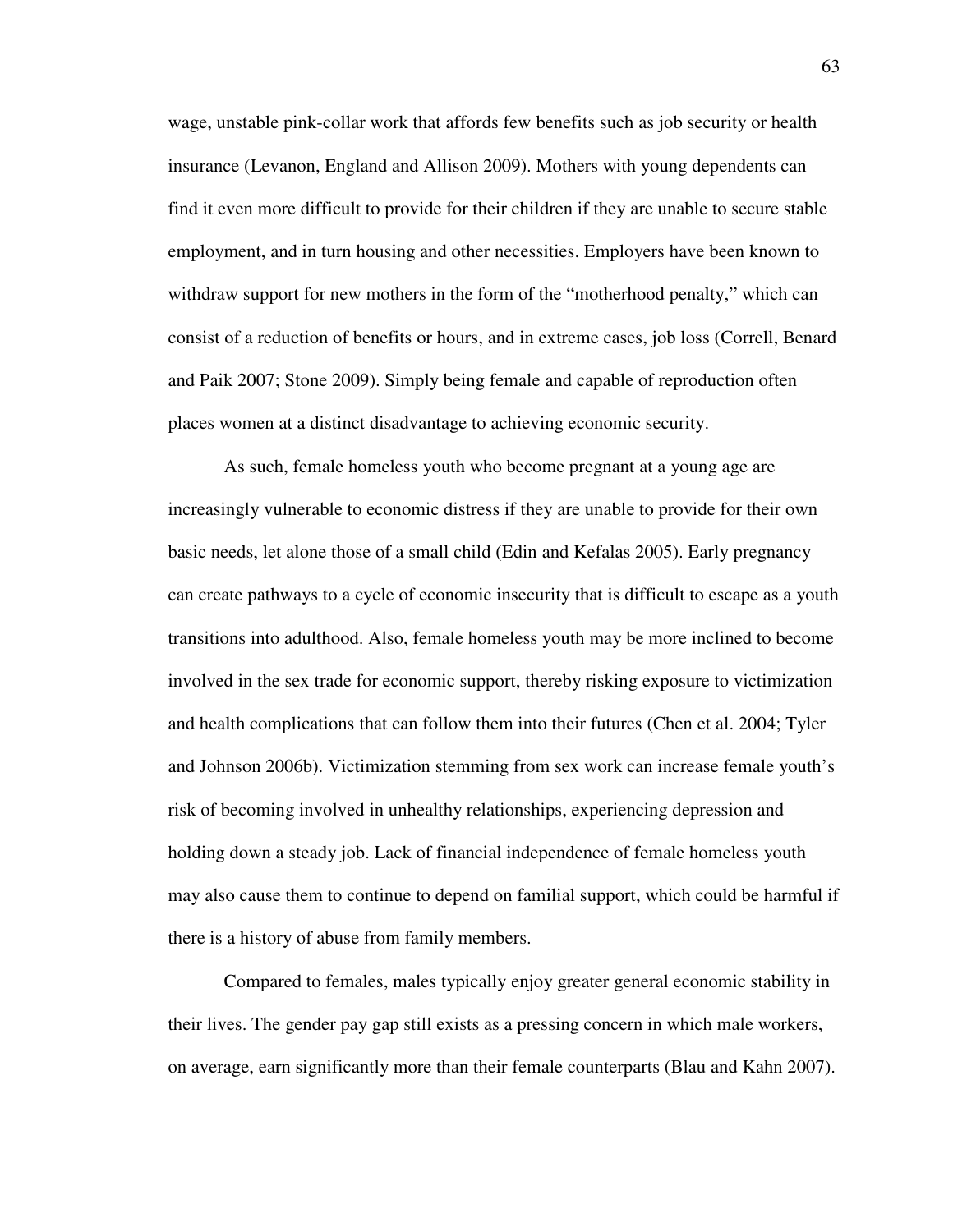wage, unstable pink-collar work that affords few benefits such as job security or health insurance (Levanon, England and Allison 2009). Mothers with young dependents can find it even more difficult to provide for their children if they are unable to secure stable employment, and in turn housing and other necessities. Employers have been known to withdraw support for new mothers in the form of the "motherhood penalty," which can consist of a reduction of benefits or hours, and in extreme cases, job loss (Correll, Benard and Paik 2007; Stone 2009). Simply being female and capable of reproduction often places women at a distinct disadvantage to achieving economic security.

As such, female homeless youth who become pregnant at a young age are increasingly vulnerable to economic distress if they are unable to provide for their own basic needs, let alone those of a small child (Edin and Kefalas 2005). Early pregnancy can create pathways to a cycle of economic insecurity that is difficult to escape as a youth transitions into adulthood. Also, female homeless youth may be more inclined to become involved in the sex trade for economic support, thereby risking exposure to victimization and health complications that can follow them into their futures (Chen et al. 2004; Tyler and Johnson 2006b). Victimization stemming from sex work can increase female youth's risk of becoming involved in unhealthy relationships, experiencing depression and holding down a steady job. Lack of financial independence of female homeless youth may also cause them to continue to depend on familial support, which could be harmful if there is a history of abuse from family members.

Compared to females, males typically enjoy greater general economic stability in their lives. The gender pay gap still exists as a pressing concern in which male workers, on average, earn significantly more than their female counterparts (Blau and Kahn 2007).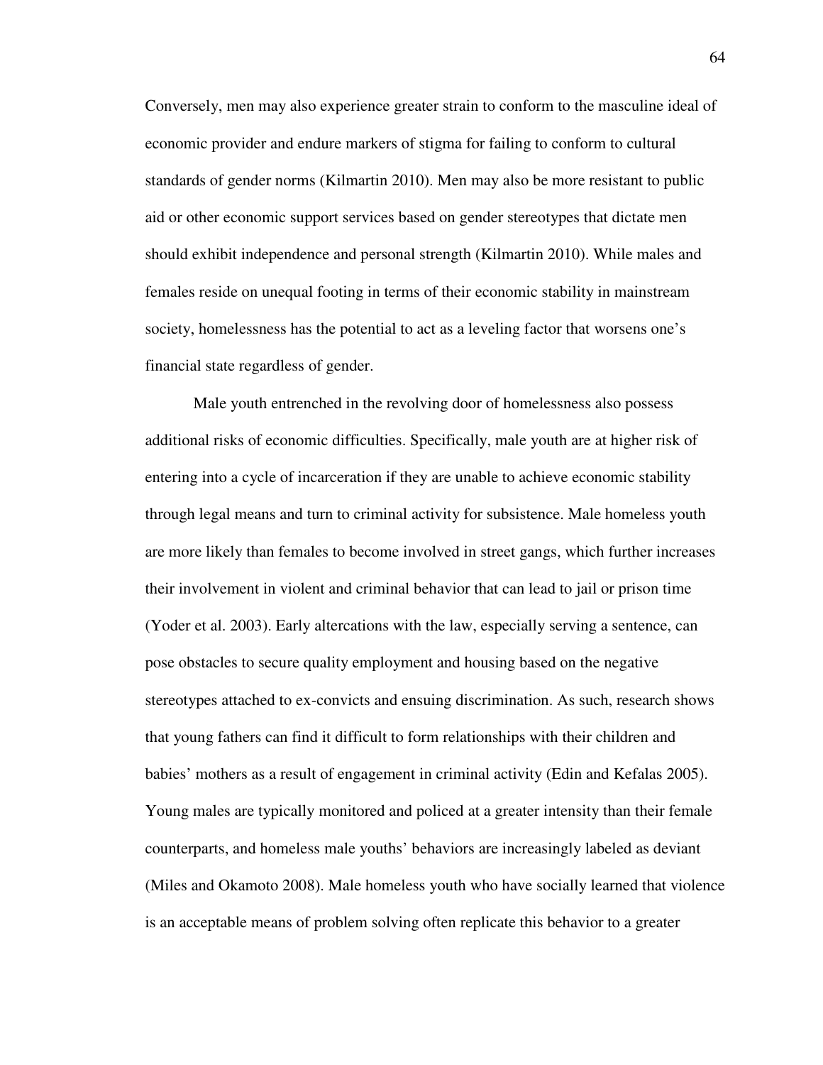Conversely, men may also experience greater strain to conform to the masculine ideal of economic provider and endure markers of stigma for failing to conform to cultural standards of gender norms (Kilmartin 2010). Men may also be more resistant to public aid or other economic support services based on gender stereotypes that dictate men should exhibit independence and personal strength (Kilmartin 2010). While males and females reside on unequal footing in terms of their economic stability in mainstream society, homelessness has the potential to act as a leveling factor that worsens one's financial state regardless of gender.

Male youth entrenched in the revolving door of homelessness also possess additional risks of economic difficulties. Specifically, male youth are at higher risk of entering into a cycle of incarceration if they are unable to achieve economic stability through legal means and turn to criminal activity for subsistence. Male homeless youth are more likely than females to become involved in street gangs, which further increases their involvement in violent and criminal behavior that can lead to jail or prison time (Yoder et al. 2003). Early altercations with the law, especially serving a sentence, can pose obstacles to secure quality employment and housing based on the negative stereotypes attached to ex-convicts and ensuing discrimination. As such, research shows that young fathers can find it difficult to form relationships with their children and babies' mothers as a result of engagement in criminal activity (Edin and Kefalas 2005). Young males are typically monitored and policed at a greater intensity than their female counterparts, and homeless male youths' behaviors are increasingly labeled as deviant (Miles and Okamoto 2008). Male homeless youth who have socially learned that violence is an acceptable means of problem solving often replicate this behavior to a greater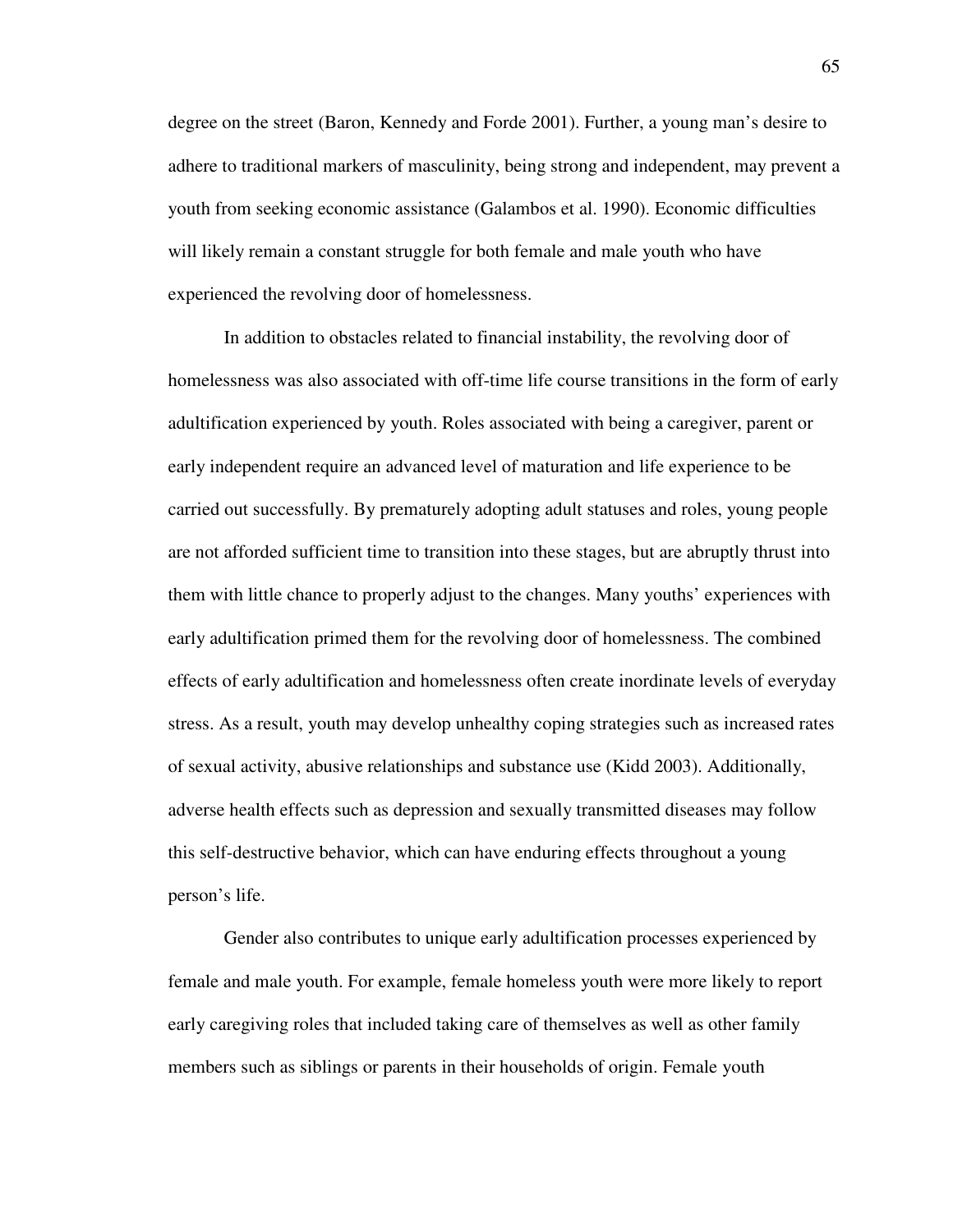degree on the street (Baron, Kennedy and Forde 2001). Further, a young man's desire to adhere to traditional markers of masculinity, being strong and independent, may prevent a youth from seeking economic assistance (Galambos et al. 1990). Economic difficulties will likely remain a constant struggle for both female and male youth who have experienced the revolving door of homelessness.

In addition to obstacles related to financial instability, the revolving door of homelessness was also associated with off-time life course transitions in the form of early adultification experienced by youth. Roles associated with being a caregiver, parent or early independent require an advanced level of maturation and life experience to be carried out successfully. By prematurely adopting adult statuses and roles, young people are not afforded sufficient time to transition into these stages, but are abruptly thrust into them with little chance to properly adjust to the changes. Many youths' experiences with early adultification primed them for the revolving door of homelessness. The combined effects of early adultification and homelessness often create inordinate levels of everyday stress. As a result, youth may develop unhealthy coping strategies such as increased rates of sexual activity, abusive relationships and substance use (Kidd 2003). Additionally, adverse health effects such as depression and sexually transmitted diseases may follow this self-destructive behavior, which can have enduring effects throughout a young person's life.

Gender also contributes to unique early adultification processes experienced by female and male youth. For example, female homeless youth were more likely to report early caregiving roles that included taking care of themselves as well as other family members such as siblings or parents in their households of origin. Female youth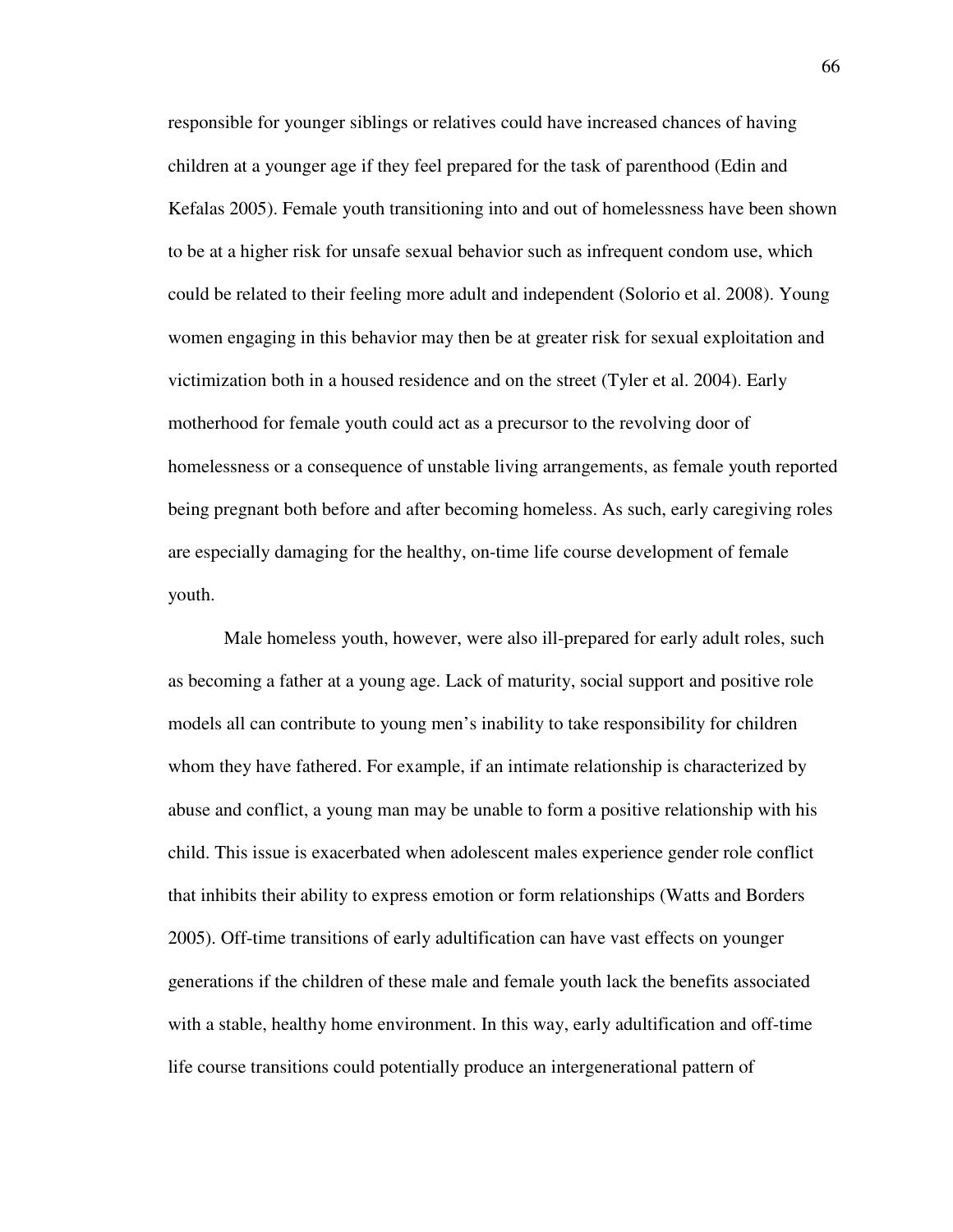responsible for younger siblings or relatives could have increased chances of having children at a younger age if they feel prepared for the task of parenthood (Edin and Kefalas 2005). Female youth transitioning into and out of homelessness have been shown to be at a higher risk for unsafe sexual behavior such as infrequent condom use, which could be related to their feeling more adult and independent (Solorio et al. 2008). Young women engaging in this behavior may then be at greater risk for sexual exploitation and victimization both in a housed residence and on the street (Tyler et al. 2004). Early motherhood for female youth could act as a precursor to the revolving door of homelessness or a consequence of unstable living arrangements, as female youth reported being pregnant both before and after becoming homeless. As such, early caregiving roles are especially damaging for the healthy, on-time life course development of female youth.

Male homeless youth, however, were also ill-prepared for early adult roles, such as becoming a father at a young age. Lack of maturity, social support and positive role models all can contribute to young men's inability to take responsibility for children whom they have fathered. For example, if an intimate relationship is characterized by abuse and conflict, a young man may be unable to form a positive relationship with his child. This issue is exacerbated when adolescent males experience gender role conflict that inhibits their ability to express emotion or form relationships (Watts and Borders 2005). Off-time transitions of early adultification can have vast effects on younger generations if the children of these male and female youth lack the benefits associated with a stable, healthy home environment. In this way, early adultification and off-time life course transitions could potentially produce an intergenerational pattern of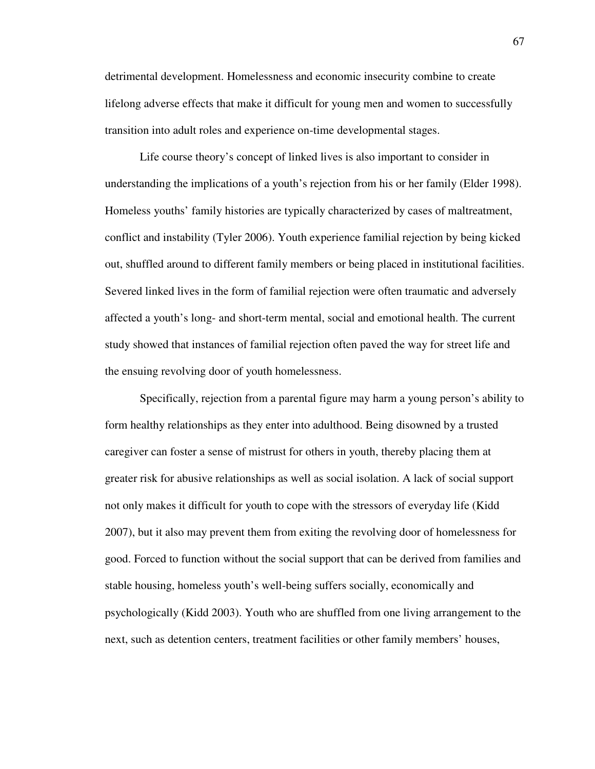detrimental development. Homelessness and economic insecurity combine to create lifelong adverse effects that make it difficult for young men and women to successfully transition into adult roles and experience on-time developmental stages.

Life course theory's concept of linked lives is also important to consider in understanding the implications of a youth's rejection from his or her family (Elder 1998). Homeless youths' family histories are typically characterized by cases of maltreatment, conflict and instability (Tyler 2006). Youth experience familial rejection by being kicked out, shuffled around to different family members or being placed in institutional facilities. Severed linked lives in the form of familial rejection were often traumatic and adversely affected a youth's long- and short-term mental, social and emotional health. The current study showed that instances of familial rejection often paved the way for street life and the ensuing revolving door of youth homelessness.

Specifically, rejection from a parental figure may harm a young person's ability to form healthy relationships as they enter into adulthood. Being disowned by a trusted caregiver can foster a sense of mistrust for others in youth, thereby placing them at greater risk for abusive relationships as well as social isolation. A lack of social support not only makes it difficult for youth to cope with the stressors of everyday life (Kidd 2007), but it also may prevent them from exiting the revolving door of homelessness for good. Forced to function without the social support that can be derived from families and stable housing, homeless youth's well-being suffers socially, economically and psychologically (Kidd 2003). Youth who are shuffled from one living arrangement to the next, such as detention centers, treatment facilities or other family members' houses,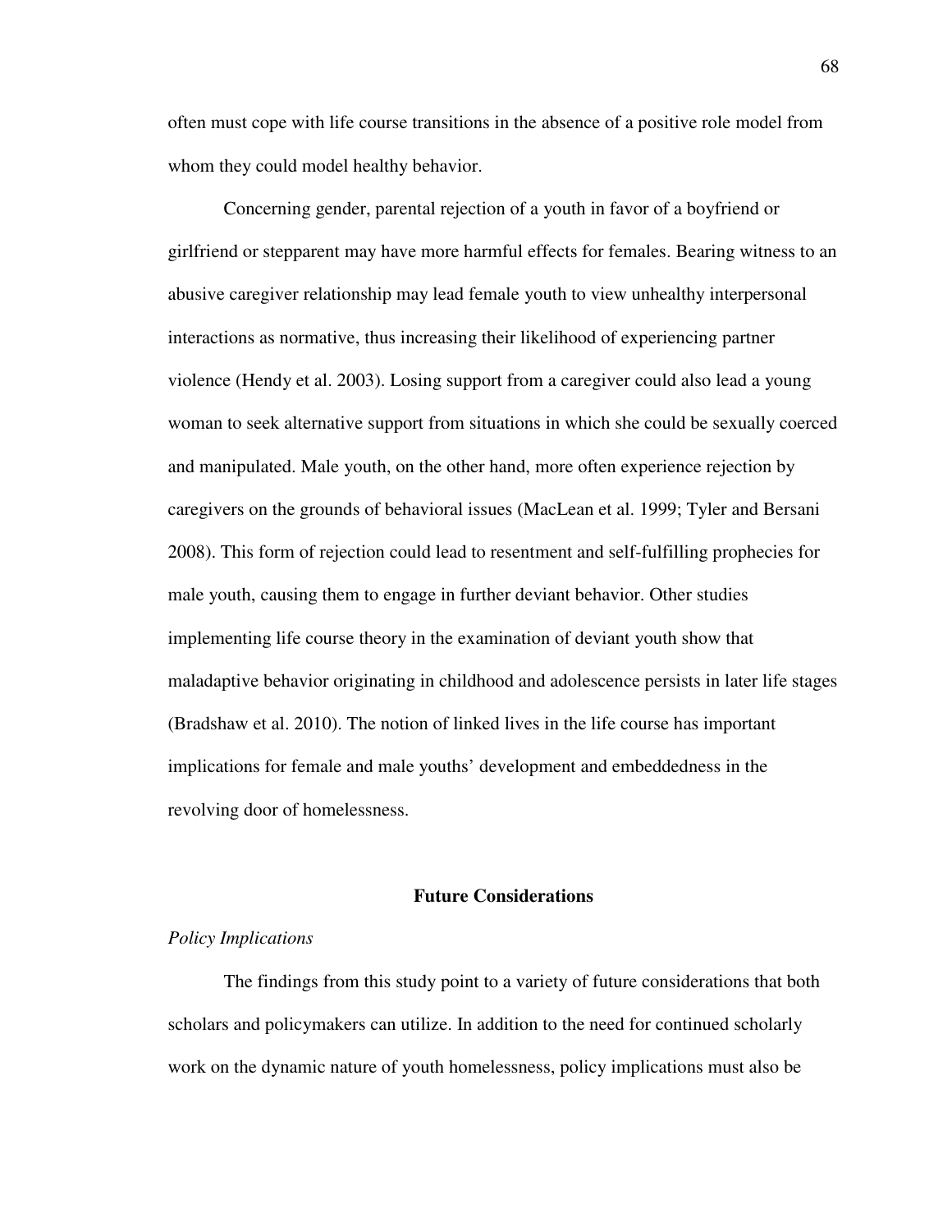often must cope with life course transitions in the absence of a positive role model from whom they could model healthy behavior.

Concerning gender, parental rejection of a youth in favor of a boyfriend or girlfriend or stepparent may have more harmful effects for females. Bearing witness to an abusive caregiver relationship may lead female youth to view unhealthy interpersonal interactions as normative, thus increasing their likelihood of experiencing partner violence (Hendy et al. 2003). Losing support from a caregiver could also lead a young woman to seek alternative support from situations in which she could be sexually coerced and manipulated. Male youth, on the other hand, more often experience rejection by caregivers on the grounds of behavioral issues (MacLean et al. 1999; Tyler and Bersani 2008). This form of rejection could lead to resentment and self-fulfilling prophecies for male youth, causing them to engage in further deviant behavior. Other studies implementing life course theory in the examination of deviant youth show that maladaptive behavior originating in childhood and adolescence persists in later life stages (Bradshaw et al. 2010). The notion of linked lives in the life course has important implications for female and male youths' development and embeddedness in the revolving door of homelessness.

## Future Considerations

### *Policy Implications*

The findings from this study point to a variety of future considerations that both scholars and policymakers can utilize. In addition to the need for continued scholarly work on the dynamic nature of youth homelessness, policy implications must also be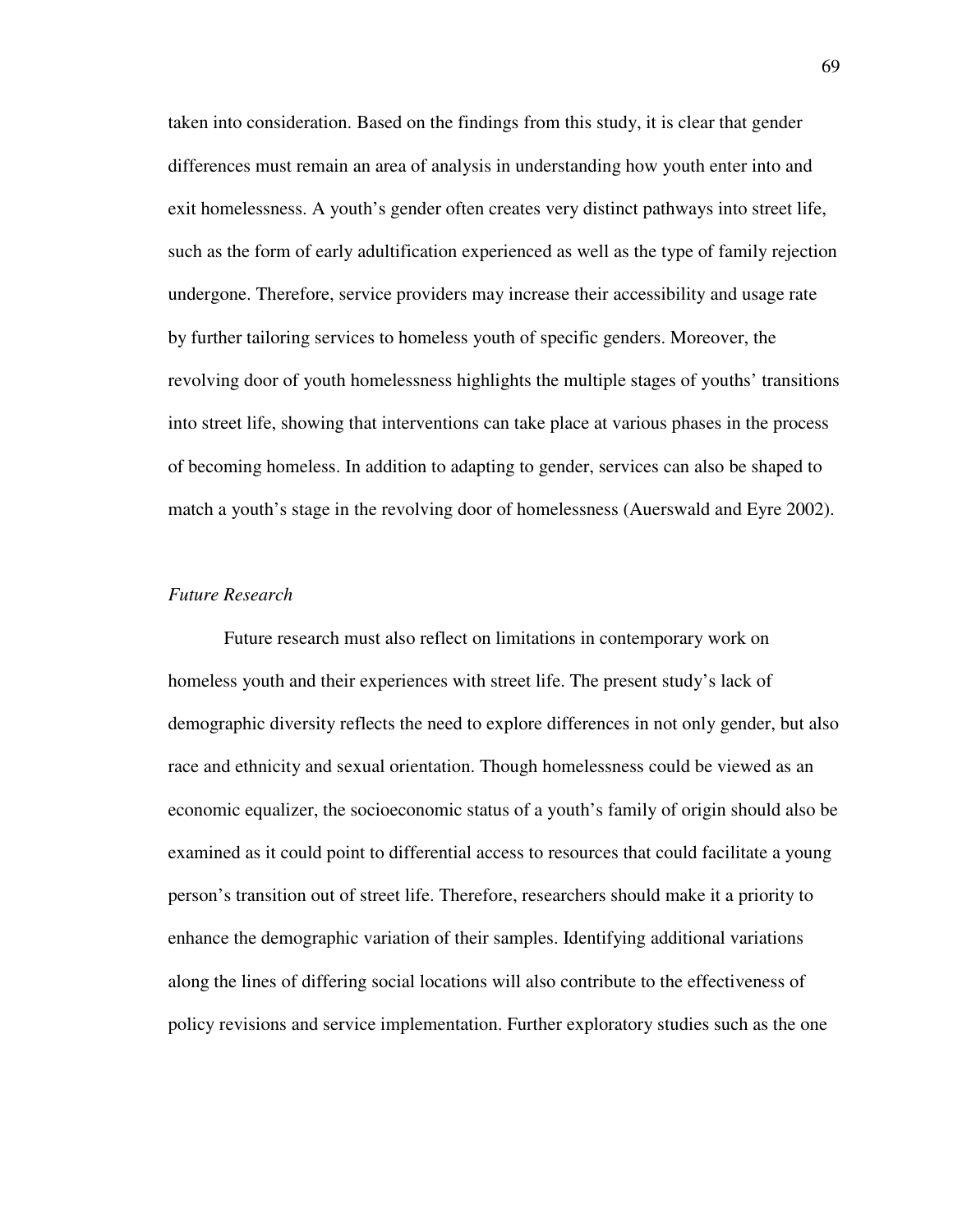taken into consideration. Based on the findings from this study, it is clear that gender differences must remain an area of analysis in understanding how youth enter into and exit homelessness. A youth's gender often creates very distinct pathways into street life, such as the form of early adultification experienced as well as the type of family rejection undergone. Therefore, service providers may increase their accessibility and usage rate by further tailoring services to homeless youth of specific genders. Moreover, the revolving door of youth homelessness highlights the multiple stages of youths' transitions into street life, showing that interventions can take place at various phases in the process of becoming homeless. In addition to adapting to gender, services can also be shaped to match a youth's stage in the revolving door of homelessness (Auerswald and Eyre 2002).

### *Future Research*

Future research must also reflect on limitations in contemporary work on homeless youth and their experiences with street life. The present study's lack of demographic diversity reflects the need to explore differences in not only gender, but also race and ethnicity and sexual orientation. Though homelessness could be viewed as an economic equalizer, the socioeconomic status of a youth's family of origin should also be examined as it could point to differential access to resources that could facilitate a young person's transition out of street life. Therefore, researchers should make it a priority to enhance the demographic variation of their samples. Identifying additional variations along the lines of differing social locations will also contribute to the effectiveness of policy revisions and service implementation. Further exploratory studies such as the one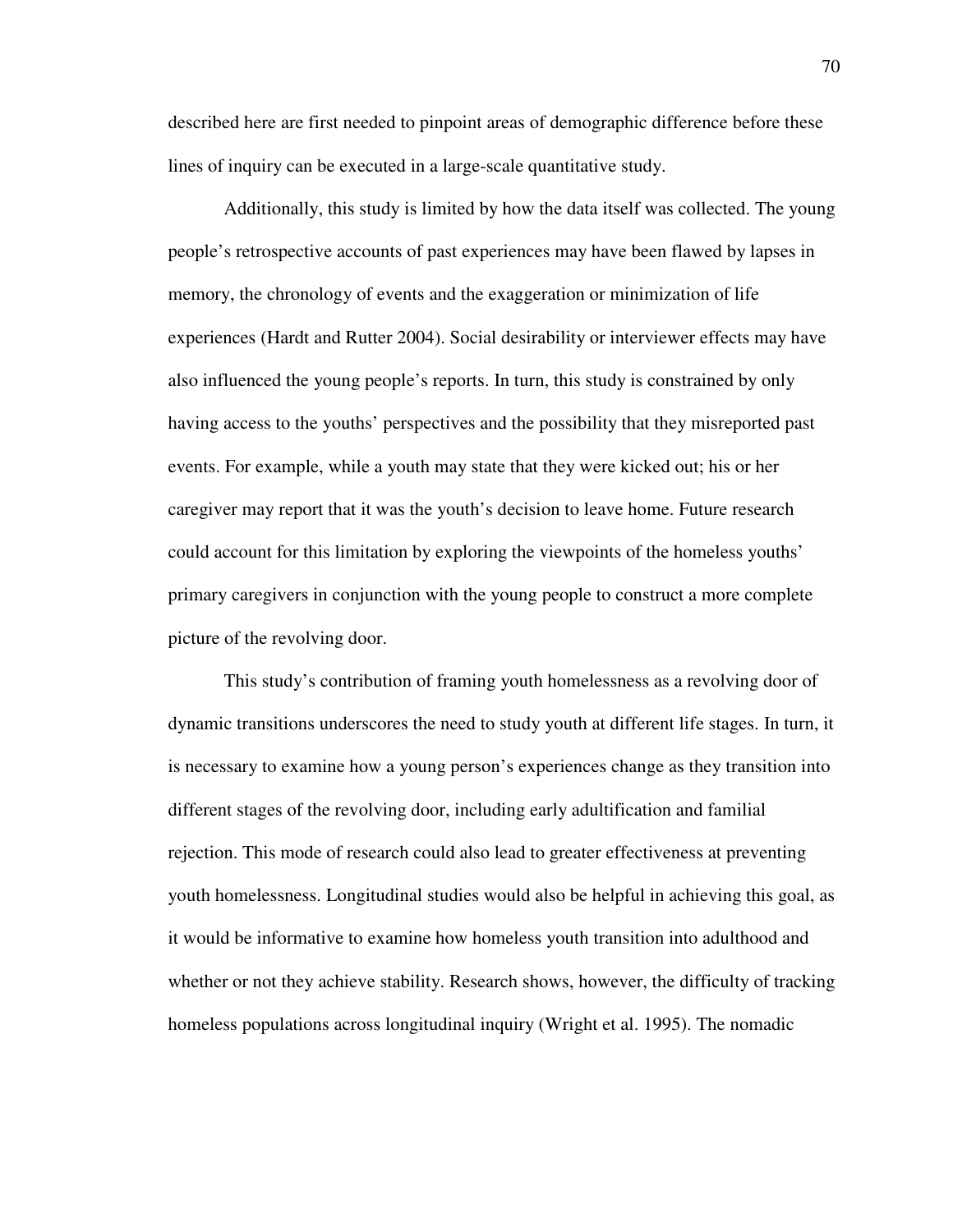described here are first needed to pinpoint areas of demographic difference before these lines of inquiry can be executed in a large-scale quantitative study.

Additionally, this study is limited by how the data itself was collected. The young people's retrospective accounts of past experiences may have been flawed by lapses in memory, the chronology of events and the exaggeration or minimization of life experiences (Hardt and Rutter 2004). Social desirability or interviewer effects may have also influenced the young people's reports. In turn, this study is constrained by only having access to the youths' perspectives and the possibility that they misreported past events. For example, while a youth may state that they were kicked out; his or her caregiver may report that it was the youth's decision to leave home. Future research could account for this limitation by exploring the viewpoints of the homeless youths' primary caregivers in conjunction with the young people to construct a more complete picture of the revolving door.

This study's contribution of framing youth homelessness as a revolving door of dynamic transitions underscores the need to study youth at different life stages. In turn, it is necessary to examine how a young person's experiences change as they transition into different stages of the revolving door, including early adultification and familial rejection. This mode of research could also lead to greater effectiveness at preventing youth homelessness. Longitudinal studies would also be helpful in achieving this goal, as it would be informative to examine how homeless youth transition into adulthood and whether or not they achieve stability. Research shows, however, the difficulty of tracking homeless populations across longitudinal inquiry (Wright et al. 1995). The nomadic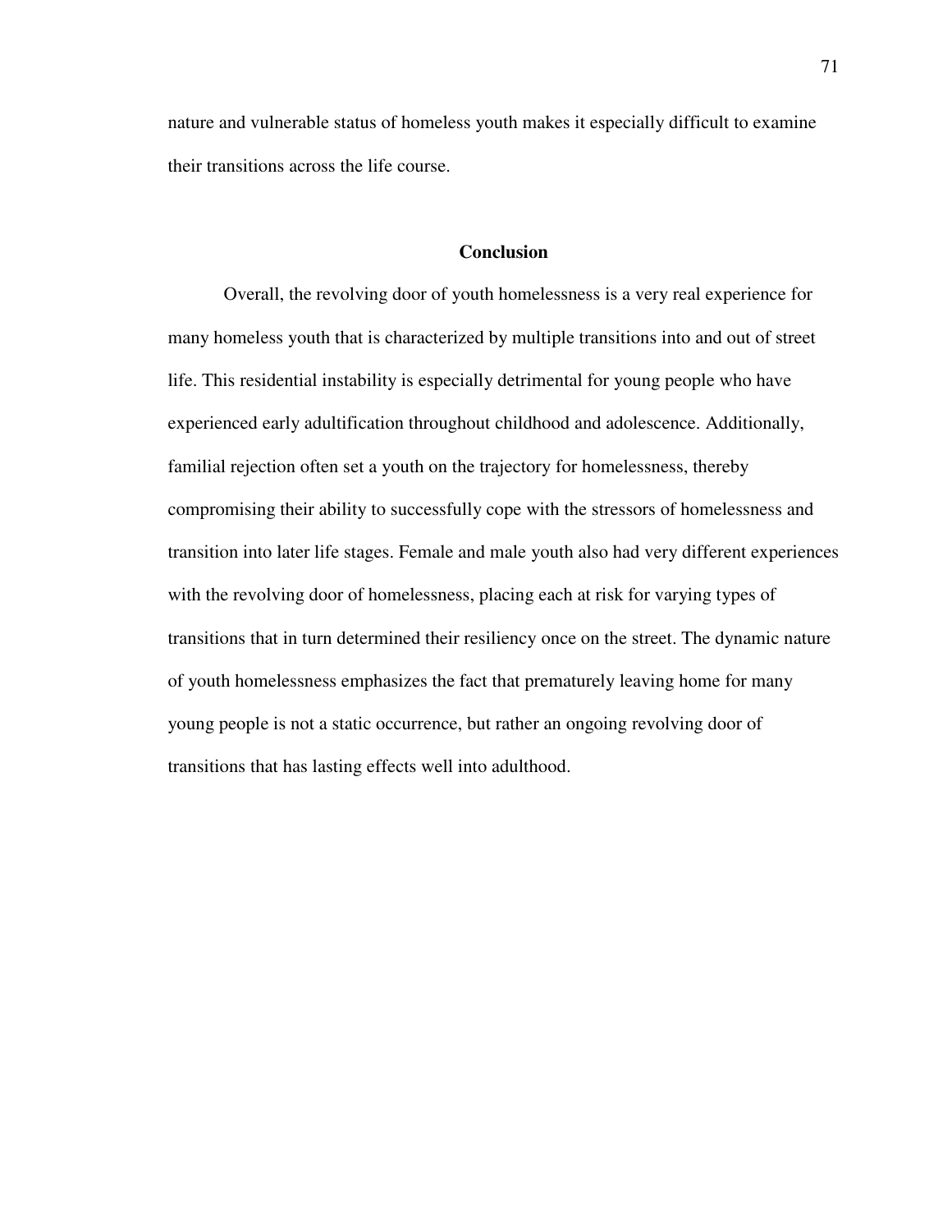nature and vulnerable status of homeless youth makes it especially difficult to examine their transitions across the life course.

## Conclusion

Overall, the revolving door of youth homelessness is a very real experience for many homeless youth that is characterized by multiple transitions into and out of street life. This residential instability is especially detrimental for young people who have experienced early adultification throughout childhood and adolescence. Additionally, familial rejection often set a youth on the trajectory for homelessness, thereby compromising their ability to successfully cope with the stressors of homelessness and transition into later life stages. Female and male youth also had very different experiences with the revolving door of homelessness, placing each at risk for varying types of transitions that in turn determined their resiliency once on the street. The dynamic nature of youth homelessness emphasizes the fact that prematurely leaving home for many young people is not a static occurrence, but rather an ongoing revolving door of transitions that has lasting effects well into adulthood.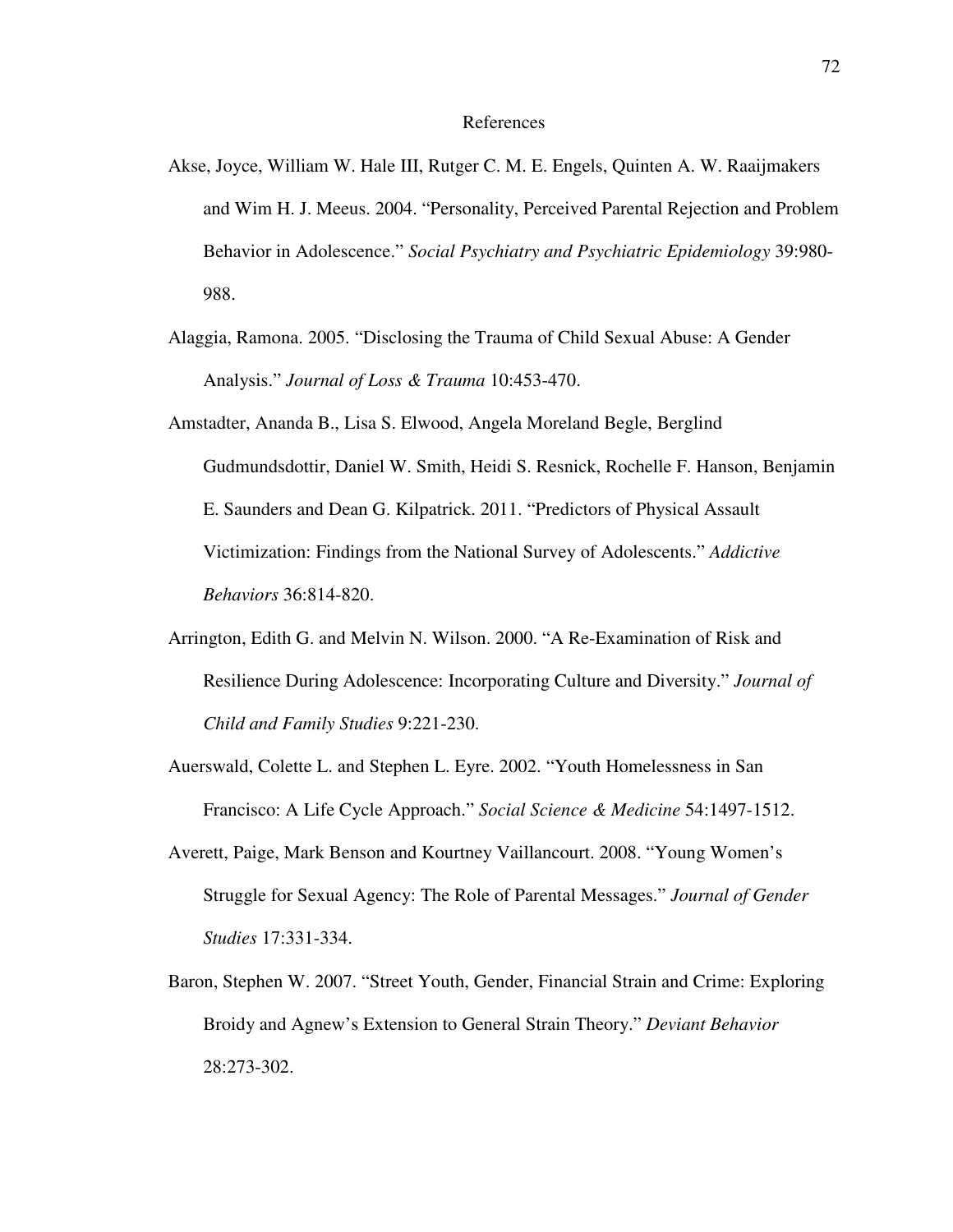# References

Akse, Joyce, William W. Hale III, Rutger C. M. E. Engels, Quinten A. W. Raaijmakers and Wim H. J. Meeus. 2004. "Personality, Perceived Parental Rejection and Problem Behavior in Adolescence." *Social Psychiatry and Psychiatric Epidemiology* 39:980-988.

Alaggia, Ramona. 2005. "Disclosing the Trauma of Child Sexual Abuse: A Gender Analysis." *Journal of Loss & Trauma* 10:453-470.

Amstadter, Ananda B., Lisa S. Elwood, Angela Moreland Begle, Berglind Gudmundsdottir, Daniel W. Smith, Heidi S. Resnick, Rochelle F. Hanson, Benjamin E. Saunders and Dean G. Kilpatrick. 2011. "Predictors of Physical Assault Victimization: Findings from the National Survey of Adolescents." *Addictive Behaviors* 36:814-820.

Arrington, Edith G. and Melvin N. Wilson. 2000. "A Re-Examination of Risk and Resilience During Adolescence: Incorporating Culture and Diversity." *Journal of Child and Family Studies* 9:221-230.

Auerswald, Colette L. and Stephen L. Eyre. 2002. "Youth Homelessness in San Francisco: A Life Cycle Approach." *Social Science & Medicine* 54:1497-1512.

Averett, Paige, Mark Benson and Kourtney Vaillancourt. 2008. "Young Women's Struggle for Sexual Agency: The Role of Parental Messages." *Journal of Gender Studies* 17:331-334.

Baron, Stephen W. 2007. "Street Youth, Gender, Financial Strain and Crime: Exploring Broidy and Agnew's Extension to General Strain Theory." *Deviant Behavior* 28:273-302.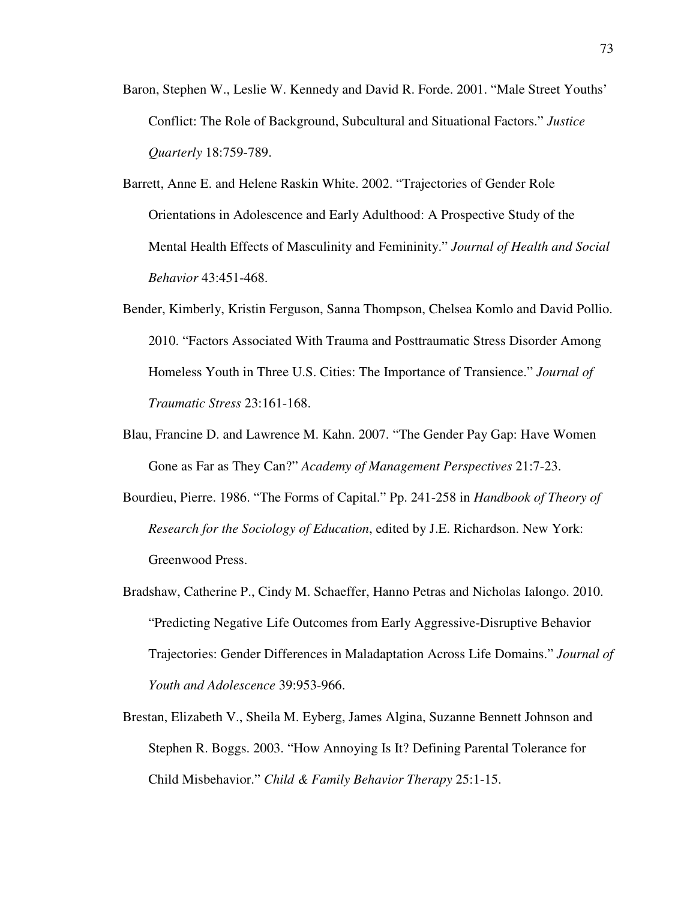Baron, Stephen W., Leslie W. Kennedy and David R. Forde. 2001. "Male Street Youths' Conflict: The Role of Background, Subcultural and Situational Factors." *Justice Quarterly* 18:759-789.

Barrett, Anne E. and Helene Raskin White. 2002. "Trajectories of Gender Role Orientations in Adolescence and Early Adulthood: A Prospective Study of the Mental Health Effects of Masculinity and Femininity." *Journal of Health and Social Behavior* 43:451-468.

Bender, Kimberly, Kristin Ferguson, Sanna Thompson, Chelsea Komlo and David Pollio. 2010. "Factors Associated With Trauma and Posttraumatic Stress Disorder Among Homeless Youth in Three U.S. Cities: The Importance of Transience." *Journal of Traumatic Stress* 23:161-168.

Blau, Francine D. and Lawrence M. Kahn. 2007. "The Gender Pay Gap: Have Women Gone as Far as They Can?" *Academy of Management Perspectives* 21:7-23.

Bourdieu, Pierre. 1986. "The Forms of Capital." Pp. 241-258 in *Handbook of Theory of Research for the Sociology of Education*, edited by J.E. Richardson. New York: Greenwood Press.

Bradshaw, Catherine P., Cindy M. Schaeffer, Hanno Petras and Nicholas Ialongo. 2010. "Predicting Negative Life Outcomes from Early Aggressive-Disruptive Behavior Trajectories: Gender Differences in Maladaptation Across Life Domains." *Journal of Youth and Adolescence* 39:953-966.

Brestan, Elizabeth V., Sheila M. Eyberg, James Algina, Suzanne Bennett Johnson and Stephen R. Boggs. 2003. "How Annoying Is It? Defining Parental Tolerance for Child Misbehavior." *Child & Family Behavior Therapy* 25:1-15.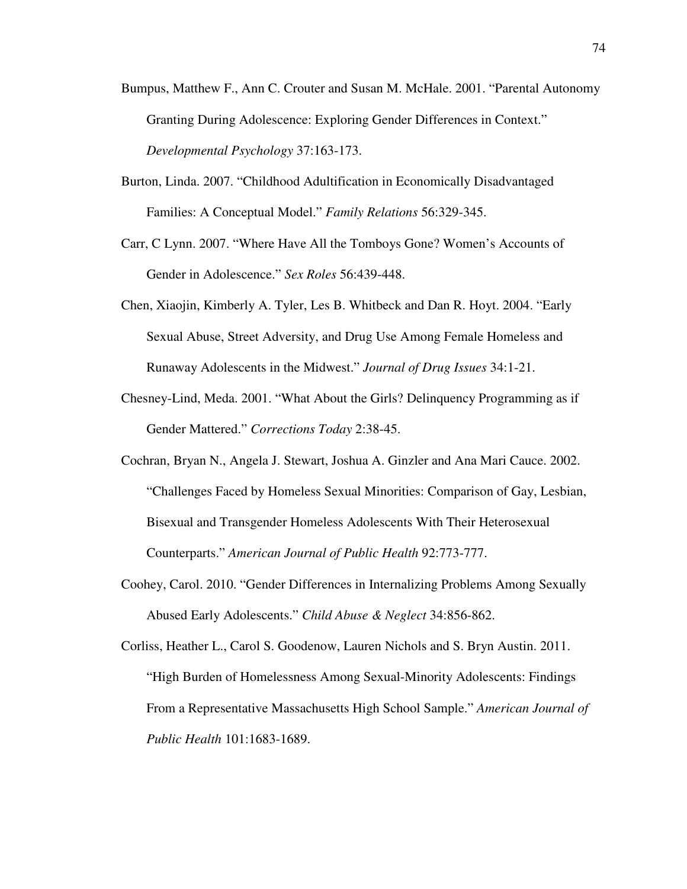Bumpus, Matthew F., Ann C. Crouter and Susan M. McHale. 2001. "Parental Autonomy Granting During Adolescence: Exploring Gender Differences in Context." *Developmental Psychology* 37:163-173.

Burton, Linda. 2007. "Childhood Adultification in Economically Disadvantaged Families: A Conceptual Model." *Family Relations* 56:329-345.

Carr, C Lynn. 2007. "Where Have All the Tomboys Gone? Women's Accounts of Gender in Adolescence." *Sex Roles* 56:439-448.

Chen, Xiaojin, Kimberly A. Tyler, Les B. Whitbeck and Dan R. Hoyt. 2004. "Early Sexual Abuse, Street Adversity, and Drug Use Among Female Homeless and Runaway Adolescents in the Midwest." *Journal of Drug Issues* 34:1-21.

Chesney-Lind, Meda. 2001. "What About the Girls? Delinquency Programming as if Gender Mattered." *Corrections Today* 2:38-45.

Cochran, Bryan N., Angela J. Stewart, Joshua A. Ginzler and Ana Mari Cauce. 2002. "Challenges Faced by Homeless Sexual Minorities: Comparison of Gay, Lesbian, Bisexual and Transgender Homeless Adolescents With Their Heterosexual Counterparts." *American Journal of Public Health* 92:773-777.

Coohey, Carol. 2010. "Gender Differences in Internalizing Problems Among Sexually Abused Early Adolescents." *Child Abuse & Neglect* 34:856-862.

Corliss, Heather L., Carol S. Goodenow, Lauren Nichols and S. Bryn Austin. 2011. "High Burden of Homelessness Among Sexual-Minority Adolescents: Findings From a Representative Massachusetts High School Sample." *American Journal of Public Health* 101:1683-1689.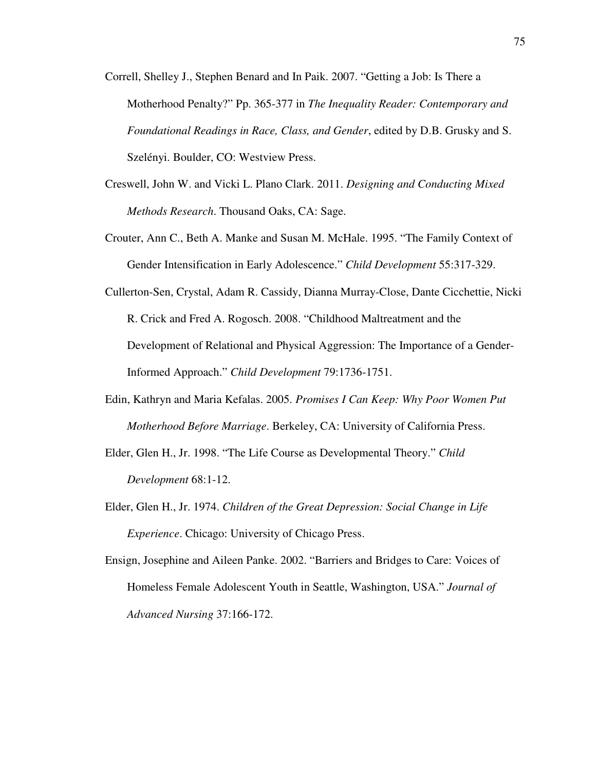Correll, Shelley J., Stephen Benard and In Paik. 2007. "Getting a Job: Is There a Motherhood Penalty?" Pp. 365-377 in *The Inequality Reader: Contemporary and Foundational Readings in Race, Class, and Gender*, edited by D.B. Grusky and S. Szelényi. Boulder, CO: Westview Press.

Creswell, John W. and Vicki L. Plano Clark. 2011. *Designing and Conducting Mixed Methods Research*. Thousand Oaks, CA: Sage.

Crouter, Ann C., Beth A. Manke and Susan M. McHale. 1995. "The Family Context of Gender Intensification in Early Adolescence." *Child Development* 55:317-329.

Cullerton-Sen, Crystal, Adam R. Cassidy, Dianna Murray-Close, Dante Cicchettie, Nicki R. Crick and Fred A. Rogosch. 2008. "Childhood Maltreatment and the Development of Relational and Physical Aggression: The Importance of a Gender-Informed Approach." *Child Development* 79:1736-1751.

Edin, Kathryn and Maria Kefalas. 2005. *Promises I Can Keep: Why Poor Women Put Motherhood Before Marriage*. Berkeley, CA: University of California Press.

Elder, Glen H., Jr. 1998. "The Life Course as Developmental Theory." *Child Development* 68:1-12.

Elder, Glen H., Jr. 1974. *Children of the Great Depression: Social Change in Life Experience*. Chicago: University of Chicago Press.

Ensign, Josephine and Aileen Panke. 2002. "Barriers and Bridges to Care: Voices of Homeless Female Adolescent Youth in Seattle, Washington, USA." *Journal of Advanced Nursing* 37:166-172.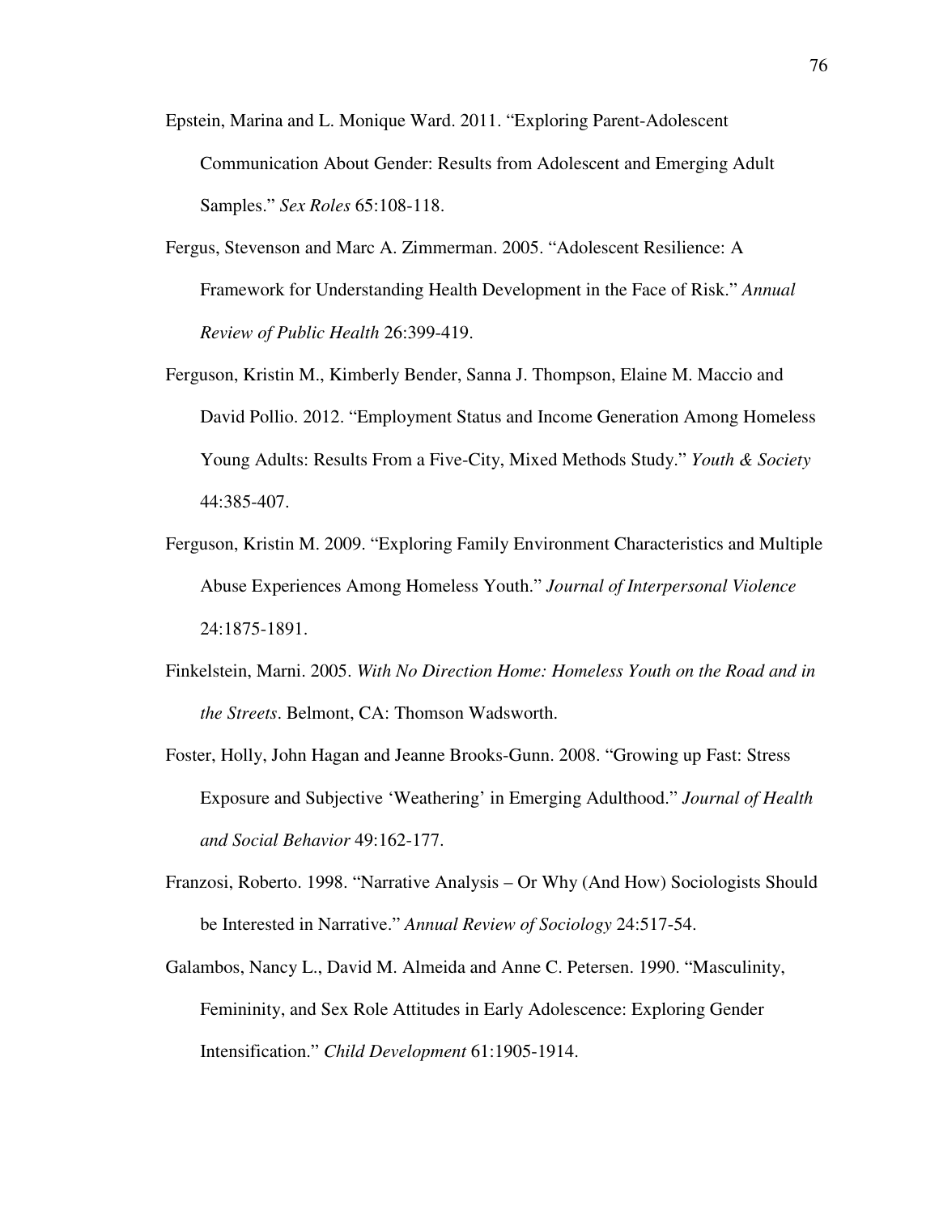Epstein, Marina and L. Monique Ward. 2011. "Exploring Parent-Adolescent Communication About Gender: Results from Adolescent and Emerging Adult Samples." *Sex Roles* 65:108-118.

Fergus, Stevenson and Marc A. Zimmerman. 2005. "Adolescent Resilience: A Framework for Understanding Health Development in the Face of Risk." *Annual Review of Public Health* 26:399-419.

Ferguson, Kristin M., Kimberly Bender, Sanna J. Thompson, Elaine M. Maccio and David Pollio. 2012. "Employment Status and Income Generation Among Homeless Young Adults: Results From a Five-City, Mixed Methods Study." *Youth & Society* 44:385-407.

Ferguson, Kristin M. 2009. "Exploring Family Environment Characteristics and Multiple Abuse Experiences Among Homeless Youth." *Journal of Interpersonal Violence* 24:1875-1891.

Finkelstein, Marni. 2005. *With No Direction Home: Homeless Youth on the Road and in the Streets*. Belmont, CA: Thomson Wadsworth.

Foster, Holly, John Hagan and Jeanne Brooks-Gunn. 2008. "Growing up Fast: Stress Exposure and Subjective 'Weathering' in Emerging Adulthood." *Journal of Health and Social Behavior* 49:162-177.

Franzosi, Roberto. 1998. "Narrative Analysis – Or Why (And How) Sociologists Should be Interested in Narrative." *Annual Review of Sociology* 24:517-54.

Galambos, Nancy L., David M. Almeida and Anne C. Petersen. 1990. "Masculinity, Femininity, and Sex Role Attitudes in Early Adolescence: Exploring Gender Intensification." *Child Development* 61:1905-1914.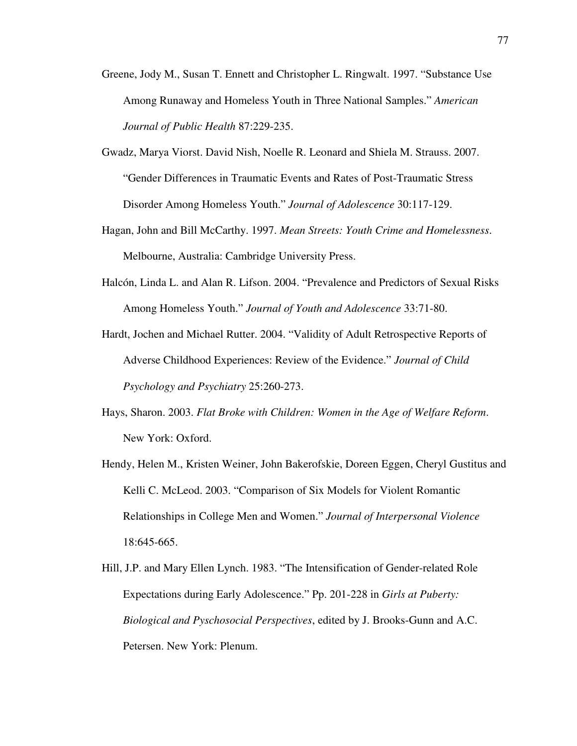Greene, Jody M., Susan T. Ennett and Christopher L. Ringwalt. 1997. "Substance Use Among Runaway and Homeless Youth in Three National Samples." *American Journal of Public Health* 87:229-235.

Gwadz, Marya Viorst. David Nish, Noelle R. Leonard and Shiela M. Strauss. 2007. "Gender Differences in Traumatic Events and Rates of Post-Traumatic Stress Disorder Among Homeless Youth." *Journal of Adolescence* 30:117-129.

Hagan, John and Bill McCarthy. 1997. *Mean Streets: Youth Crime and Homelessness*. Melbourne, Australia: Cambridge University Press.

Halcón, Linda L. and Alan R. Lifson. 2004. "Prevalence and Predictors of Sexual Risks Among Homeless Youth." *Journal of Youth and Adolescence* 33:71-80.

Hardt, Jochen and Michael Rutter. 2004. "Validity of Adult Retrospective Reports of Adverse Childhood Experiences: Review of the Evidence." *Journal of Child Psychology and Psychiatry* 25:260-273.

Hays, Sharon. 2003. *Flat Broke with Children: Women in the Age of Welfare Reform*. New York: Oxford.

Hendy, Helen M., Kristen Weiner, John Bakerofskie, Doreen Eggen, Cheryl Gustitus and Kelli C. McLeod. 2003. "Comparison of Six Models for Violent Romantic Relationships in College Men and Women." *Journal of Interpersonal Violence* 18:645-665.

Hill, J.P. and Mary Ellen Lynch. 1983. "The Intensification of Gender-related Role Expectations during Early Adolescence." Pp. 201-228 in *Girls at Puberty: Biological and Pyschosocial Perspectives*, edited by J. Brooks-Gunn and A.C. Petersen. New York: Plenum.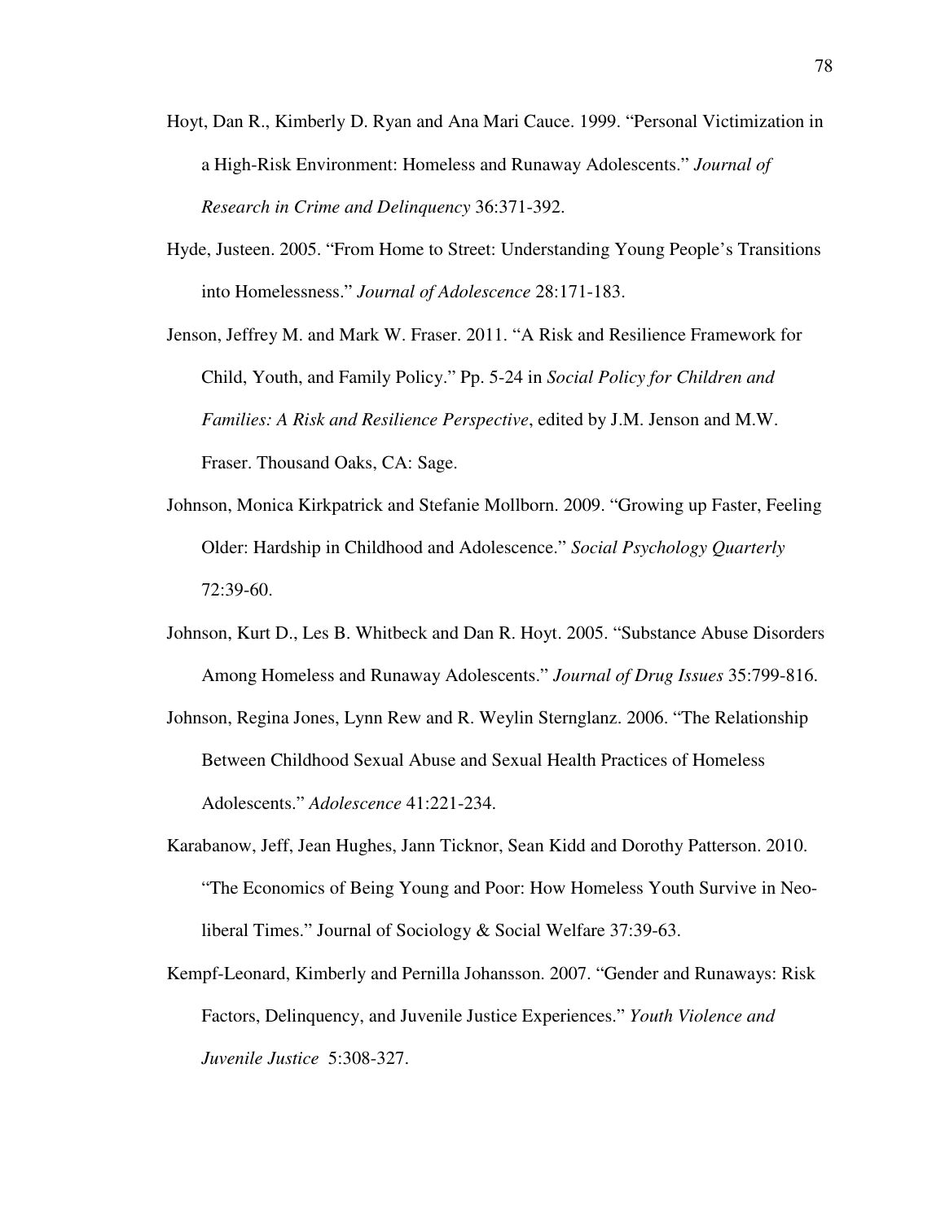Hoyt, Dan R., Kimberly D. Ryan and Ana Mari Cauce. 1999. “Personal Victimization in a High-Risk Environment: Homeless and Runaway Adolescents.” *Journal of Research in Crime and Delinquency* 36:371-392.

Hyde, Justeen. 2005. “From Home to Street: Understanding Young People’s Transitions into Homelessness.” *Journal of Adolescence* 28:171-183.

Jenson, Jeffrey M. and Mark W. Fraser. 2011. “A Risk and Resilience Framework for Child, Youth, and Family Policy.” Pp. 5-24 in *Social Policy for Children and Families: A Risk and Resilience Perspective*, edited by J.M. Jenson and M.W. Fraser. Thousand Oaks, CA: Sage.

Johnson, Monica Kirkpatrick and Stefanie Mollborn. 2009. “Growing up Faster, Feeling Older: Hardship in Childhood and Adolescence.” *Social Psychology Quarterly* 72:39-60.

Johnson, Kurt D., Les B. Whitbeck and Dan R. Hoyt. 2005. “Substance Abuse Disorders Among Homeless and Runaway Adolescents.” *Journal of Drug Issues* 35:799-816.

Johnson, Regina Jones, Lynn Rew and R. Weylin Sternglanz. 2006. “The Relationship Between Childhood Sexual Abuse and Sexual Health Practices of Homeless Adolescents.” *Adolescence* 41:221-234.

Karabanow, Jeff, Jean Hughes, Jann Ticknor, Sean Kidd and Dorothy Patterson. 2010. “The Economics of Being Young and Poor: How Homeless Youth Survive in Neo-liberal Times.” Journal of Sociology & Social Welfare 37:39-63.

Kempf-Leonard, Kimberly and Pernilla Johansson. 2007. “Gender and Runaways: Risk Factors, Delinquency, and Juvenile Justice Experiences.” *Youth Violence and Juvenile Justice* 5:308-327.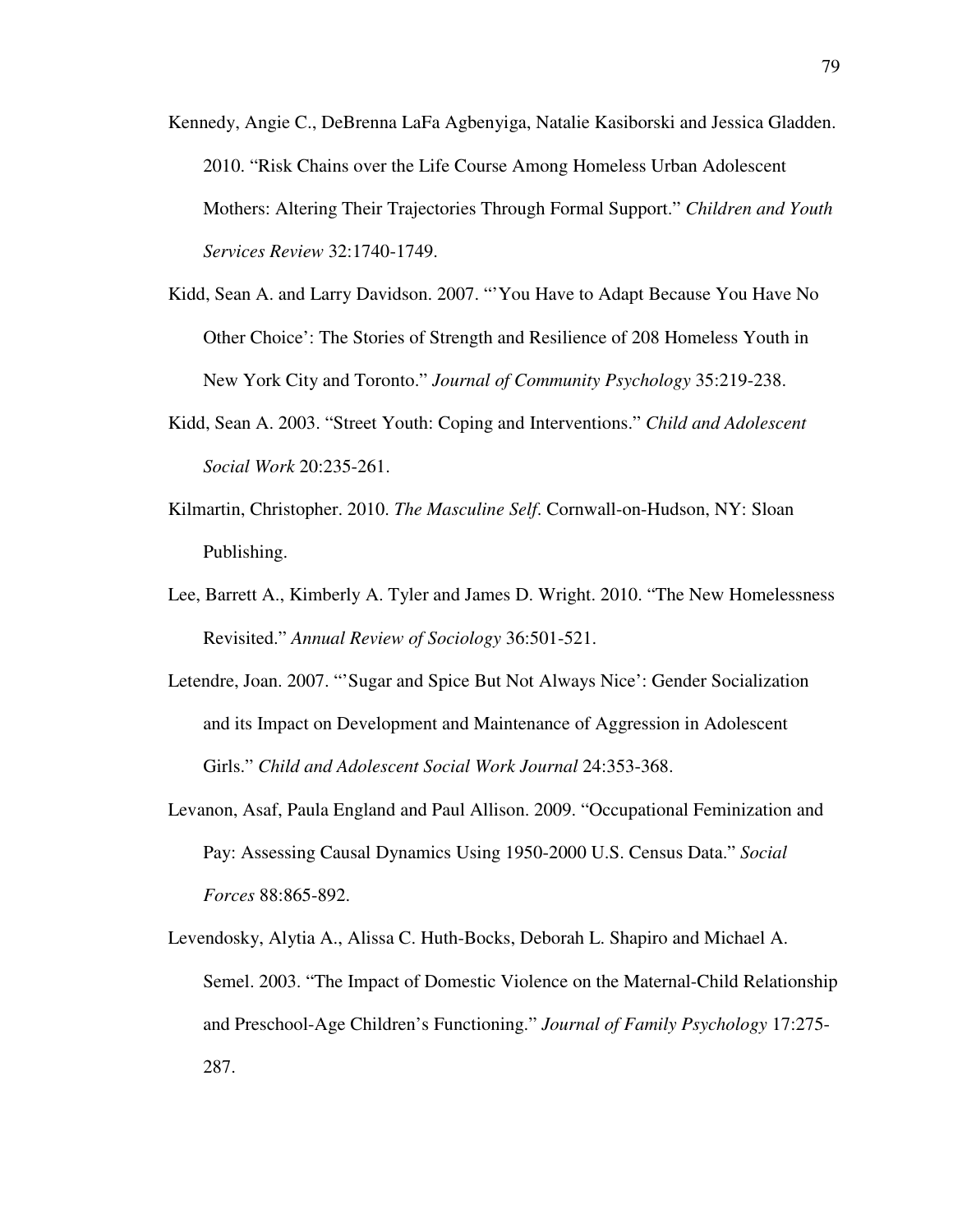Kennedy, Angie C., DeBrenna LaFa Agbenyiga, Natalie Kasiborski and Jessica Gladden. 2010. "Risk Chains over the Life Course Among Homeless Urban Adolescent Mothers: Altering Their Trajectories Through Formal Support." *Children and Youth Services Review* 32:1740-1749.

Kidd, Sean A. and Larry Davidson. 2007. "'You Have to Adapt Because You Have No Other Choice': The Stories of Strength and Resilience of 208 Homeless Youth in New York City and Toronto." *Journal of Community Psychology* 35:219-238.

Kidd, Sean A. 2003. "Street Youth: Coping and Interventions." *Child and Adolescent Social Work* 20:235-261.

Kilmartin, Christopher. 2010. *The Masculine Self*. Cornwall-on-Hudson, NY: Sloan Publishing.

Lee, Barrett A., Kimberly A. Tyler and James D. Wright. 2010. "The New Homelessness Revisited." *Annual Review of Sociology* 36:501-521.

Letendre, Joan. 2007. "'Sugar and Spice But Not Always Nice': Gender Socialization and its Impact on Development and Maintenance of Aggression in Adolescent Girls." *Child and Adolescent Social Work Journal* 24:353-368.

Levanon, Asaf, Paula England and Paul Allison. 2009. "Occupational Feminization and Pay: Assessing Causal Dynamics Using 1950-2000 U.S. Census Data." *Social Forces* 88:865-892.

Levendosky, Alytia A., Alissa C. Huth-Bocks, Deborah L. Shapiro and Michael A. Semel. 2003. "The Impact of Domestic Violence on the Maternal-Child Relationship and Preschool-Age Children's Functioning." *Journal of Family Psychology* 17:275-287.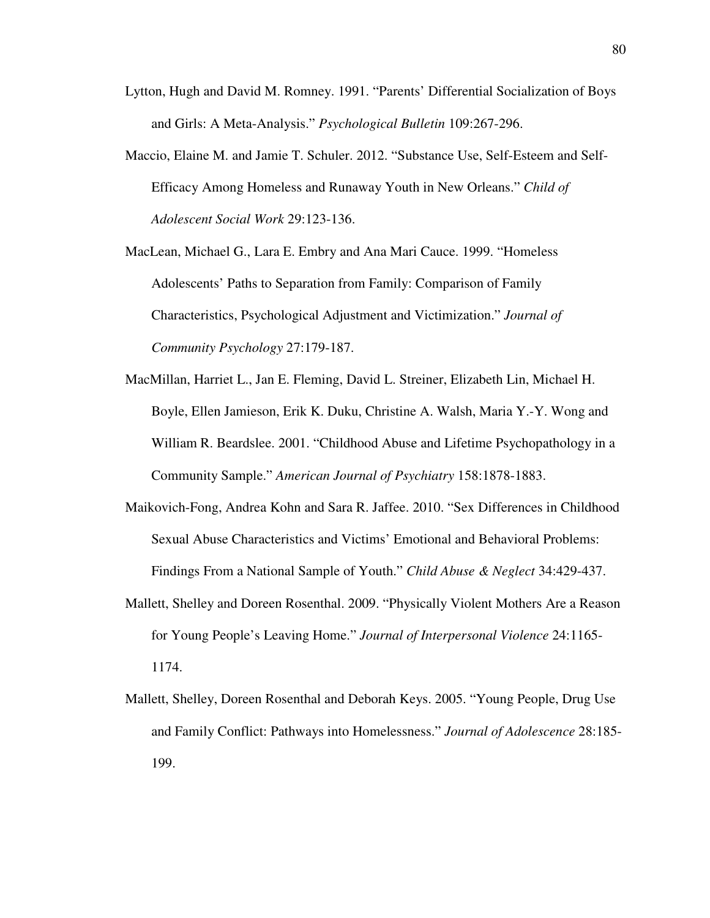Lytton, Hugh and David M. Romney. 1991. "Parents' Differential Socialization of Boys and Girls: A Meta-Analysis." *Psychological Bulletin* 109:267-296.

Maccio, Elaine M. and Jamie T. Schuler. 2012. "Substance Use, Self-Esteem and Self-Efficacy Among Homeless and Runaway Youth in New Orleans." *Child of Adolescent Social Work* 29:123-136.

MacLean, Michael G., Lara E. Embry and Ana Mari Cauce. 1999. "Homeless Adolescents' Paths to Separation from Family: Comparison of Family Characteristics, Psychological Adjustment and Victimization." *Journal of Community Psychology* 27:179-187.

MacMillan, Harriet L., Jan E. Fleming, David L. Streiner, Elizabeth Lin, Michael H. Boyle, Ellen Jamieson, Erik K. Duku, Christine A. Walsh, Maria Y.-Y. Wong and William R. Beardslee. 2001. "Childhood Abuse and Lifetime Psychopathology in a Community Sample." *American Journal of Psychiatry* 158:1878-1883.

Maikovich-Fong, Andrea Kohn and Sara R. Jaffee. 2010. "Sex Differences in Childhood Sexual Abuse Characteristics and Victims' Emotional and Behavioral Problems: Findings From a National Sample of Youth." *Child Abuse & Neglect* 34:429-437.

Mallett, Shelley and Doreen Rosenthal. 2009. "Physically Violent Mothers Are a Reason for Young People's Leaving Home." *Journal of Interpersonal Violence* 24:1165-1174.

Mallett, Shelley, Doreen Rosenthal and Deborah Keys. 2005. "Young People, Drug Use and Family Conflict: Pathways into Homelessness." *Journal of Adolescence* 28:185-199.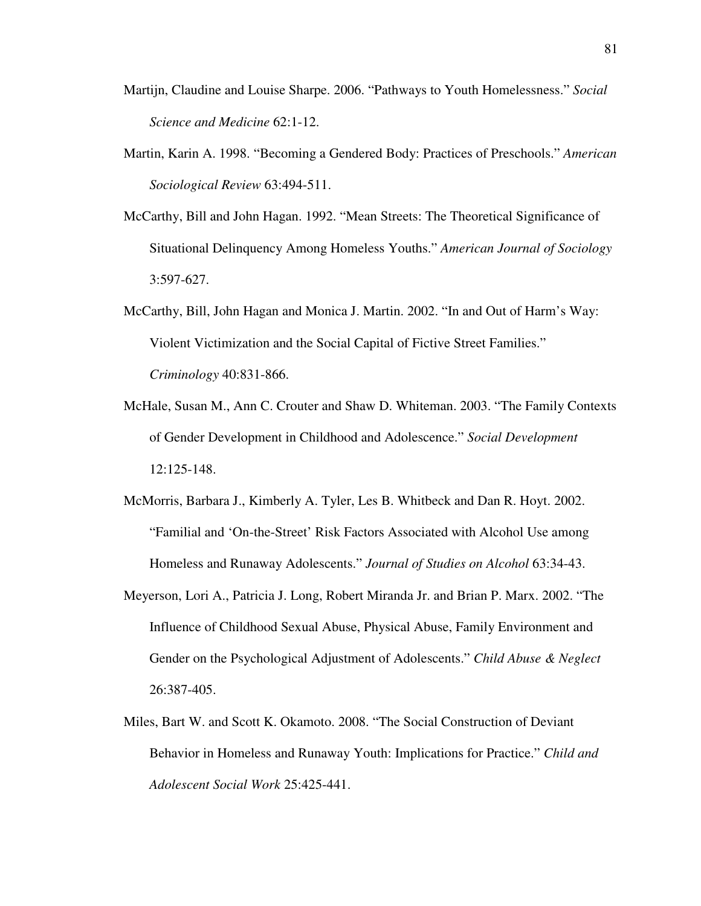Martijn, Claudine and Louise Sharpe. 2006. "Pathways to Youth Homelessness." *Social Science and Medicine* 62:1-12.

Martin, Karin A. 1998. "Becoming a Gendered Body: Practices of Preschools." *American Sociological Review* 63:494-511.

McCarthy, Bill and John Hagan. 1992. "Mean Streets: The Theoretical Significance of Situational Delinquency Among Homeless Youths." *American Journal of Sociology* 3:597-627.

McCarthy, Bill, John Hagan and Monica J. Martin. 2002. "In and Out of Harm's Way: Violent Victimization and the Social Capital of Fictive Street Families." *Criminology* 40:831-866.

McHale, Susan M., Ann C. Crouter and Shaw D. Whiteman. 2003. "The Family Contexts of Gender Development in Childhood and Adolescence." *Social Development* 12:125-148.

McMorris, Barbara J., Kimberly A. Tyler, Les B. Whitbeck and Dan R. Hoyt. 2002. "Familial and 'On-the-Street' Risk Factors Associated with Alcohol Use among Homeless and Runaway Adolescents." *Journal of Studies on Alcohol* 63:34-43.

Meyerson, Lori A., Patricia J. Long, Robert Miranda Jr. and Brian P. Marx. 2002. "The Influence of Childhood Sexual Abuse, Physical Abuse, Family Environment and Gender on the Psychological Adjustment of Adolescents." *Child Abuse & Neglect* 26:387-405.

Miles, Bart W. and Scott K. Okamoto. 2008. "The Social Construction of Deviant Behavior in Homeless and Runaway Youth: Implications for Practice." *Child and Adolescent Social Work* 25:425-441.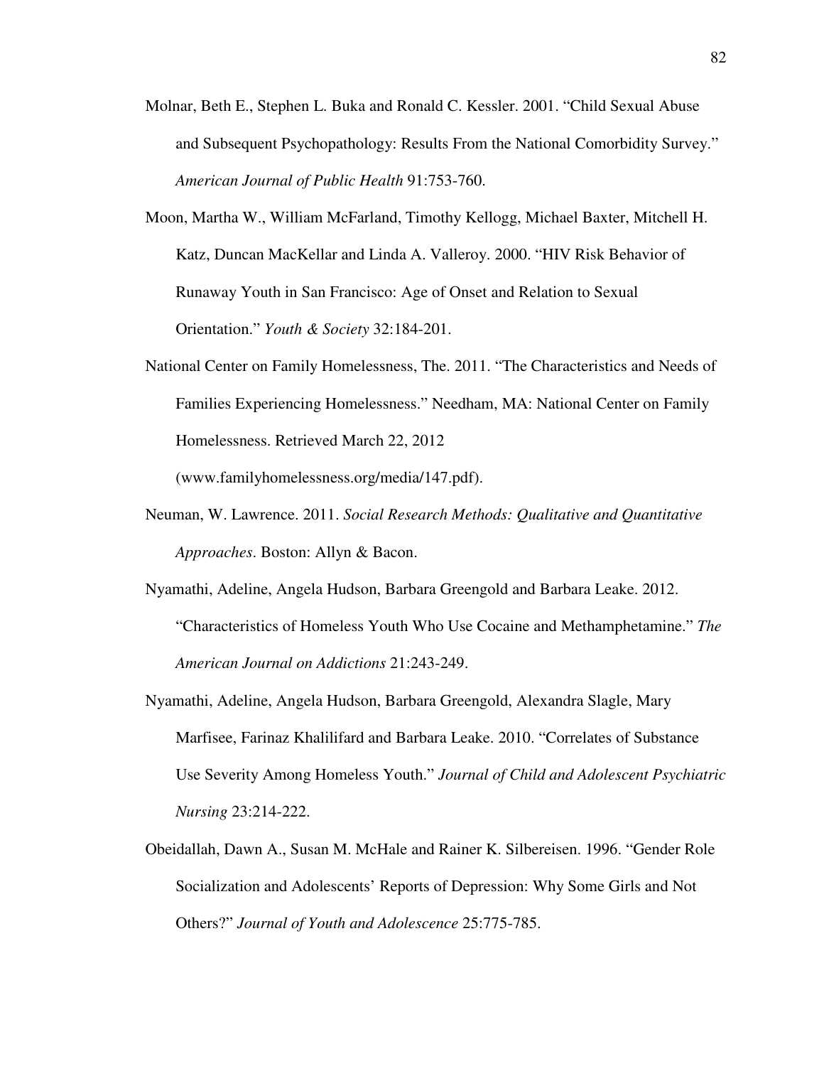Molnar, Beth E., Stephen L. Buka and Ronald C. Kessler. 2001. "Child Sexual Abuse and Subsequent Psychopathology: Results From the National Comorbidity Survey." *American Journal of Public Health* 91:753-760.

Moon, Martha W., William McFarland, Timothy Kellogg, Michael Baxter, Mitchell H. Katz, Duncan MacKellar and Linda A. Valleroy. 2000. "HIV Risk Behavior of Runaway Youth in San Francisco: Age of Onset and Relation to Sexual Orientation." *Youth & Society* 32:184-201.

National Center on Family Homelessness, The. 2011. "The Characteristics and Needs of Families Experiencing Homelessness." Needham, MA: National Center on Family Homelessness. Retrieved March 22, 2012 (www.familyhomelessness.org/media/147.pdf).

Neuman, W. Lawrence. 2011. *Social Research Methods: Qualitative and Quantitative Approaches*. Boston: Allyn & Bacon.

Nyamathi, Adeline, Angela Hudson, Barbara Greengold and Barbara Leake. 2012. "Characteristics of Homeless Youth Who Use Cocaine and Methamphetamine." *The American Journal on Addictions* 21:243-249.

Nyamathi, Adeline, Angela Hudson, Barbara Greengold, Alexandra Slagle, Mary Marfisee, Farinaz Khalilifard and Barbara Leake. 2010. "Correlates of Substance Use Severity Among Homeless Youth." *Journal of Child and Adolescent Psychiatric Nursing* 23:214-222.

Obeidallah, Dawn A., Susan M. McHale and Rainer K. Silbereisen. 1996. "Gender Role Socialization and Adolescents' Reports of Depression: Why Some Girls and Not Others?" *Journal of Youth and Adolescence* 25:775-785.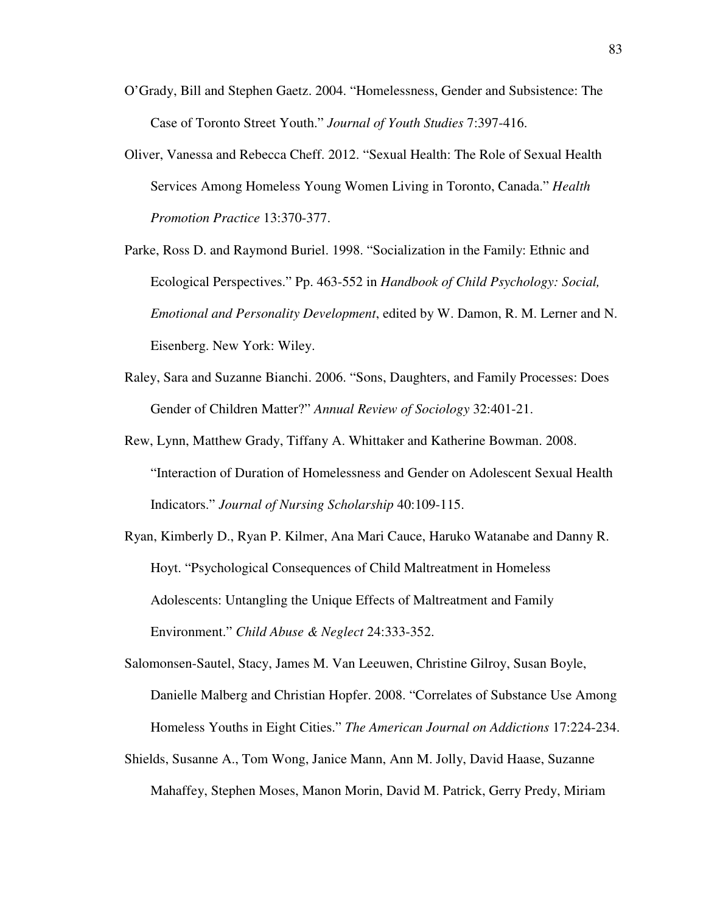O'Grady, Bill and Stephen Gaetz. 2004. "Homelessness, Gender and Subsistence: The Case of Toronto Street Youth." *Journal of Youth Studies* 7:397-416.

Oliver, Vanessa and Rebecca Cheff. 2012. "Sexual Health: The Role of Sexual Health Services Among Homeless Young Women Living in Toronto, Canada." *Health Promotion Practice* 13:370-377.

Parke, Ross D. and Raymond Buriel. 1998. "Socialization in the Family: Ethnic and Ecological Perspectives." Pp. 463-552 in *Handbook of Child Psychology: Social, Emotional and Personality Development*, edited by W. Damon, R. M. Lerner and N. Eisenberg. New York: Wiley.

Raley, Sara and Suzanne Bianchi. 2006. "Sons, Daughters, and Family Processes: Does Gender of Children Matter?" *Annual Review of Sociology* 32:401-21.

Rew, Lynn, Matthew Grady, Tiffany A. Whittaker and Katherine Bowman. 2008. "Interaction of Duration of Homelessness and Gender on Adolescent Sexual Health Indicators." *Journal of Nursing Scholarship* 40:109-115.

Ryan, Kimberly D., Ryan P. Kilmer, Ana Mari Cauce, Haruko Watanabe and Danny R. Hoyt. "Psychological Consequences of Child Maltreatment in Homeless Adolescents: Untangling the Unique Effects of Maltreatment and Family Environment." *Child Abuse & Neglect* 24:333-352.

Salomonsen-Sautel, Stacy, James M. Van Leeuwen, Christine Gilroy, Susan Boyle, Danielle Malberg and Christian Hopfer. 2008. "Correlates of Substance Use Among Homeless Youths in Eight Cities." *The American Journal on Addictions* 17:224-234.

Shields, Susanne A., Tom Wong, Janice Mann, Ann M. Jolly, David Haase, Suzanne Mahaffey, Stephen Moses, Manon Morin, David M. Patrick, Gerry Predy, Miriam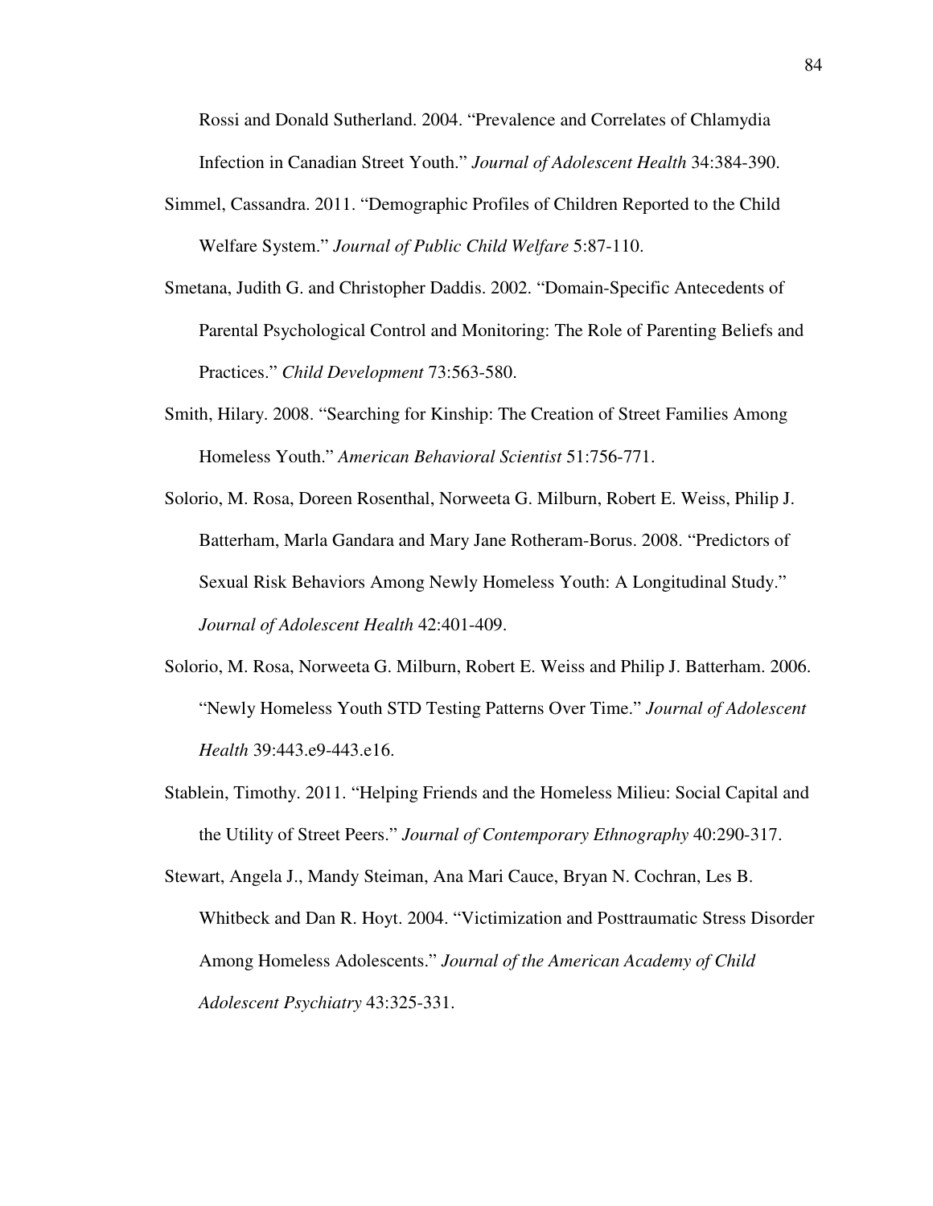Rossi and Donald Sutherland. 2004. "Prevalence and Correlates of Chlamydia Infection in Canadian Street Youth." *Journal of Adolescent Health* 34:384-390.

Simmel, Cassandra. 2011. "Demographic Profiles of Children Reported to the Child Welfare System." *Journal of Public Child Welfare* 5:87-110.

Smetana, Judith G. and Christopher Daddis. 2002. "Domain-Specific Antecedents of Parental Psychological Control and Monitoring: The Role of Parenting Beliefs and Practices." *Child Development* 73:563-580.

Smith, Hilary. 2008. "Searching for Kinship: The Creation of Street Families Among Homeless Youth." *American Behavioral Scientist* 51:756-771.

Solorio, M. Rosa, Doreen Rosenthal, Norweeta G. Milburn, Robert E. Weiss, Philip J. Batterham, Marla Gandara and Mary Jane Rotheram-Borus. 2008. "Predictors of Sexual Risk Behaviors Among Newly Homeless Youth: A Longitudinal Study." *Journal of Adolescent Health* 42:401-409.

Solorio, M. Rosa, Norweeta G. Milburn, Robert E. Weiss and Philip J. Batterham. 2006. "Newly Homeless Youth STD Testing Patterns Over Time." *Journal of Adolescent Health* 39:443.e9-443.e16.

Stablein, Timothy. 2011. "Helping Friends and the Homeless Milieu: Social Capital and the Utility of Street Peers." *Journal of Contemporary Ethnography* 40:290-317.

Stewart, Angela J., Mandy Steiman, Ana Mari Cauce, Bryan N. Cochran, Les B. Whitbeck and Dan R. Hoyt. 2004. "Victimization and Posttraumatic Stress Disorder Among Homeless Adolescents." *Journal of the American Academy of Child Adolescent Psychiatry* 43:325-331.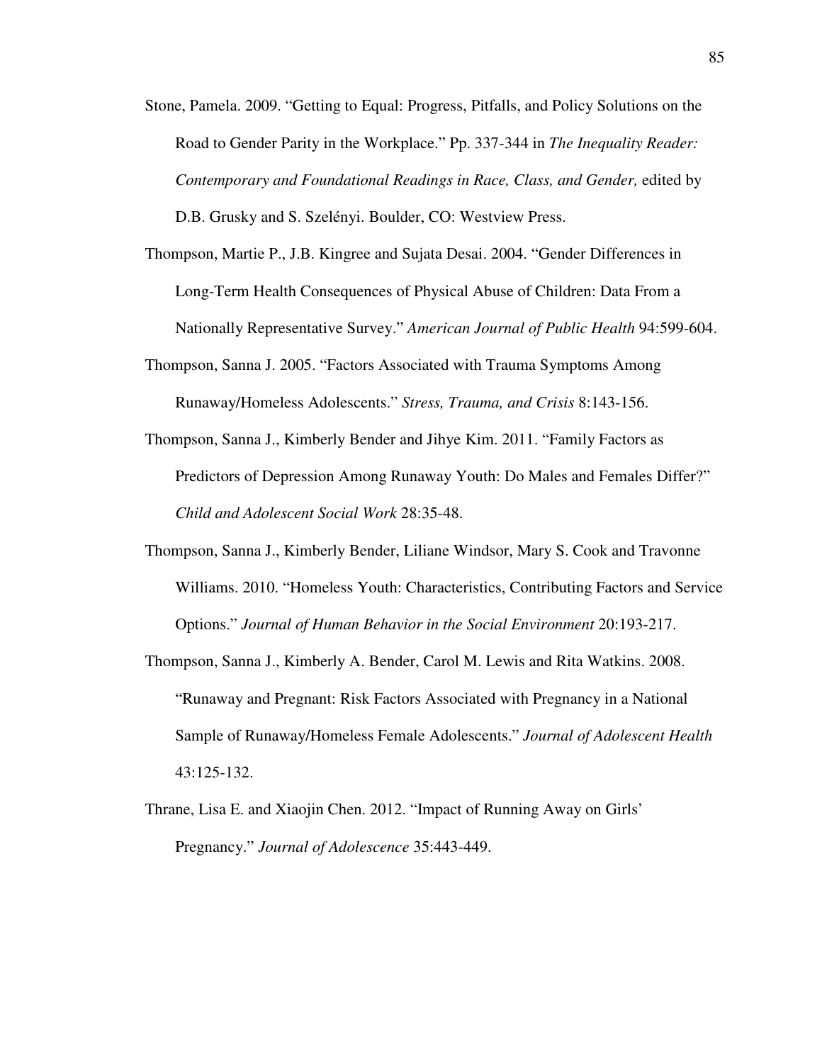Stone, Pamela. 2009. "Getting to Equal: Progress, Pitfalls, and Policy Solutions on the Road to Gender Parity in the Workplace." Pp. 337-344 in *The Inequality Reader: Contemporary and Foundational Readings in Race, Class, and Gender,* edited by D.B. Grusky and S. Szelényi. Boulder, CO: Westview Press.

Thompson, Martie P., J.B. Kingree and Sujata Desai. 2004. "Gender Differences in Long-Term Health Consequences of Physical Abuse of Children: Data From a Nationally Representative Survey." *American Journal of Public Health* 94:599-604.

Thompson, Sanna J. 2005. "Factors Associated with Trauma Symptoms Among Runaway/Homeless Adolescents." *Stress, Trauma, and Crisis* 8:143-156.

Thompson, Sanna J., Kimberly Bender and Jihye Kim. 2011. "Family Factors as Predictors of Depression Among Runaway Youth: Do Males and Females Differ?" *Child and Adolescent Social Work* 28:35-48.

Thompson, Sanna J., Kimberly Bender, Liliane Windsor, Mary S. Cook and Travonne Williams. 2010. "Homeless Youth: Characteristics, Contributing Factors and Service Options." *Journal of Human Behavior in the Social Environment* 20:193-217.

Thompson, Sanna J., Kimberly A. Bender, Carol M. Lewis and Rita Watkins. 2008. "Runaway and Pregnant: Risk Factors Associated with Pregnancy in a National Sample of Runaway/Homeless Female Adolescents." *Journal of Adolescent Health* 43:125-132.

Thrane, Lisa E. and Xiaojin Chen. 2012. "Impact of Running Away on Girls' Pregnancy." *Journal of Adolescence* 35:443-449.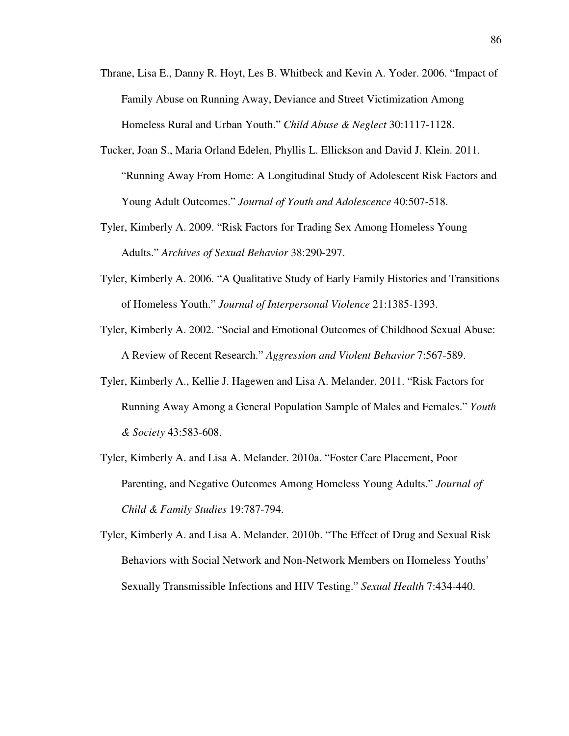Thrane, Lisa E., Danny R. Hoyt, Les B. Whitbeck and Kevin A. Yoder. 2006. "Impact of Family Abuse on Running Away, Deviance and Street Victimization Among Homeless Rural and Urban Youth." *Child Abuse & Neglect* 30:1117-1128.

Tucker, Joan S., Maria Orland Edelen, Phyllis L. Ellickson and David J. Klein. 2011. "Running Away From Home: A Longitudinal Study of Adolescent Risk Factors and Young Adult Outcomes." *Journal of Youth and Adolescence* 40:507-518.

Tyler, Kimberly A. 2009. "Risk Factors for Trading Sex Among Homeless Young Adults." *Archives of Sexual Behavior* 38:290-297.

Tyler, Kimberly A. 2006. "A Qualitative Study of Early Family Histories and Transitions of Homeless Youth." *Journal of Interpersonal Violence* 21:1385-1393.

Tyler, Kimberly A. 2002. "Social and Emotional Outcomes of Childhood Sexual Abuse: A Review of Recent Research." *Aggression and Violent Behavior* 7:567-589.

Tyler, Kimberly A., Kellie J. Hagewen and Lisa A. Melander. 2011. "Risk Factors for Running Away Among a General Population Sample of Males and Females." *Youth & Society* 43:583-608.

Tyler, Kimberly A. and Lisa A. Melander. 2010a. "Foster Care Placement, Poor Parenting, and Negative Outcomes Among Homeless Young Adults." *Journal of Child & Family Studies* 19:787-794.

Tyler, Kimberly A. and Lisa A. Melander. 2010b. "The Effect of Drug and Sexual Risk Behaviors with Social Network and Non-Network Members on Homeless Youths' Sexually Transmissible Infections and HIV Testing." *Sexual Health* 7:434-440.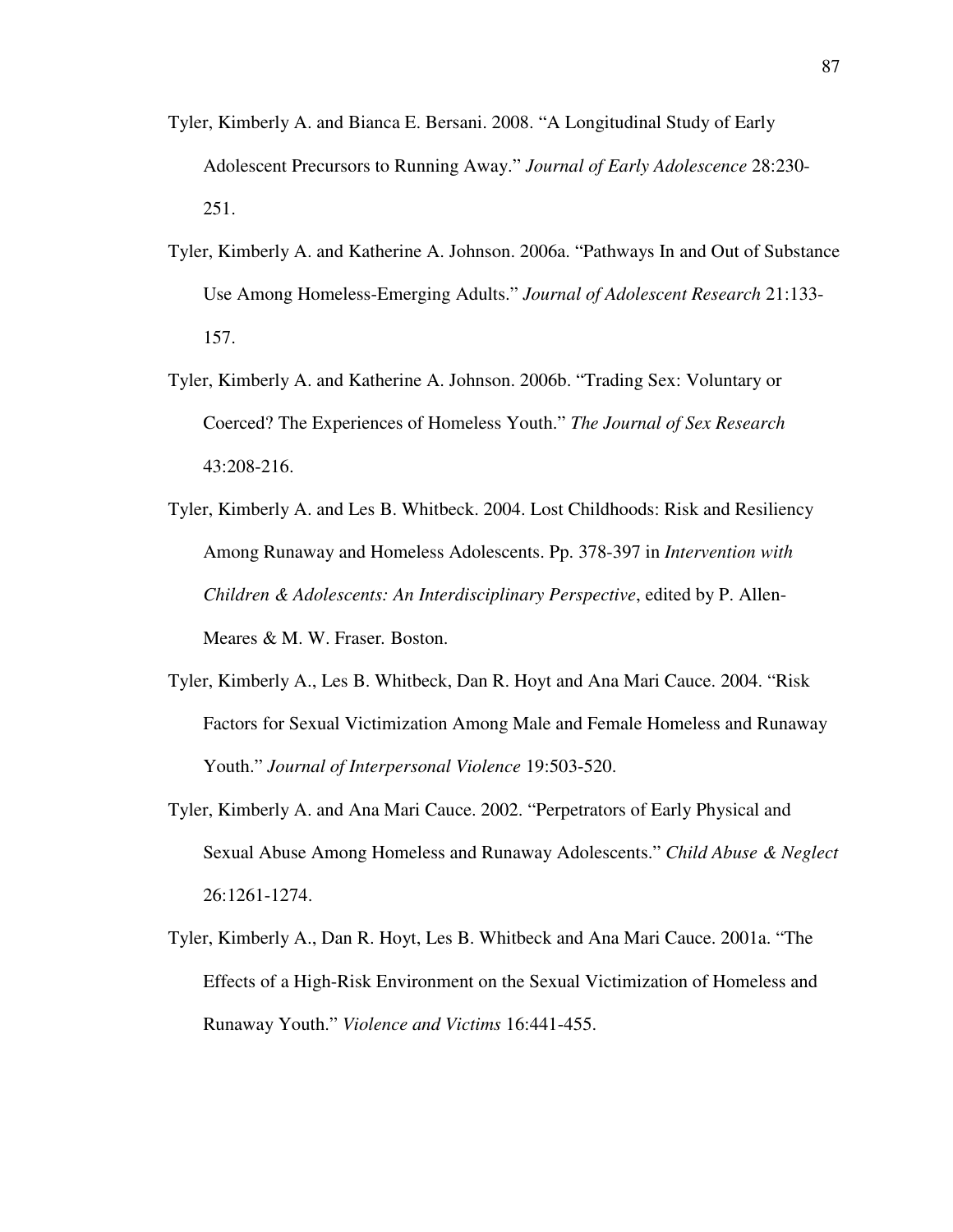Tyler, Kimberly A. and Bianca E. Bersani. 2008. "A Longitudinal Study of Early Adolescent Precursors to Running Away." *Journal of Early Adolescence* 28:230-251.

Tyler, Kimberly A. and Katherine A. Johnson. 2006a. "Pathways In and Out of Substance Use Among Homeless-Emerging Adults." *Journal of Adolescent Research* 21:133-157.

Tyler, Kimberly A. and Katherine A. Johnson. 2006b. "Trading Sex: Voluntary or Coerced? The Experiences of Homeless Youth." *The Journal of Sex Research* 43:208-216.

Tyler, Kimberly A. and Les B. Whitbeck. 2004. Lost Childhoods: Risk and Resiliency Among Runaway and Homeless Adolescents. Pp. 378-397 in *Intervention with Children & Adolescents: An Interdisciplinary Perspective*, edited by P. Allen-Meares & M. W. Fraser. Boston.

Tyler, Kimberly A., Les B. Whitbeck, Dan R. Hoyt and Ana Mari Cauce. 2004. "Risk Factors for Sexual Victimization Among Male and Female Homeless and Runaway Youth." *Journal of Interpersonal Violence* 19:503-520.

Tyler, Kimberly A. and Ana Mari Cauce. 2002. "Perpetrators of Early Physical and Sexual Abuse Among Homeless and Runaway Adolescents." *Child Abuse & Neglect* 26:1261-1274.

Tyler, Kimberly A., Dan R. Hoyt, Les B. Whitbeck and Ana Mari Cauce. 2001a. "The Effects of a High-Risk Environment on the Sexual Victimization of Homeless and Runaway Youth." *Violence and Victims* 16:441-455.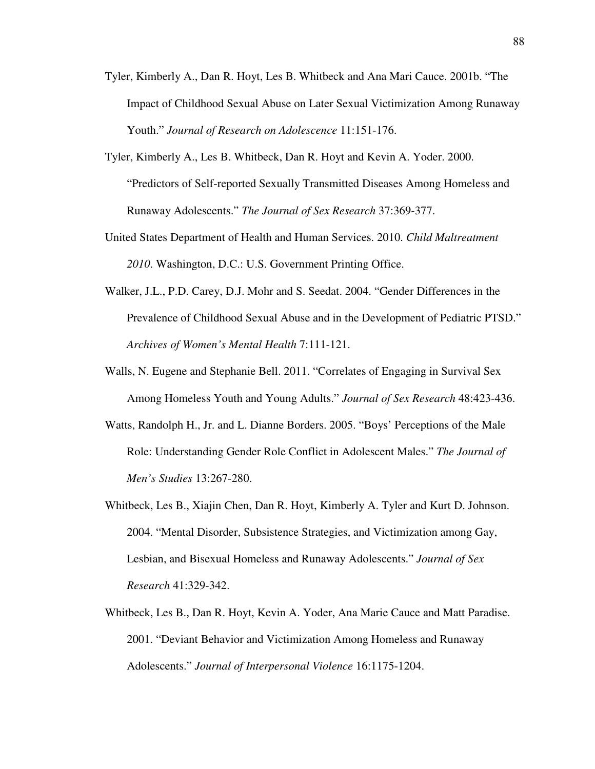Tyler, Kimberly A., Dan R. Hoyt, Les B. Whitbeck and Ana Mari Cauce. 2001b. "The Impact of Childhood Sexual Abuse on Later Sexual Victimization Among Runaway Youth." *Journal of Research on Adolescence* 11:151-176.

Tyler, Kimberly A., Les B. Whitbeck, Dan R. Hoyt and Kevin A. Yoder. 2000. "Predictors of Self-reported Sexually Transmitted Diseases Among Homeless and Runaway Adolescents." *The Journal of Sex Research* 37:369-377.

United States Department of Health and Human Services. 2010. *Child Maltreatment 2010*. Washington, D.C.: U.S. Government Printing Office.

Walker, J.L., P.D. Carey, D.J. Mohr and S. Seedat. 2004. "Gender Differences in the Prevalence of Childhood Sexual Abuse and in the Development of Pediatric PTSD." *Archives of Women's Mental Health* 7:111-121.

Walls, N. Eugene and Stephanie Bell. 2011. "Correlates of Engaging in Survival Sex Among Homeless Youth and Young Adults." *Journal of Sex Research* 48:423-436.

Watts, Randolph H., Jr. and L. Dianne Borders. 2005. "Boys' Perceptions of the Male Role: Understanding Gender Role Conflict in Adolescent Males." *The Journal of Men's Studies* 13:267-280.

Whitbeck, Les B., Xiajin Chen, Dan R. Hoyt, Kimberly A. Tyler and Kurt D. Johnson. 2004. "Mental Disorder, Subsistence Strategies, and Victimization among Gay, Lesbian, and Bisexual Homeless and Runaway Adolescents." *Journal of Sex Research* 41:329-342.

Whitbeck, Les B., Dan R. Hoyt, Kevin A. Yoder, Ana Marie Cauce and Matt Paradise. 2001. "Deviant Behavior and Victimization Among Homeless and Runaway Adolescents." *Journal of Interpersonal Violence* 16:1175-1204.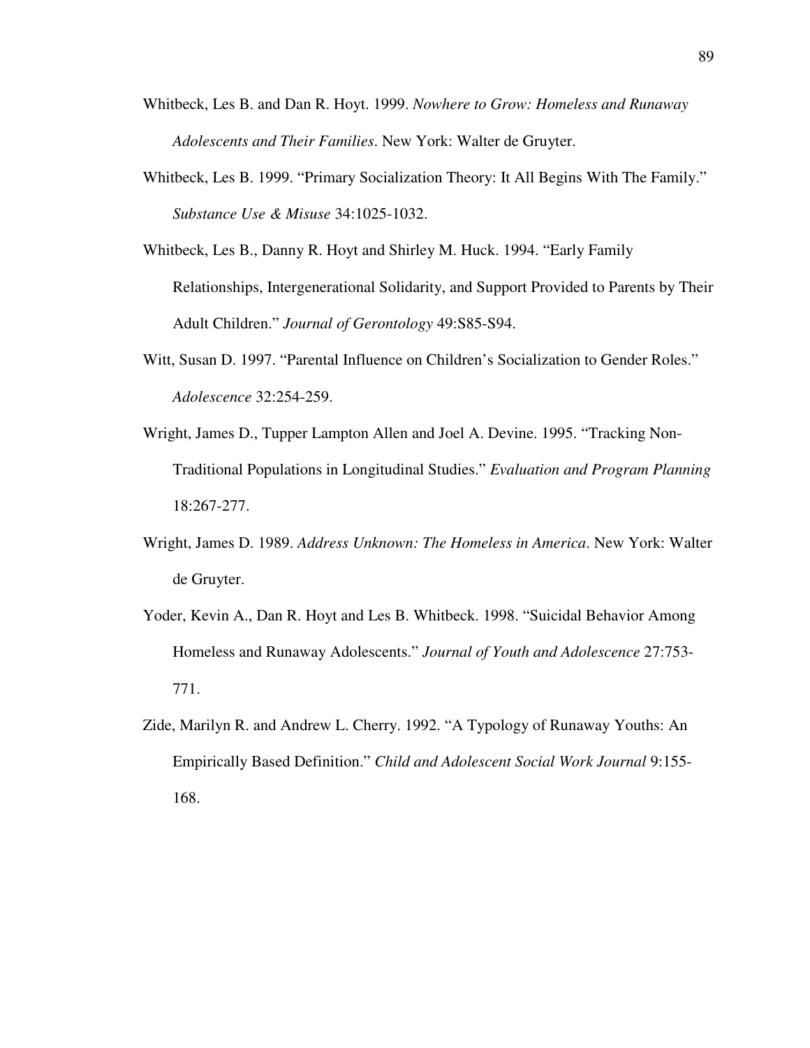Whitbeck, Les B. and Dan R. Hoyt. 1999. *Nowhere to Grow: Homeless and Runaway Adolescents and Their Families*. New York: Walter de Gruyter.

Whitbeck, Les B. 1999. "Primary Socialization Theory: It All Begins With The Family." *Substance Use & Misuse* 34:1025-1032.

Whitbeck, Les B., Danny R. Hoyt and Shirley M. Huck. 1994. "Early Family Relationships, Intergenerational Solidarity, and Support Provided to Parents by Their Adult Children." *Journal of Gerontology* 49:S85-S94.

Witt, Susan D. 1997. "Parental Influence on Children's Socialization to Gender Roles." *Adolescence* 32:254-259.

Wright, James D., Tupper Lampton Allen and Joel A. Devine. 1995. "Tracking Non-Traditional Populations in Longitudinal Studies." *Evaluation and Program Planning* 18:267-277.

Wright, James D. 1989. *Address Unknown: The Homeless in America*. New York: Walter de Gruyter.

Yoder, Kevin A., Dan R. Hoyt and Les B. Whitbeck. 1998. "Suicidal Behavior Among Homeless and Runaway Adolescents." *Journal of Youth and Adolescence* 27:753-771.

Zide, Marilyn R. and Andrew L. Cherry. 1992. "A Typology of Runaway Youths: An Empirically Based Definition." *Child and Adolescent Social Work Journal* 9:155-168.